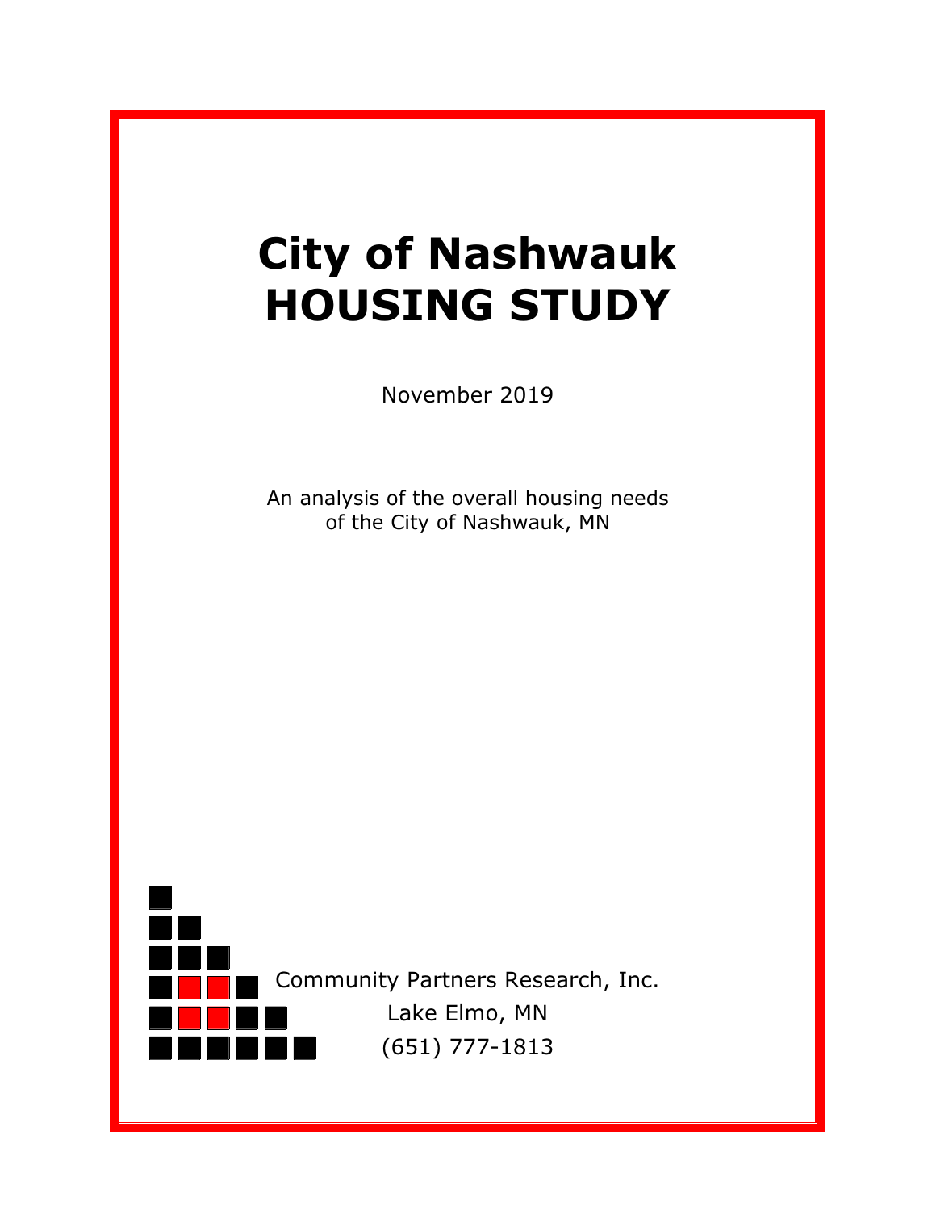# City of Nashwauk HOUSING STUDY

November 2019

An analysis of the overall housing needs of the City of Nashwauk, MN

Community Partners Research, Inc.

Lake Elmo, MN

(651) 777-1813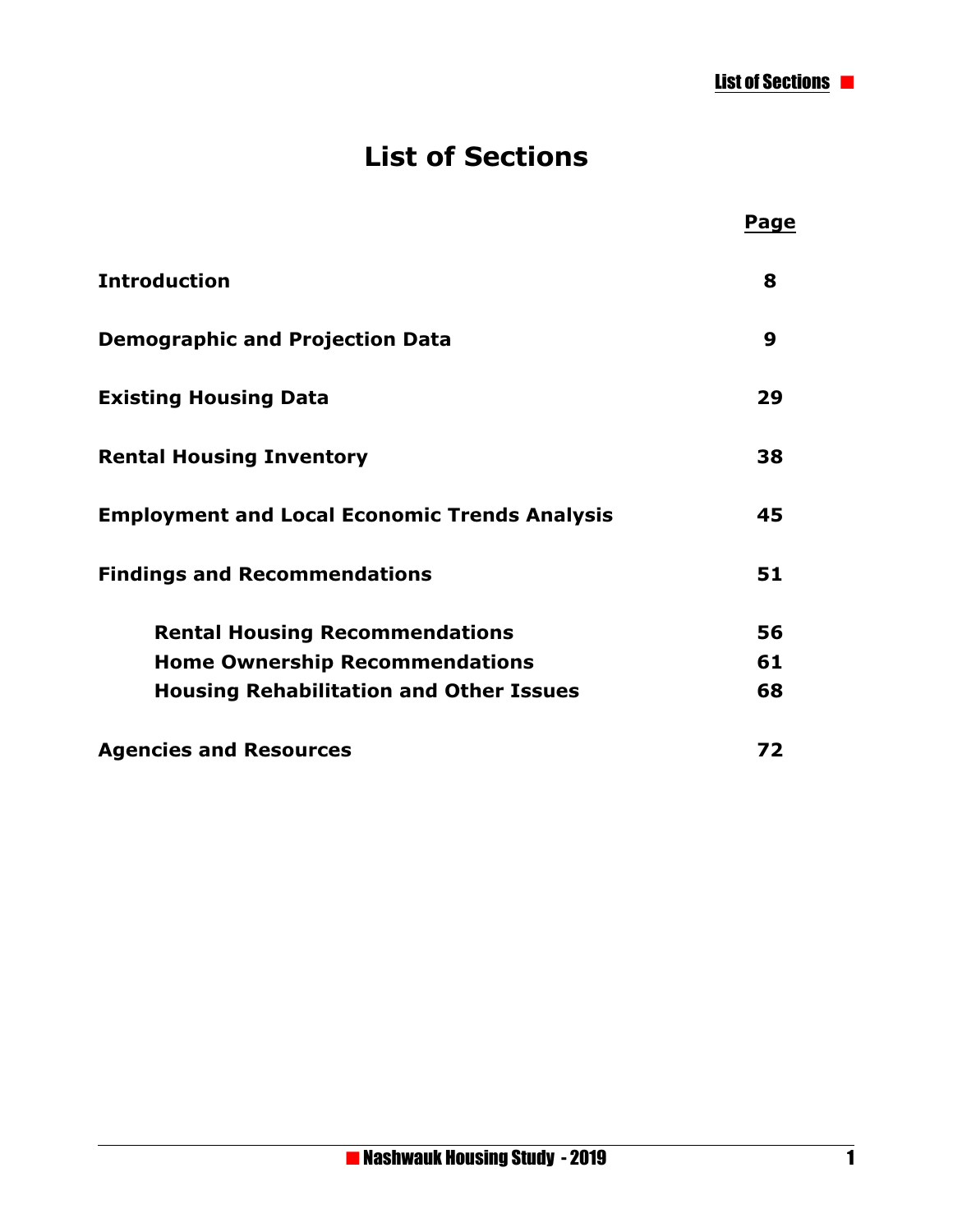# List of Sections

| | Page |
|---|---|
| **Introduction** | **8** |
| **Demographic and Projection Data** | **9** |
| **Existing Housing Data** | **29** |
| **Rental Housing Inventory** | **38** |
| **Employment and Local Economic Trends Analysis** | **45** |
| **Findings and Recommendations** | **51** |
| **Rental Housing Recommendations** | **56** |
| **Home Ownership Recommendations** | **61** |
| **Housing Rehabilitation and Other Issues** | **68** |
| **Agencies and Resources** | **72** |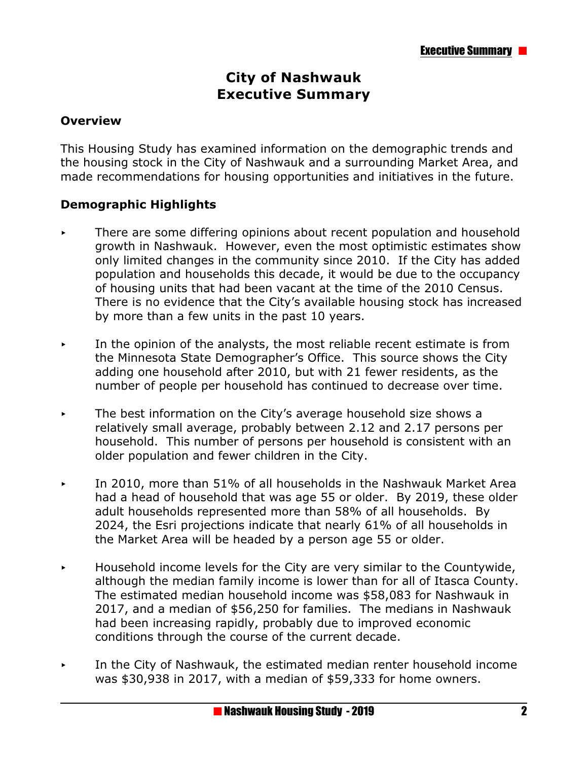# City of Nashwauk
# Executive Summary

## Overview

This Housing Study has examined information on the demographic trends and the housing stock in the City of Nashwauk and a surrounding Market Area, and made recommendations for housing opportunities and initiatives in the future.

## Demographic Highlights

- There are some differing opinions about recent population and household growth in Nashwauk. However, even the most optimistic estimates show only limited changes in the community since 2010. If the City has added population and households this decade, it would be due to the occupancy of housing units that had been vacant at the time of the 2010 Census. There is no evidence that the City's available housing stock has increased by more than a few units in the past 10 years.

- In the opinion of the analysts, the most reliable recent estimate is from the Minnesota State Demographer's Office. This source shows the City adding one household after 2010, but with 21 fewer residents, as the number of people per household has continued to decrease over time.

- The best information on the City's average household size shows a relatively small average, probably between 2.12 and 2.17 persons per household. This number of persons per household is consistent with an older population and fewer children in the City.

- In 2010, more than 51% of all households in the Nashwauk Market Area had a head of household that was age 55 or older. By 2019, these older adult households represented more than 58% of all households. By 2024, the Esri projections indicate that nearly 61% of all households in the Market Area will be headed by a person age 55 or older.

- Household income levels for the City are very similar to the Countywide, although the median family income is lower than for all of Itasca County. The estimated median household income was $58,083 for Nashwauk in 2017, and a median of $56,250 for families. The medians in Nashwauk had been increasing rapidly, probably due to improved economic conditions through the course of the current decade.

- In the City of Nashwauk, the estimated median renter household income was $30,938 in 2017, with a median of $59,333 for home owners.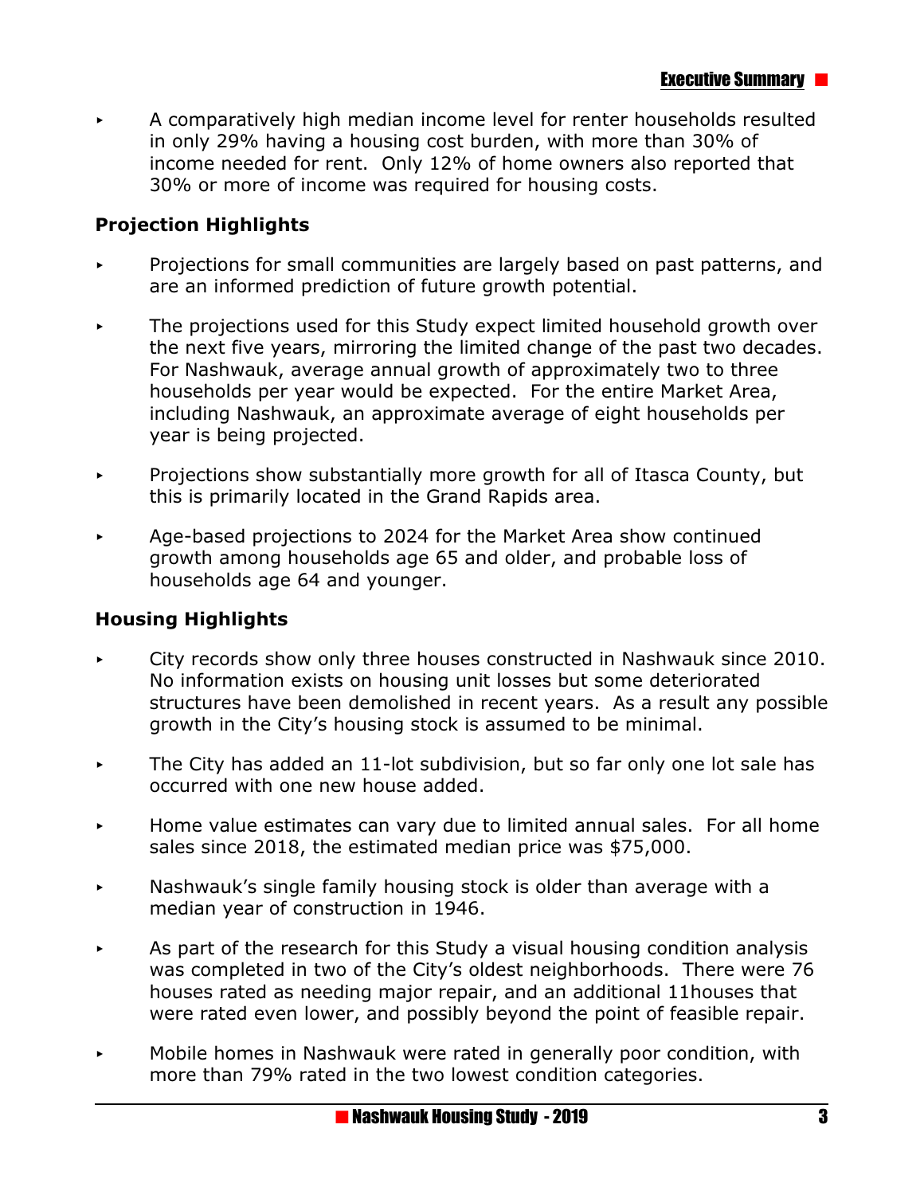- A comparatively high median income level for renter households resulted in only 29% having a housing cost burden, with more than 30% of income needed for rent. Only 12% of home owners also reported that 30% or more of income was required for housing costs.

**Projection Highlights**

- Projections for small communities are largely based on past patterns, and are an informed prediction of future growth potential.
- The projections used for this Study expect limited household growth over the next five years, mirroring the limited change of the past two decades. For Nashwauk, average annual growth of approximately two to three households per year would be expected. For the entire Market Area, including Nashwauk, an approximate average of eight households per year is being projected.
- Projections show substantially more growth for all of Itasca County, but this is primarily located in the Grand Rapids area.
- Age-based projections to 2024 for the Market Area show continued growth among households age 65 and older, and probable loss of households age 64 and younger.

**Housing Highlights**

- City records show only three houses constructed in Nashwauk since 2010. No information exists on housing unit losses but some deteriorated structures have been demolished in recent years. As a result any possible growth in the City's housing stock is assumed to be minimal.
- The City has added an 11-lot subdivision, but so far only one lot sale has occurred with one new house added.
- Home value estimates can vary due to limited annual sales. For all home sales since 2018, the estimated median price was $75,000.
- Nashwauk's single family housing stock is older than average with a median year of construction in 1946.
- As part of the research for this Study a visual housing condition analysis was completed in two of the City's oldest neighborhoods. There were 76 houses rated as needing major repair, and an additional 11houses that were rated even lower, and possibly beyond the point of feasible repair.
- Mobile homes in Nashwauk were rated in generally poor condition, with more than 79% rated in the two lowest condition categories.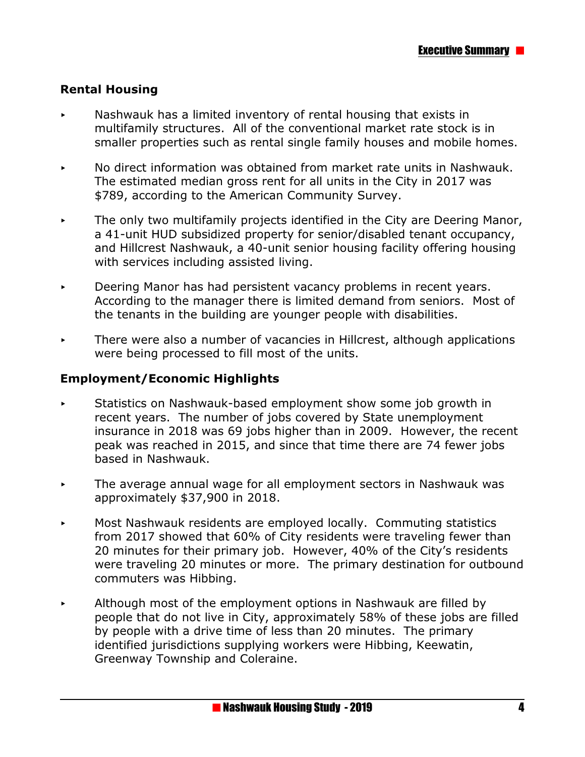## Rental Housing

- Nashwauk has a limited inventory of rental housing that exists in multifamily structures. All of the conventional market rate stock is in smaller properties such as rental single family houses and mobile homes.
- No direct information was obtained from market rate units in Nashwauk. The estimated median gross rent for all units in the City in 2017 was $789, according to the American Community Survey.
- The only two multifamily projects identified in the City are Deering Manor, a 41-unit HUD subsidized property for senior/disabled tenant occupancy, and Hillcrest Nashwauk, a 40-unit senior housing facility offering housing with services including assisted living.
- Deering Manor has had persistent vacancy problems in recent years. According to the manager there is limited demand from seniors. Most of the tenants in the building are younger people with disabilities.
- There were also a number of vacancies in Hillcrest, although applications were being processed to fill most of the units.

## Employment/Economic Highlights

- Statistics on Nashwauk-based employment show some job growth in recent years. The number of jobs covered by State unemployment insurance in 2018 was 69 jobs higher than in 2009. However, the recent peak was reached in 2015, and since that time there are 74 fewer jobs based in Nashwauk.
- The average annual wage for all employment sectors in Nashwauk was approximately $37,900 in 2018.
- Most Nashwauk residents are employed locally. Commuting statistics from 2017 showed that 60% of City residents were traveling fewer than 20 minutes for their primary job. However, 40% of the City's residents were traveling 20 minutes or more. The primary destination for outbound commuters was Hibbing.
- Although most of the employment options in Nashwauk are filled by people that do not live in City, approximately 58% of these jobs are filled by people with a drive time of less than 20 minutes. The primary identified jurisdictions supplying workers were Hibbing, Keewatin, Greenway Township and Coleraine.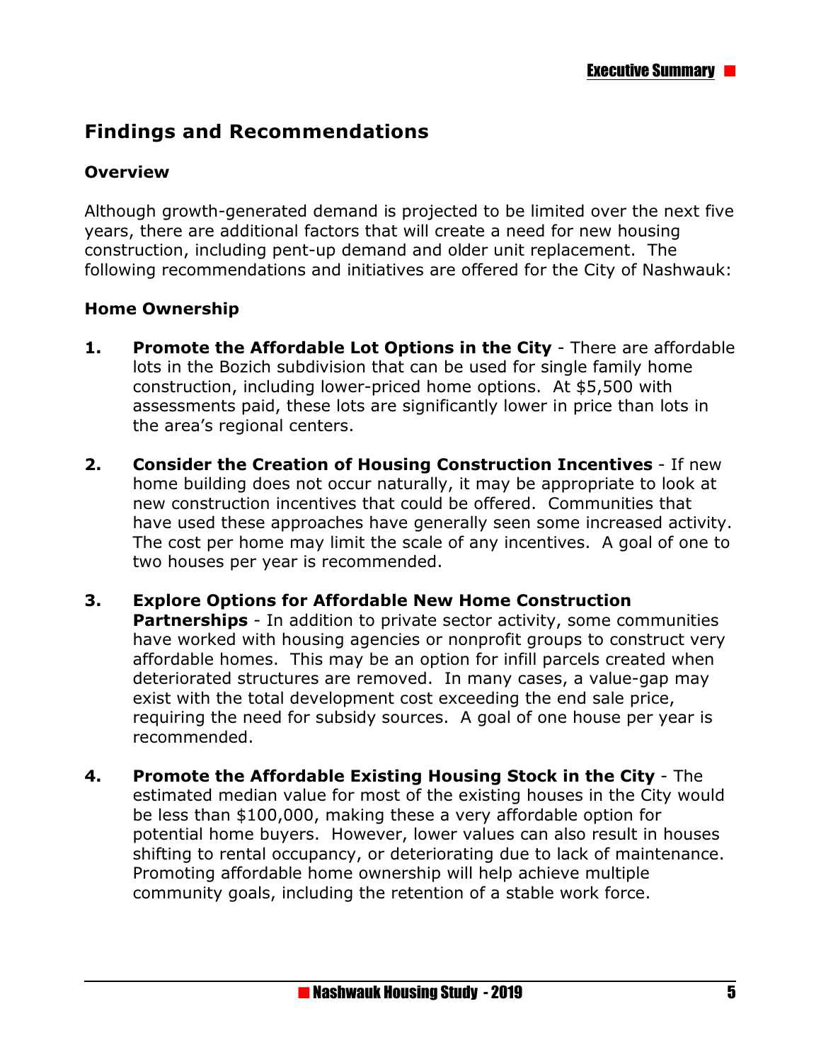## Findings and Recommendations

### Overview

Although growth-generated demand is projected to be limited over the next five years, there are additional factors that will create a need for new housing construction, including pent-up demand and older unit replacement. The following recommendations and initiatives are offered for the City of Nashwauk:

### Home Ownership

1. **Promote the Affordable Lot Options in the City** - There are affordable lots in the Bozich subdivision that can be used for single family home construction, including lower-priced home options. At $5,500 with assessments paid, these lots are significantly lower in price than lots in the area's regional centers.

2. **Consider the Creation of Housing Construction Incentives** - If new home building does not occur naturally, it may be appropriate to look at new construction incentives that could be offered. Communities that have used these approaches have generally seen some increased activity. The cost per home may limit the scale of any incentives. A goal of one to two houses per year is recommended.

3. **Explore Options for Affordable New Home Construction Partnerships** - In addition to private sector activity, some communities have worked with housing agencies or nonprofit groups to construct very affordable homes. This may be an option for infill parcels created when deteriorated structures are removed. In many cases, a value-gap may exist with the total development cost exceeding the end sale price, requiring the need for subsidy sources. A goal of one house per year is recommended.

4. **Promote the Affordable Existing Housing Stock in the City** - The estimated median value for most of the existing houses in the City would be less than $100,000, making these a very affordable option for potential home buyers. However, lower values can also result in houses shifting to rental occupancy, or deteriorating due to lack of maintenance. Promoting affordable home ownership will help achieve multiple community goals, including the retention of a stable work force.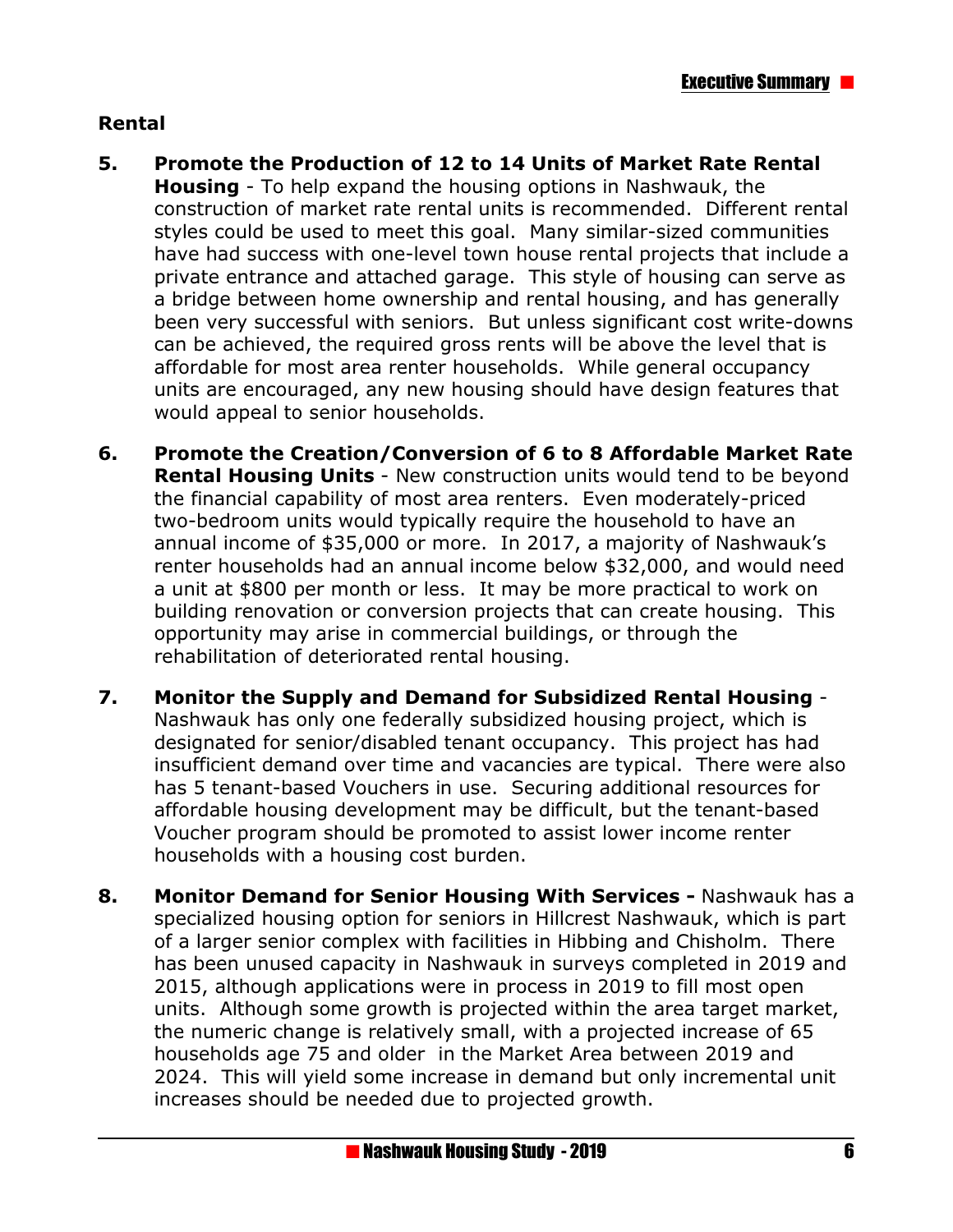## Rental

5. **Promote the Production of 12 to 14 Units of Market Rate Rental Housing** - To help expand the housing options in Nashwauk, the construction of market rate rental units is recommended. Different rental styles could be used to meet this goal. Many similar-sized communities have had success with one-level town house rental projects that include a private entrance and attached garage. This style of housing can serve as a bridge between home ownership and rental housing, and has generally been very successful with seniors. But unless significant cost write-downs can be achieved, the required gross rents will be above the level that is affordable for most area renter households. While general occupancy units are encouraged, any new housing should have design features that would appeal to senior households.

6. **Promote the Creation/Conversion of 6 to 8 Affordable Market Rate Rental Housing Units** - New construction units would tend to be beyond the financial capability of most area renters. Even moderately-priced two-bedroom units would typically require the household to have an annual income of $35,000 or more. In 2017, a majority of Nashwauk's renter households had an annual income below $32,000, and would need a unit at $800 per month or less. It may be more practical to work on building renovation or conversion projects that can create housing. This opportunity may arise in commercial buildings, or through the rehabilitation of deteriorated rental housing.

7. **Monitor the Supply and Demand for Subsidized Rental Housing** - Nashwauk has only one federally subsidized housing project, which is designated for senior/disabled tenant occupancy. This project has had insufficient demand over time and vacancies are typical. There were also has 5 tenant-based Vouchers in use. Securing additional resources for affordable housing development may be difficult, but the tenant-based Voucher program should be promoted to assist lower income renter households with a housing cost burden.

8. **Monitor Demand for Senior Housing With Services -** Nashwauk has a specialized housing option for seniors in Hillcrest Nashwauk, which is part of a larger senior complex with facilities in Hibbing and Chisholm. There has been unused capacity in Nashwauk in surveys completed in 2019 and 2015, although applications were in process in 2019 to fill most open units. Although some growth is projected within the area target market, the numeric change is relatively small, with a projected increase of 65 households age 75 and older in the Market Area between 2019 and 2024. This will yield some increase in demand but only incremental unit increases should be needed due to projected growth.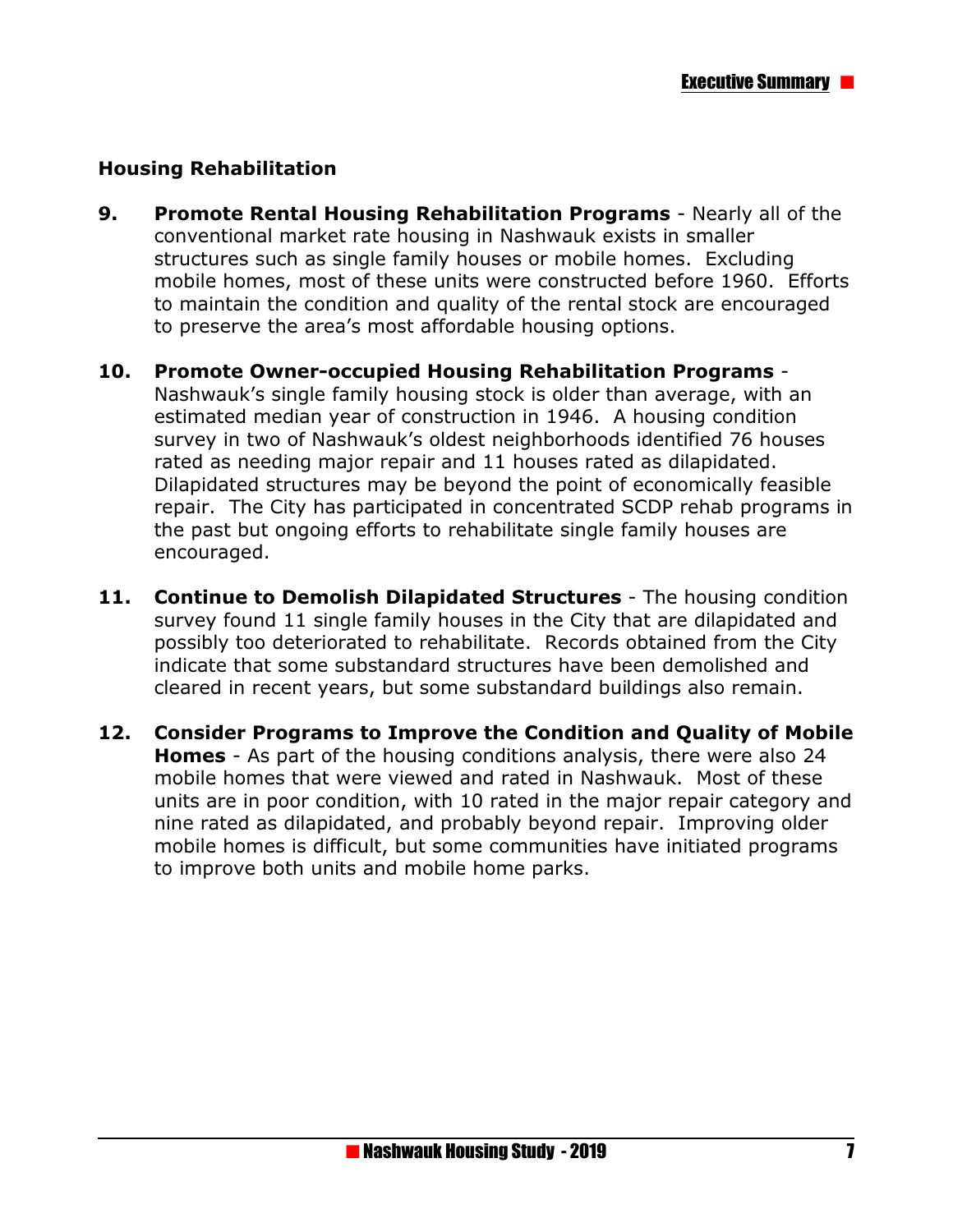### Housing Rehabilitation

**9. Promote Rental Housing Rehabilitation Programs** - Nearly all of the conventional market rate housing in Nashwauk exists in smaller structures such as single family houses or mobile homes. Excluding mobile homes, most of these units were constructed before 1960. Efforts to maintain the condition and quality of the rental stock are encouraged to preserve the area's most affordable housing options.

**10. Promote Owner-occupied Housing Rehabilitation Programs** - Nashwauk's single family housing stock is older than average, with an estimated median year of construction in 1946. A housing condition survey in two of Nashwauk's oldest neighborhoods identified 76 houses rated as needing major repair and 11 houses rated as dilapidated. Dilapidated structures may be beyond the point of economically feasible repair. The City has participated in concentrated SCDP rehab programs in the past but ongoing efforts to rehabilitate single family houses are encouraged.

**11. Continue to Demolish Dilapidated Structures** - The housing condition survey found 11 single family houses in the City that are dilapidated and possibly too deteriorated to rehabilitate. Records obtained from the City indicate that some substandard structures have been demolished and cleared in recent years, but some substandard buildings also remain.

**12. Consider Programs to Improve the Condition and Quality of Mobile Homes** - As part of the housing conditions analysis, there were also 24 mobile homes that were viewed and rated in Nashwauk. Most of these units are in poor condition, with 10 rated in the major repair category and nine rated as dilapidated, and probably beyond repair. Improving older mobile homes is difficult, but some communities have initiated programs to improve both units and mobile home parks.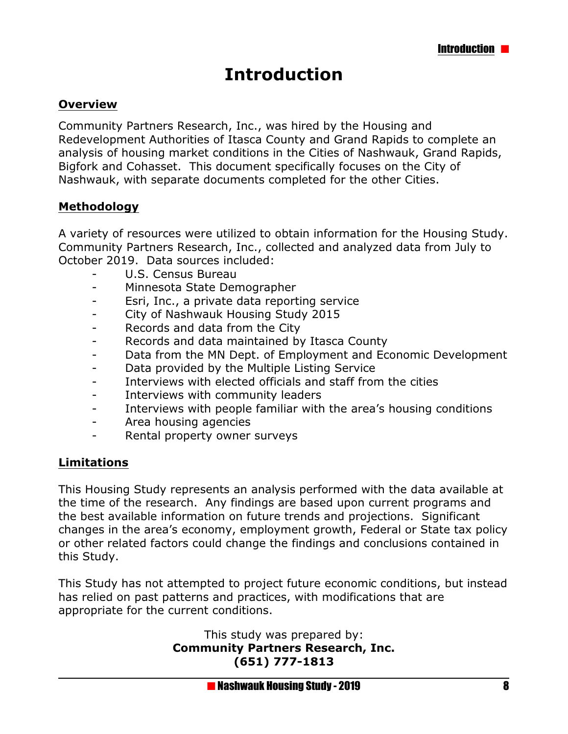# Introduction

## Overview

Community Partners Research, Inc., was hired by the Housing and Redevelopment Authorities of Itasca County and Grand Rapids to complete an analysis of housing market conditions in the Cities of Nashwauk, Grand Rapids, Bigfork and Cohasset. This document specifically focuses on the City of Nashwauk, with separate documents completed for the other Cities.

## Methodology

A variety of resources were utilized to obtain information for the Housing Study. Community Partners Research, Inc., collected and analyzed data from July to October 2019. Data sources included:

- U.S. Census Bureau
- Minnesota State Demographer
- Esri, Inc., a private data reporting service
- City of Nashwauk Housing Study 2015
- Records and data from the City
- Records and data maintained by Itasca County
- Data from the MN Dept. of Employment and Economic Development
- Data provided by the Multiple Listing Service
- Interviews with elected officials and staff from the cities
- Interviews with community leaders
- Interviews with people familiar with the area's housing conditions
- Area housing agencies
- Rental property owner surveys

## Limitations

This Housing Study represents an analysis performed with the data available at the time of the research. Any findings are based upon current programs and the best available information on future trends and projections. Significant changes in the area's economy, employment growth, Federal or State tax policy or other related factors could change the findings and conclusions contained in this Study.

This Study has not attempted to project future economic conditions, but instead has relied on past patterns and practices, with modifications that are appropriate for the current conditions.

This study was prepared by:
**Community Partners Research, Inc.**
**(651) 777-1813**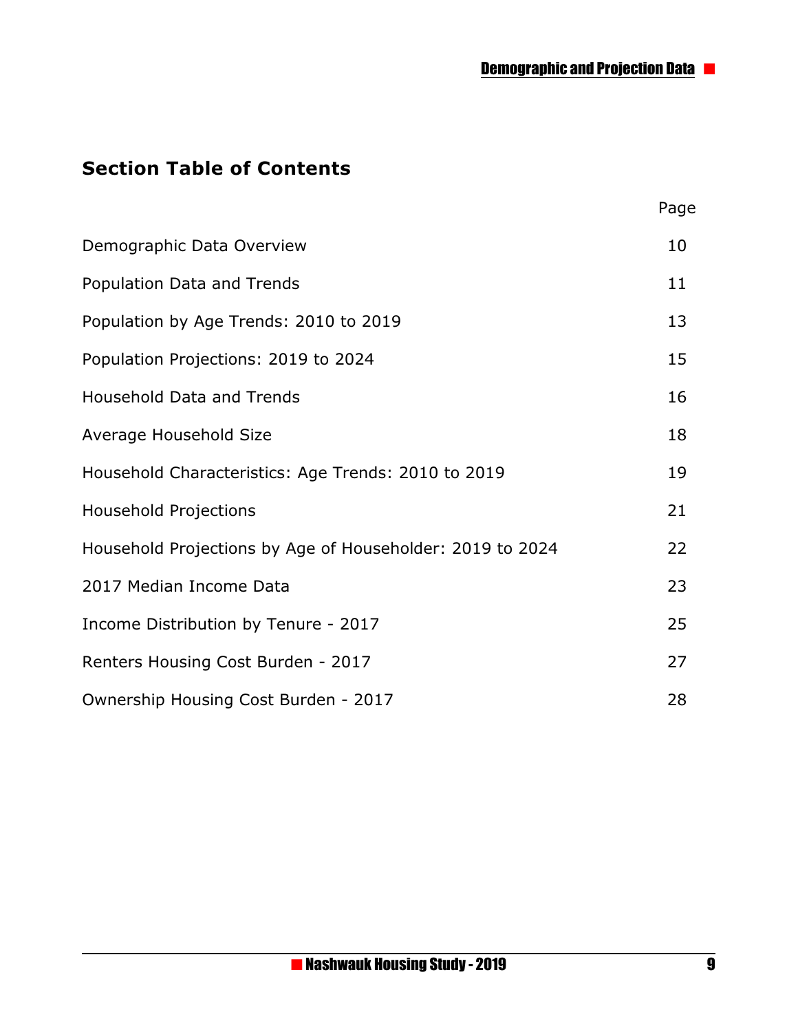## Section Table of Contents

| | Page |
|---|---|
| Demographic Data Overview | 10 |
| Population Data and Trends | 11 |
| Population by Age Trends: 2010 to 2019 | 13 |
| Population Projections: 2019 to 2024 | 15 |
| Household Data and Trends | 16 |
| Average Household Size | 18 |
| Household Characteristics: Age Trends: 2010 to 2019 | 19 |
| Household Projections | 21 |
| Household Projections by Age of Householder: 2019 to 2024 | 22 |
| 2017 Median Income Data | 23 |
| Income Distribution by Tenure - 2017 | 25 |
| Renters Housing Cost Burden - 2017 | 27 |
| Ownership Housing Cost Burden - 2017 | 28 |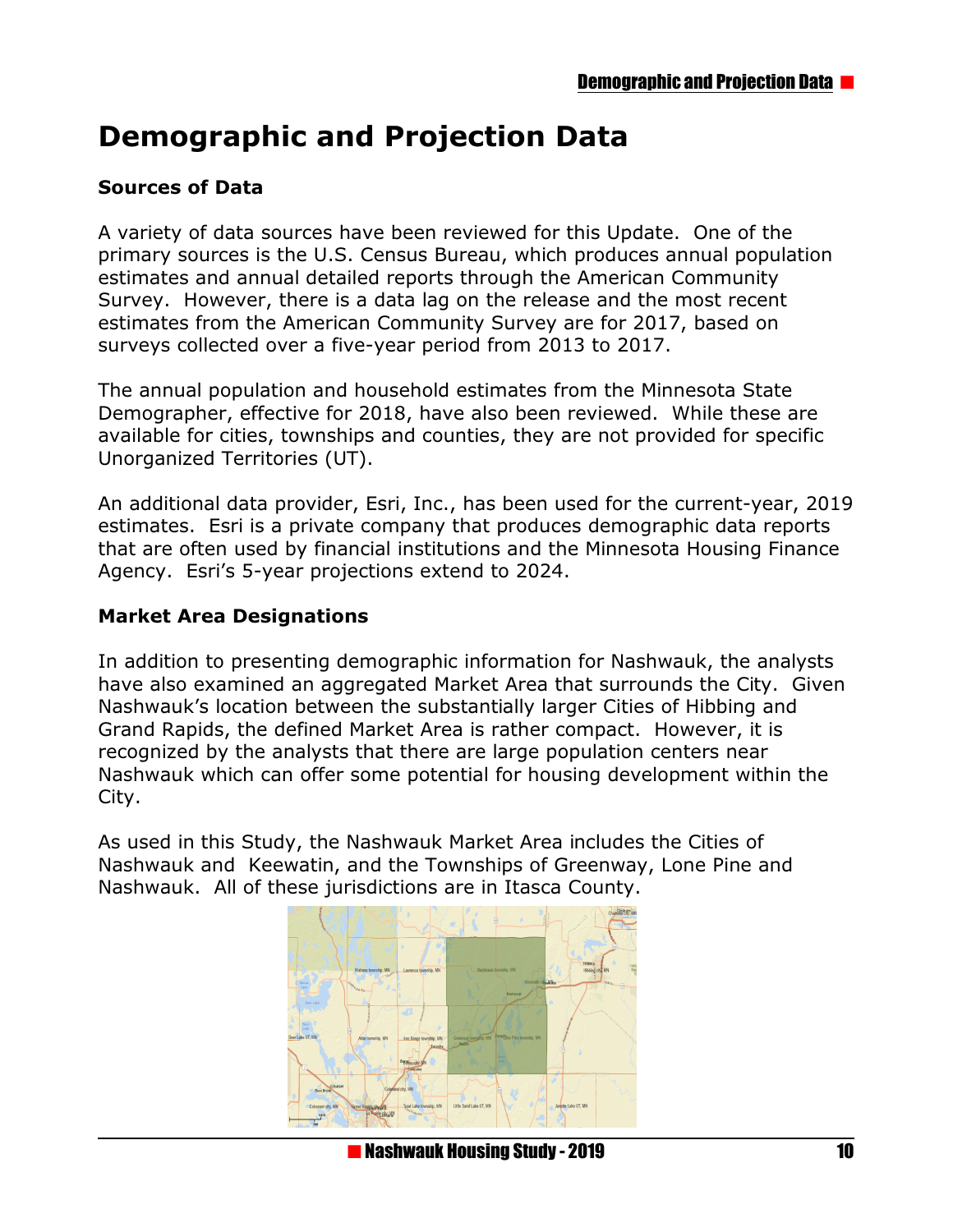# Demographic and Projection Data

### Sources of Data

A variety of data sources have been reviewed for this Update. One of the primary sources is the U.S. Census Bureau, which produces annual population estimates and annual detailed reports through the American Community Survey. However, there is a data lag on the release and the most recent estimates from the American Community Survey are for 2017, based on surveys collected over a five-year period from 2013 to 2017.

The annual population and household estimates from the Minnesota State Demographer, effective for 2018, have also been reviewed. While these are available for cities, townships and counties, they are not provided for specific Unorganized Territories (UT).

An additional data provider, Esri, Inc., has been used for the current-year, 2019 estimates. Esri is a private company that produces demographic data reports that are often used by financial institutions and the Minnesota Housing Finance Agency. Esri's 5-year projections extend to 2024.

### Market Area Designations

In addition to presenting demographic information for Nashwauk, the analysts have also examined an aggregated Market Area that surrounds the City. Given Nashwauk's location between the substantially larger Cities of Hibbing and Grand Rapids, the defined Market Area is rather compact. However, it is recognized by the analysts that there are large population centers near Nashwauk which can offer some potential for housing development within the City.

As used in this Study, the Nashwauk Market Area includes the Cities of Nashwauk and Keewatin, and the Townships of Greenway, Lone Pine and Nashwauk. All of these jurisdictions are in Itasca County.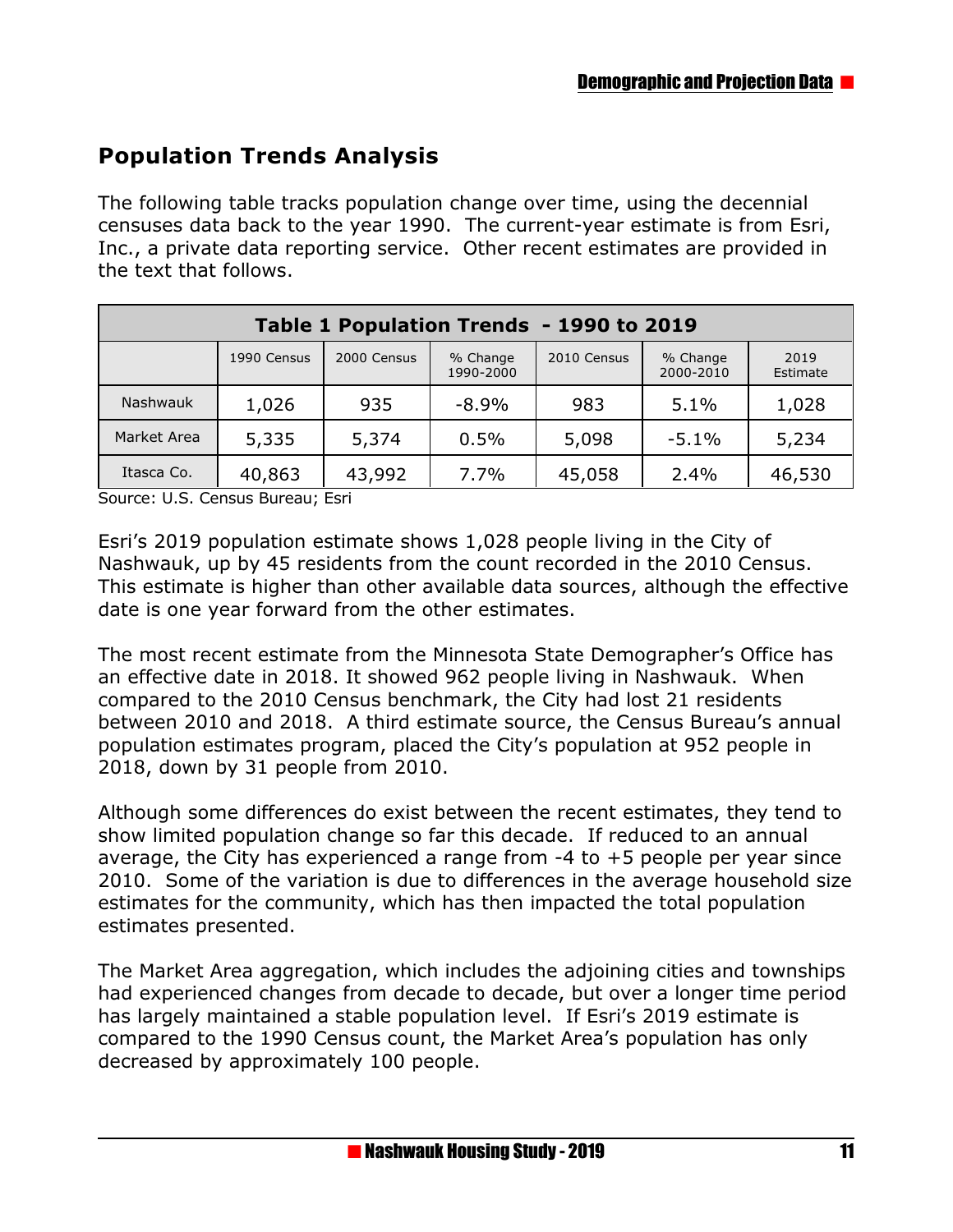## Population Trends Analysis

The following table tracks population change over time, using the decennial censuses data back to the year 1990. The current-year estimate is from Esri, Inc., a private data reporting service. Other recent estimates are provided in the text that follows.

**Table 1 Population Trends - 1990 to 2019**

| | 1990 Census | 2000 Census | % Change 1990-2000 | 2010 Census | % Change 2000-2010 | 2019 Estimate |
|---|---|---|---|---|---|---|
| Nashwauk | 1,026 | 935 | -8.9% | 983 | 5.1% | 1,028 |
| Market Area | 5,335 | 5,374 | 0.5% | 5,098 | -5.1% | 5,234 |
| Itasca Co. | 40,863 | 43,992 | 7.7% | 45,058 | 2.4% | 46,530 |

Source: U.S. Census Bureau; Esri

Esri's 2019 population estimate shows 1,028 people living in the City of Nashwauk, up by 45 residents from the count recorded in the 2010 Census. This estimate is higher than other available data sources, although the effective date is one year forward from the other estimates.

The most recent estimate from the Minnesota State Demographer's Office has an effective date in 2018. It showed 962 people living in Nashwauk. When compared to the 2010 Census benchmark, the City had lost 21 residents between 2010 and 2018. A third estimate source, the Census Bureau's annual population estimates program, placed the City's population at 952 people in 2018, down by 31 people from 2010.

Although some differences do exist between the recent estimates, they tend to show limited population change so far this decade. If reduced to an annual average, the City has experienced a range from -4 to +5 people per year since 2010. Some of the variation is due to differences in the average household size estimates for the community, which has then impacted the total population estimates presented.

The Market Area aggregation, which includes the adjoining cities and townships had experienced changes from decade to decade, but over a longer time period has largely maintained a stable population level. If Esri's 2019 estimate is compared to the 1990 Census count, the Market Area's population has only decreased by approximately 100 people.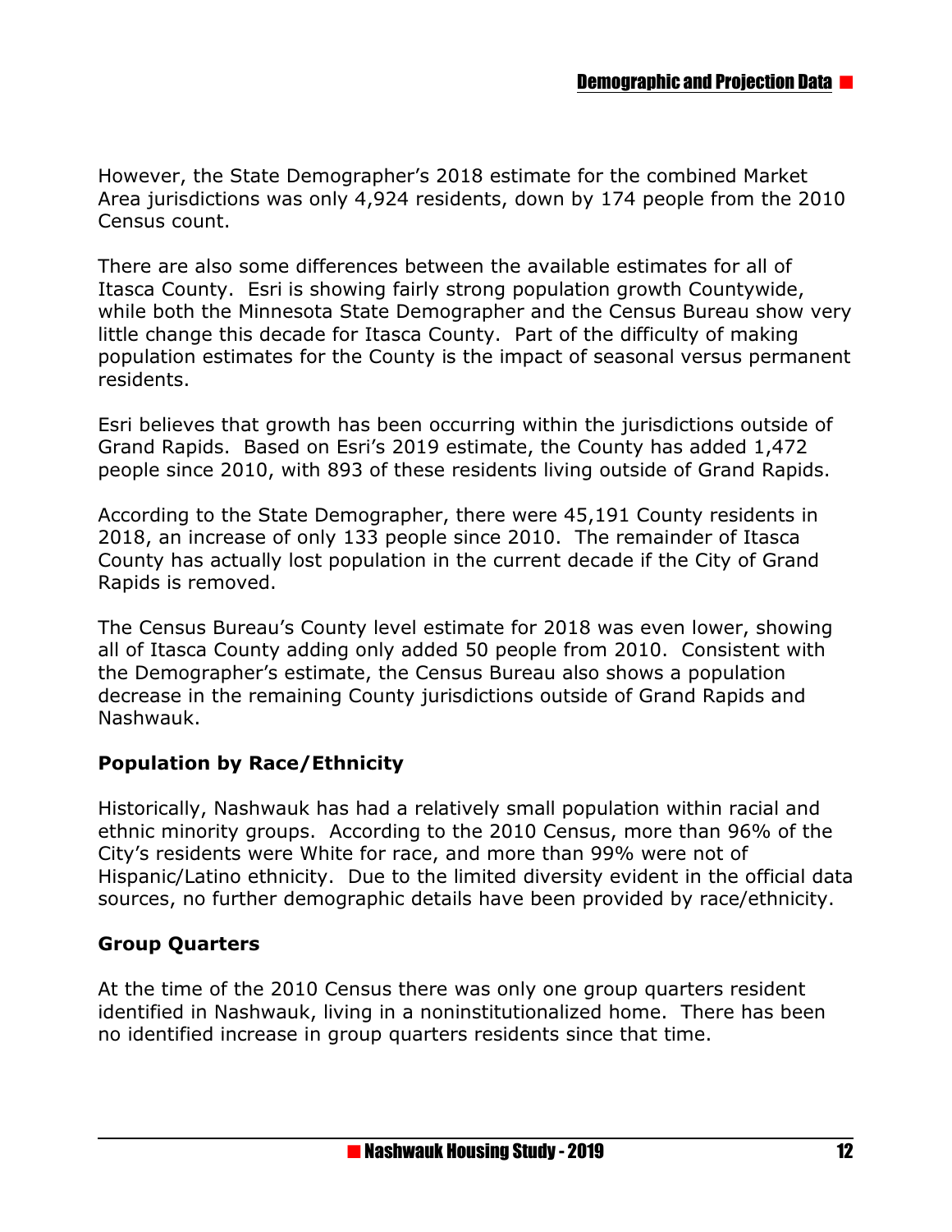However, the State Demographer's 2018 estimate for the combined Market Area jurisdictions was only 4,924 residents, down by 174 people from the 2010 Census count.

There are also some differences between the available estimates for all of Itasca County. Esri is showing fairly strong population growth Countywide, while both the Minnesota State Demographer and the Census Bureau show very little change this decade for Itasca County. Part of the difficulty of making population estimates for the County is the impact of seasonal versus permanent residents.

Esri believes that growth has been occurring within the jurisdictions outside of Grand Rapids. Based on Esri's 2019 estimate, the County has added 1,472 people since 2010, with 893 of these residents living outside of Grand Rapids.

According to the State Demographer, there were 45,191 County residents in 2018, an increase of only 133 people since 2010. The remainder of Itasca County has actually lost population in the current decade if the City of Grand Rapids is removed.

The Census Bureau's County level estimate for 2018 was even lower, showing all of Itasca County adding only added 50 people from 2010. Consistent with the Demographer's estimate, the Census Bureau also shows a population decrease in the remaining County jurisdictions outside of Grand Rapids and Nashwauk.

### Population by Race/Ethnicity

Historically, Nashwauk has had a relatively small population within racial and ethnic minority groups. According to the 2010 Census, more than 96% of the City's residents were White for race, and more than 99% were not of Hispanic/Latino ethnicity. Due to the limited diversity evident in the official data sources, no further demographic details have been provided by race/ethnicity.

### Group Quarters

At the time of the 2010 Census there was only one group quarters resident identified in Nashwauk, living in a noninstitutionalized home. There has been no identified increase in group quarters residents since that time.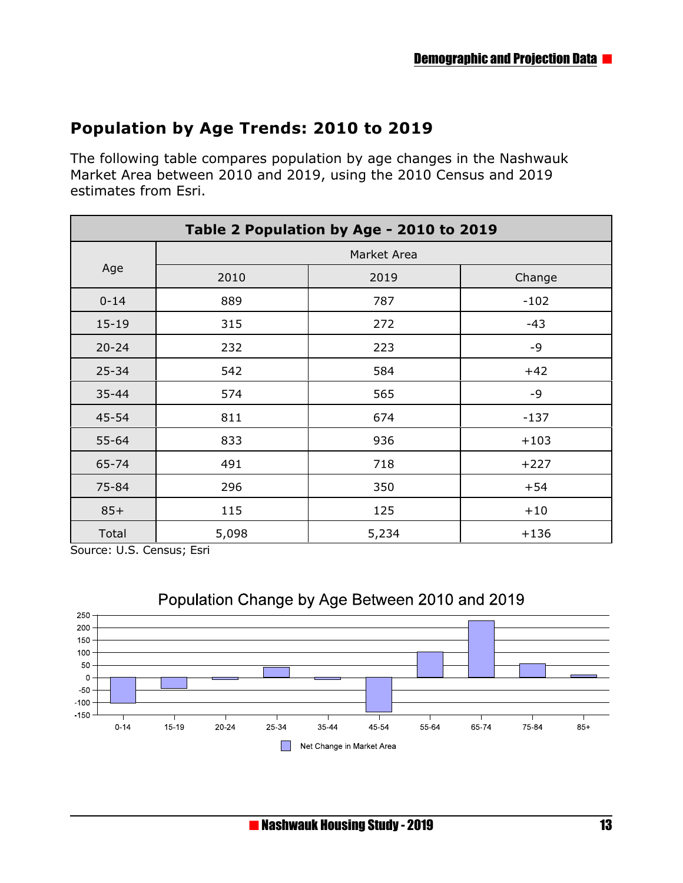## Population by Age Trends: 2010 to 2019

The following table compares population by age changes in the Nashwauk Market Area between 2010 and 2019, using the 2010 Census and 2019 estimates from Esri.

| Table 2 Population by Age - 2010 to 2019 | | | |
|---|---|---|---|
| Age | Market Area | | |
| | 2010 | 2019 | Change |
| 0-14 | 889 | 787 | -102 |
| 15-19 | 315 | 272 | -43 |
| 20-24 | 232 | 223 | -9 |
| 25-34 | 542 | 584 | +42 |
| 35-44 | 574 | 565 | -9 |
| 45-54 | 811 | 674 | -137 |
| 55-64 | 833 | 936 | +103 |
| 65-74 | 491 | 718 | +227 |
| 75-84 | 296 | 350 | +54 |
| 85+ | 115 | 125 | +10 |
| Total | 5,098 | 5,234 | +136 |

Source: U.S. Census; Esri

Population Change by Age Between 2010 and 2019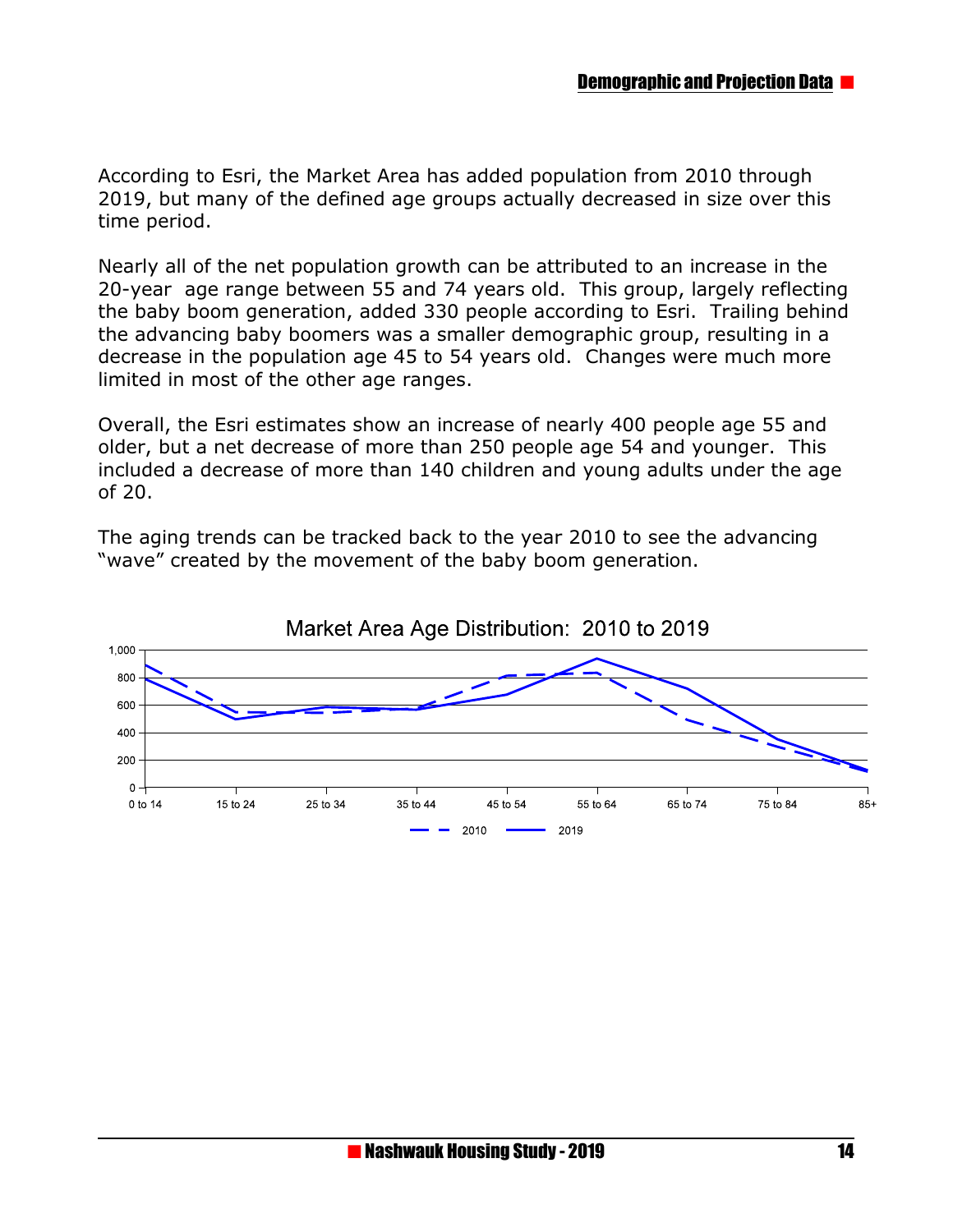According to Esri, the Market Area has added population from 2010 through 2019, but many of the defined age groups actually decreased in size over this time period.

Nearly all of the net population growth can be attributed to an increase in the 20-year age range between 55 and 74 years old. This group, largely reflecting the baby boom generation, added 330 people according to Esri. Trailing behind the advancing baby boomers was a smaller demographic group, resulting in a decrease in the population age 45 to 54 years old. Changes were much more limited in most of the other age ranges.

Overall, the Esri estimates show an increase of nearly 400 people age 55 and older, but a net decrease of more than 250 people age 54 and younger. This included a decrease of more than 140 children and young adults under the age of 20.

The aging trends can be tracked back to the year 2010 to see the advancing "wave" created by the movement of the baby boom generation.

Market Area Age Distribution: 2010 to 2019

1,000
800
600
400
200
0

0 to 14, 15 to 24, 25 to 34, 35 to 44, 45 to 54, 55 to 64, 65 to 74, 75 to 84, 85+

2010 2019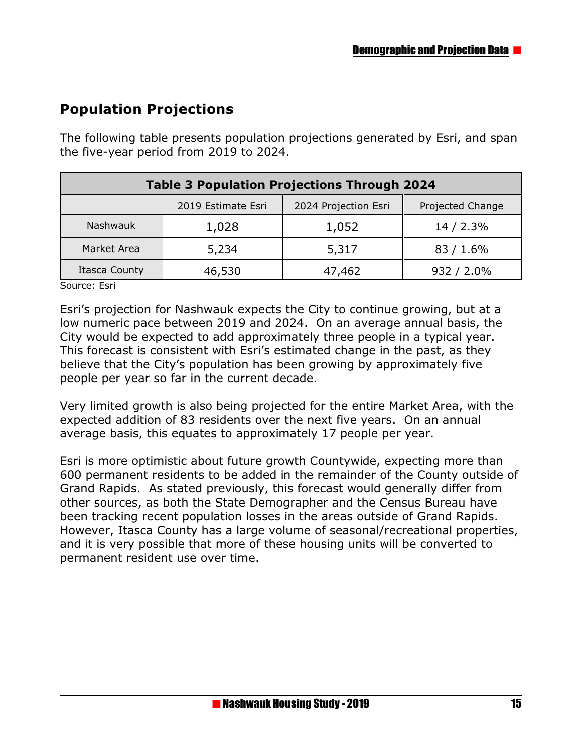## Population Projections

The following table presents population projections generated by Esri, and span the five-year period from 2019 to 2024.

| Table 3 Population Projections Through 2024 | | | |
|---|---|---|---|
| | 2019 Estimate Esri | 2024 Projection Esri | Projected Change |
| Nashwauk | 1,028 | 1,052 | 14 / 2.3% |
| Market Area | 5,234 | 5,317 | 83 / 1.6% |
| Itasca County | 46,530 | 47,462 | 932 / 2.0% |

Source: Esri

Esri's projection for Nashwauk expects the City to continue growing, but at a low numeric pace between 2019 and 2024. On an average annual basis, the City would be expected to add approximately three people in a typical year. This forecast is consistent with Esri's estimated change in the past, as they believe that the City's population has been growing by approximately five people per year so far in the current decade.

Very limited growth is also being projected for the entire Market Area, with the expected addition of 83 residents over the next five years. On an annual average basis, this equates to approximately 17 people per year.

Esri is more optimistic about future growth Countywide, expecting more than 600 permanent residents to be added in the remainder of the County outside of Grand Rapids. As stated previously, this forecast would generally differ from other sources, as both the State Demographer and the Census Bureau have been tracking recent population losses in the areas outside of Grand Rapids. However, Itasca County has a large volume of seasonal/recreational properties, and it is very possible that more of these housing units will be converted to permanent resident use over time.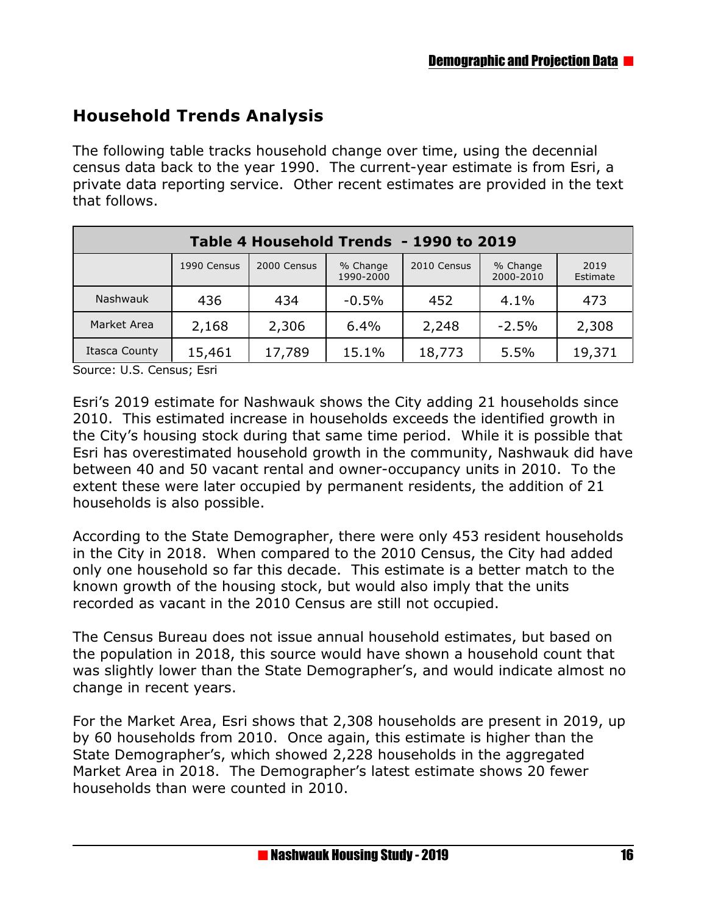## Household Trends Analysis

The following table tracks household change over time, using the decennial census data back to the year 1990. The current-year estimate is from Esri, a private data reporting service. Other recent estimates are provided in the text that follows.

| Table 4 Household Trends - 1990 to 2019 | | | | | | |
|---|---|---|---|---|---|---|
| | 1990 Census | 2000 Census | % Change 1990-2000 | 2010 Census | % Change 2000-2010 | 2019 Estimate |
| Nashwauk | 436 | 434 | -0.5% | 452 | 4.1% | 473 |
| Market Area | 2,168 | 2,306 | 6.4% | 2,248 | -2.5% | 2,308 |
| Itasca County | 15,461 | 17,789 | 15.1% | 18,773 | 5.5% | 19,371 |

Source: U.S. Census; Esri

Esri's 2019 estimate for Nashwauk shows the City adding 21 households since 2010. This estimated increase in households exceeds the identified growth in the City's housing stock during that same time period. While it is possible that Esri has overestimated household growth in the community, Nashwauk did have between 40 and 50 vacant rental and owner-occupancy units in 2010. To the extent these were later occupied by permanent residents, the addition of 21 households is also possible.

According to the State Demographer, there were only 453 resident households in the City in 2018. When compared to the 2010 Census, the City had added only one household so far this decade. This estimate is a better match to the known growth of the housing stock, but would also imply that the units recorded as vacant in the 2010 Census are still not occupied.

The Census Bureau does not issue annual household estimates, but based on the population in 2018, this source would have shown a household count that was slightly lower than the State Demographer's, and would indicate almost no change in recent years.

For the Market Area, Esri shows that 2,308 households are present in 2019, up by 60 households from 2010. Once again, this estimate is higher than the State Demographer's, which showed 2,228 households in the aggregated Market Area in 2018. The Demographer's latest estimate shows 20 fewer households than were counted in 2010.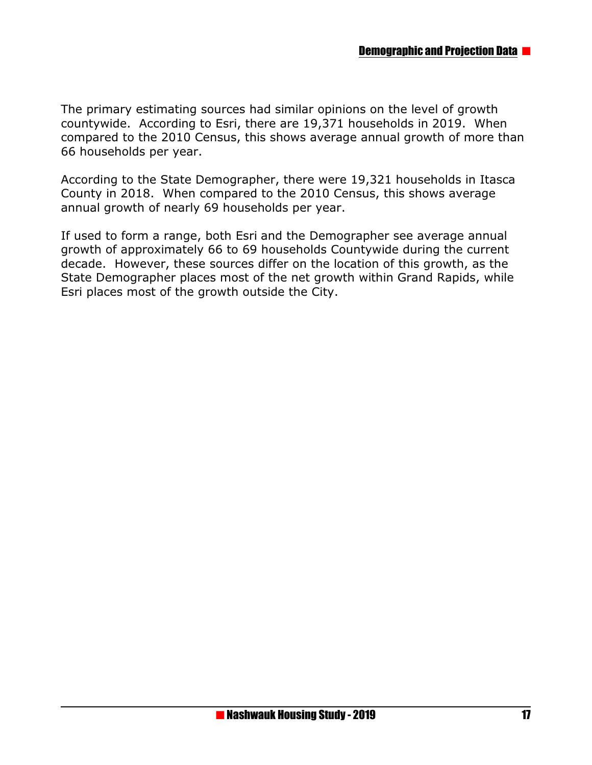The primary estimating sources had similar opinions on the level of growth countywide. According to Esri, there are 19,371 households in 2019. When compared to the 2010 Census, this shows average annual growth of more than 66 households per year.

According to the State Demographer, there were 19,321 households in Itasca County in 2018. When compared to the 2010 Census, this shows average annual growth of nearly 69 households per year.

If used to form a range, both Esri and the Demographer see average annual growth of approximately 66 to 69 households Countywide during the current decade. However, these sources differ on the location of this growth, as the State Demographer places most of the net growth within Grand Rapids, while Esri places most of the growth outside the City.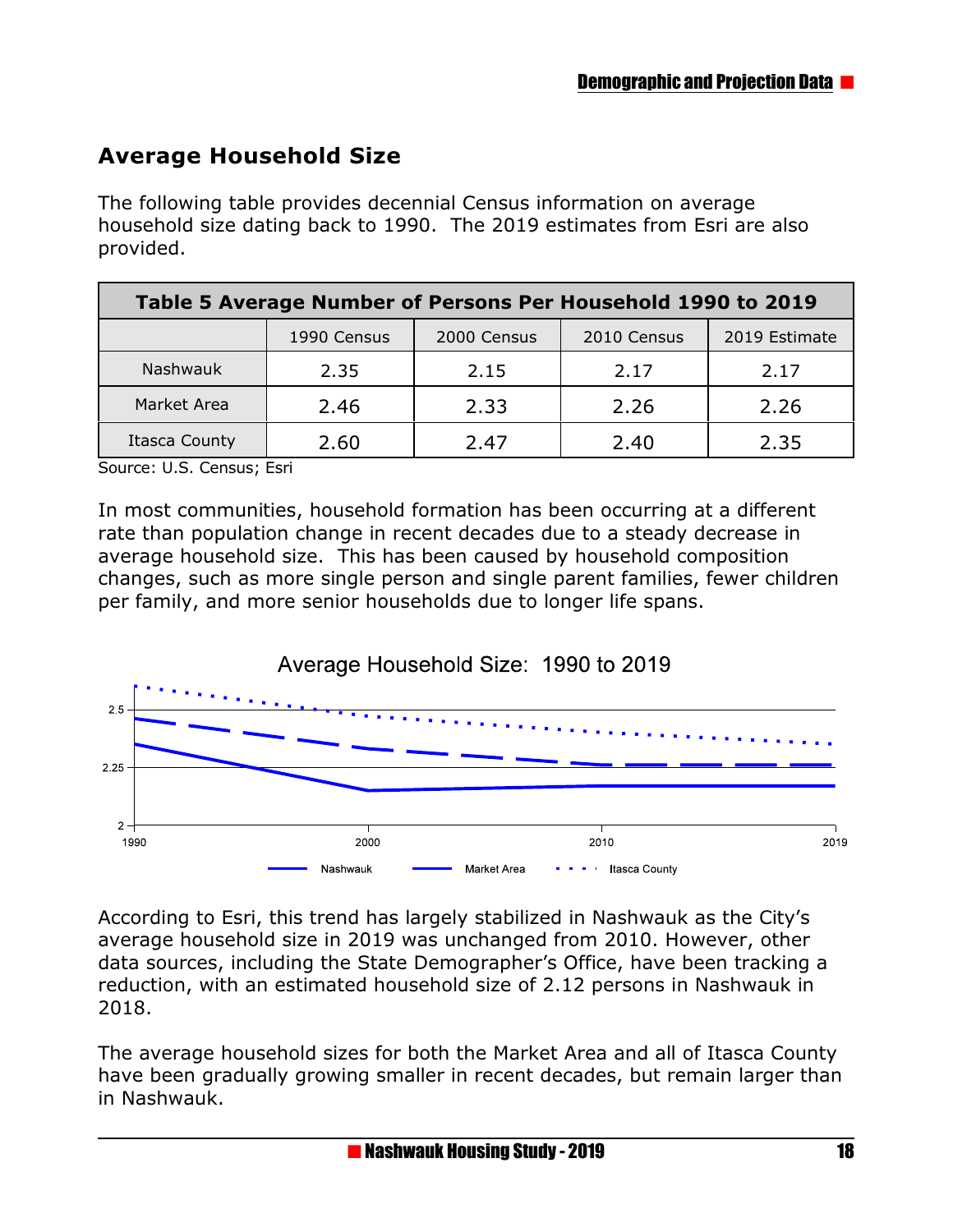## Average Household Size

The following table provides decennial Census information on average household size dating back to 1990. The 2019 estimates from Esri are also provided.

| Table 5 Average Number of Persons Per Household 1990 to 2019 | | | | |
|---|---|---|---|---|
| | 1990 Census | 2000 Census | 2010 Census | 2019 Estimate |
| Nashwauk | 2.35 | 2.15 | 2.17 | 2.17 |
| Market Area | 2.46 | 2.33 | 2.26 | 2.26 |
| Itasca County | 2.60 | 2.47 | 2.40 | 2.35 |

Source: U.S. Census; Esri

In most communities, household formation has been occurring at a different rate than population change in recent decades due to a steady decrease in average household size. This has been caused by household composition changes, such as more single person and single parent families, fewer children per family, and more senior households due to longer life spans.

Average Household Size: 1990 to 2019

2.5
2.25
2
1990
2000
2010
2019
Nashwauk
Market Area
Itasca County

According to Esri, this trend has largely stabilized in Nashwauk as the City's average household size in 2019 was unchanged from 2010. However, other data sources, including the State Demographer's Office, have been tracking a reduction, with an estimated household size of 2.12 persons in Nashwauk in 2018.

The average household sizes for both the Market Area and all of Itasca County have been gradually growing smaller in recent decades, but remain larger than in Nashwauk.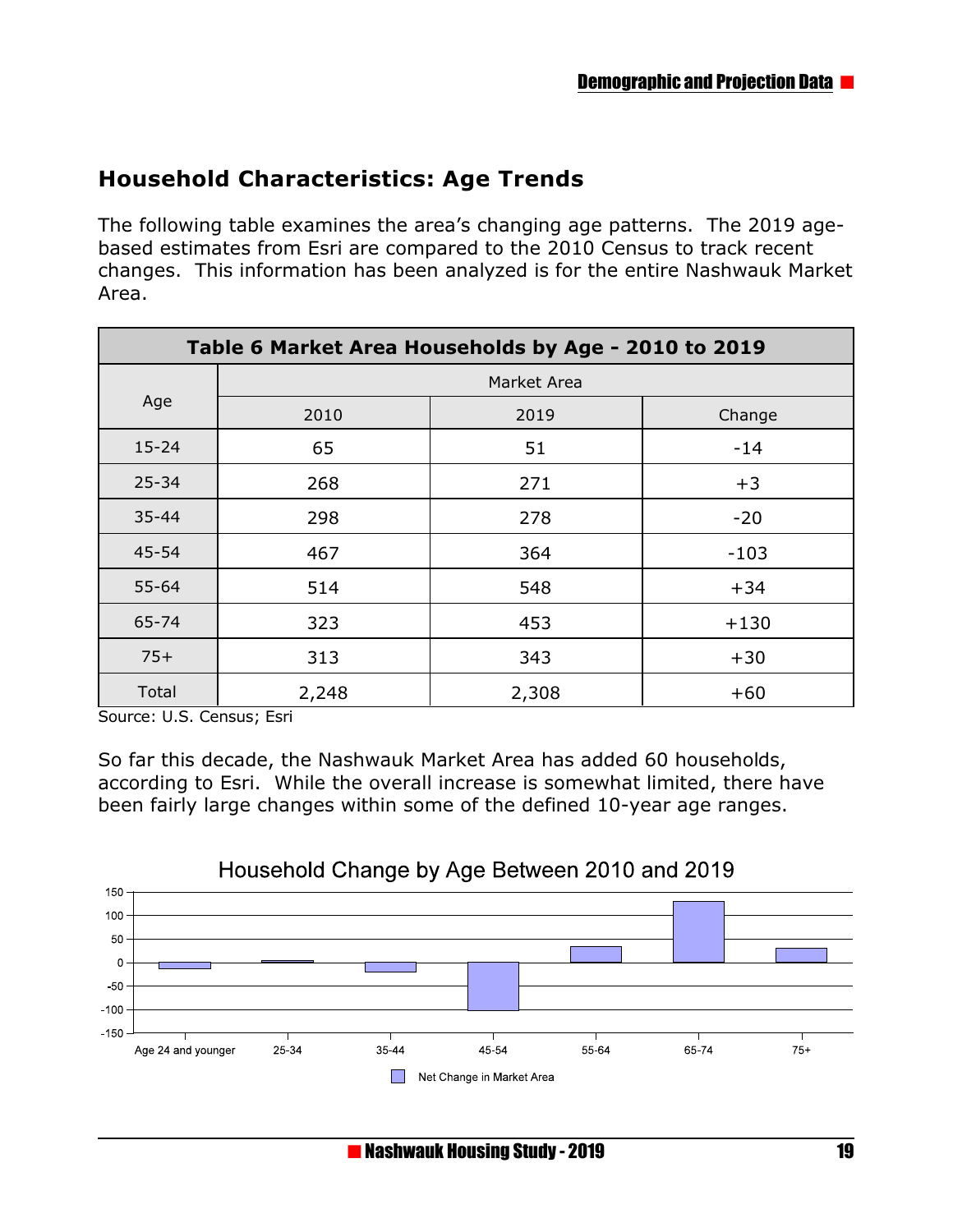## Household Characteristics: Age Trends

The following table examines the area's changing age patterns. The 2019 age-based estimates from Esri are compared to the 2010 Census to track recent changes. This information has been analyzed is for the entire Nashwauk Market Area.

| Table 6 Market Area Households by Age - 2010 to 2019 | | | |
|---|---|---|---|
| Age | Market Area | | |
| | 2010 | 2019 | Change |
| 15-24 | 65 | 51 | -14 |
| 25-34 | 268 | 271 | +3 |
| 35-44 | 298 | 278 | -20 |
| 45-54 | 467 | 364 | -103 |
| 55-64 | 514 | 548 | +34 |
| 65-74 | 323 | 453 | +130 |
| 75+ | 313 | 343 | +30 |
| Total | 2,248 | 2,308 | +60 |

Source: U.S. Census; Esri

So far this decade, the Nashwauk Market Area has added 60 households, according to Esri. While the overall increase is somewhat limited, there have been fairly large changes within some of the defined 10-year age ranges.

Household Change by Age Between 2010 and 2019

150
100
50
0
-50
-100
-150

Age 24 and younger
25-34
35-44
45-54
55-64
65-74
75+

Net Change in Market Area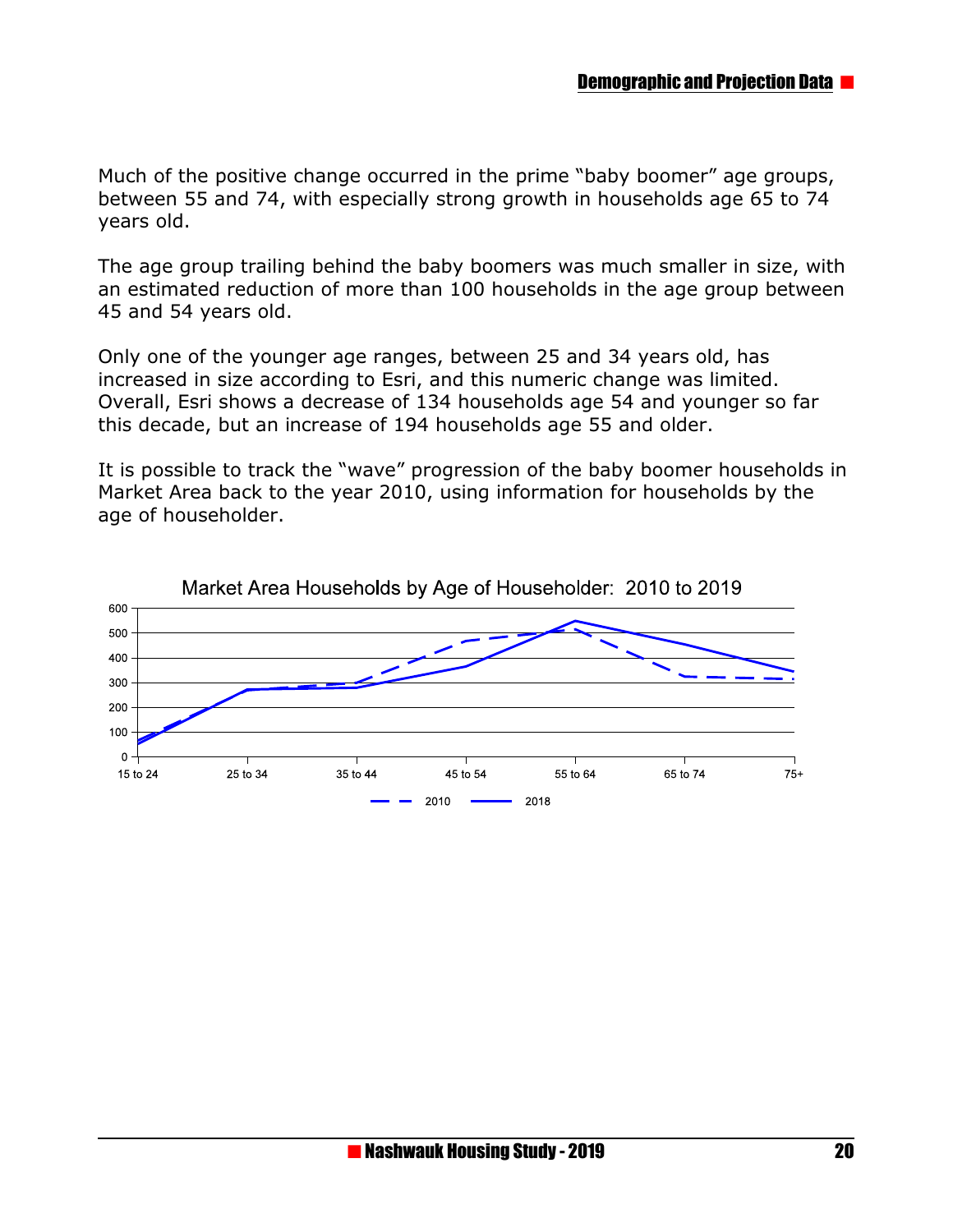Much of the positive change occurred in the prime "baby boomer" age groups, between 55 and 74, with especially strong growth in households age 65 to 74 years old.

The age group trailing behind the baby boomers was much smaller in size, with an estimated reduction of more than 100 households in the age group between 45 and 54 years old.

Only one of the younger age ranges, between 25 and 34 years old, has increased in size according to Esri, and this numeric change was limited. Overall, Esri shows a decrease of 134 households age 54 and younger so far this decade, but an increase of 194 households age 55 and older.

It is possible to track the "wave" progression of the baby boomer households in Market Area back to the year 2010, using information for households by the age of householder.

Market Area Households by Age of Householder: 2010 to 2019

600
500
400
300
200
100
0

15 to 24
25 to 34
35 to 44
45 to 54
55 to 64
65 to 74
75+

2010
2018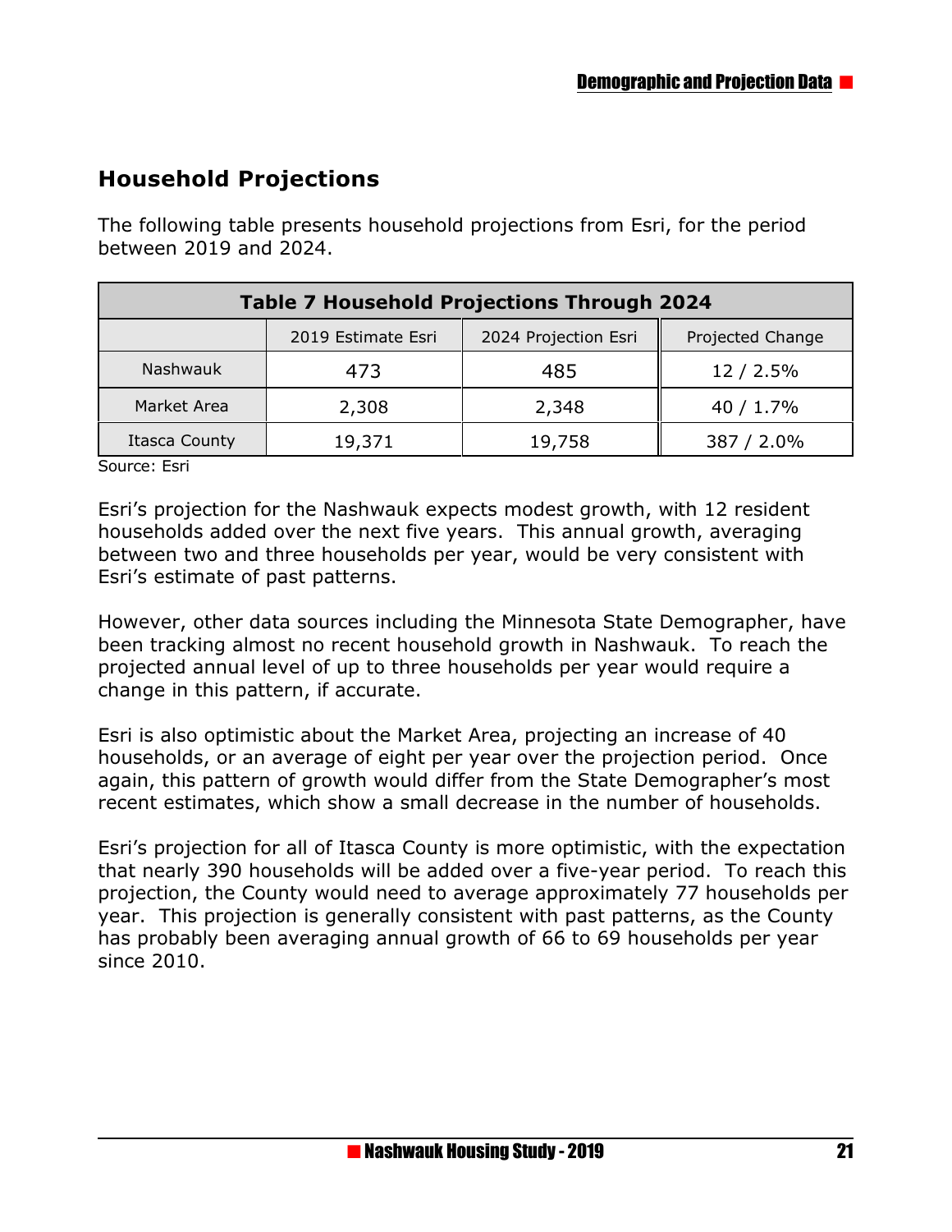## Household Projections

The following table presents household projections from Esri, for the period between 2019 and 2024.

**Table 7 Household Projections Through 2024**

| | 2019 Estimate Esri | 2024 Projection Esri | Projected Change |
|---|---|---|---|
| Nashwauk | 473 | 485 | 12 / 2.5% |
| Market Area | 2,308 | 2,348 | 40 / 1.7% |
| Itasca County | 19,371 | 19,758 | 387 / 2.0% |

Source: Esri

Esri's projection for the Nashwauk expects modest growth, with 12 resident households added over the next five years. This annual growth, averaging between two and three households per year, would be very consistent with Esri's estimate of past patterns.

However, other data sources including the Minnesota State Demographer, have been tracking almost no recent household growth in Nashwauk. To reach the projected annual level of up to three households per year would require a change in this pattern, if accurate.

Esri is also optimistic about the Market Area, projecting an increase of 40 households, or an average of eight per year over the projection period. Once again, this pattern of growth would differ from the State Demographer's most recent estimates, which show a small decrease in the number of households.

Esri's projection for all of Itasca County is more optimistic, with the expectation that nearly 390 households will be added over a five-year period. To reach this projection, the County would need to average approximately 77 households per year. This projection is generally consistent with past patterns, as the County has probably been averaging annual growth of 66 to 69 households per year since 2010.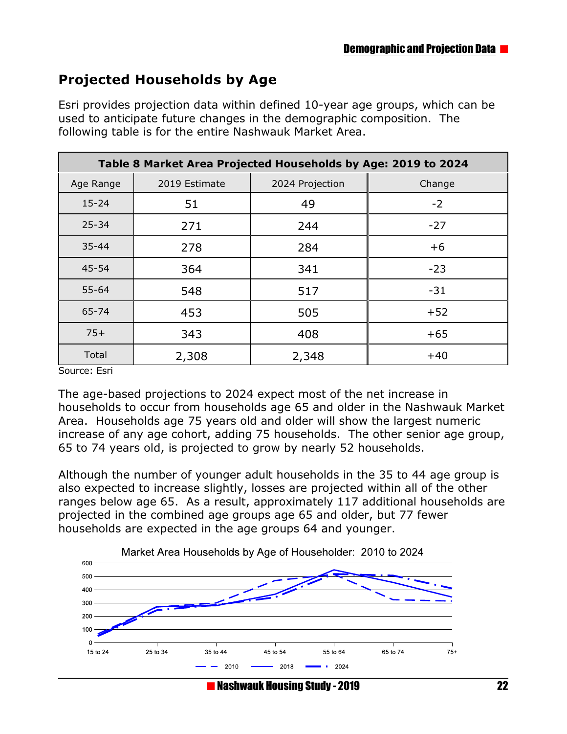## Projected Households by Age

Esri provides projection data within defined 10-year age groups, which can be used to anticipate future changes in the demographic composition. The following table is for the entire Nashwauk Market Area.

| Table 8 Market Area Projected Households by Age: 2019 to 2024 | | | |
|---|---|---|---|
| Age Range | 2019 Estimate | 2024 Projection | Change |
| 15-24 | 51 | 49 | -2 |
| 25-34 | 271 | 244 | -27 |
| 35-44 | 278 | 284 | +6 |
| 45-54 | 364 | 341 | -23 |
| 55-64 | 548 | 517 | -31 |
| 65-74 | 453 | 505 | +52 |
| 75+ | 343 | 408 | +65 |
| Total | 2,308 | 2,348 | +40 |

Source: Esri

The age-based projections to 2024 expect most of the net increase in households to occur from households age 65 and older in the Nashwauk Market Area. Households age 75 years old and older will show the largest numeric increase of any age cohort, adding 75 households. The other senior age group, 65 to 74 years old, is projected to grow by nearly 52 households.

Although the number of younger adult households in the 35 to 44 age group is also expected to increase slightly, losses are projected within all of the other ranges below age 65. As a result, approximately 117 additional households are projected in the combined age groups age 65 and older, but 77 fewer households are expected in the age groups 64 and younger.

Market Area Households by Age of Householder: 2010 to 2024

600
500
400
300
200
100
0

15 to 24
25 to 34
35 to 44
45 to 54
55 to 64
65 to 74
75+

2010
2018
2024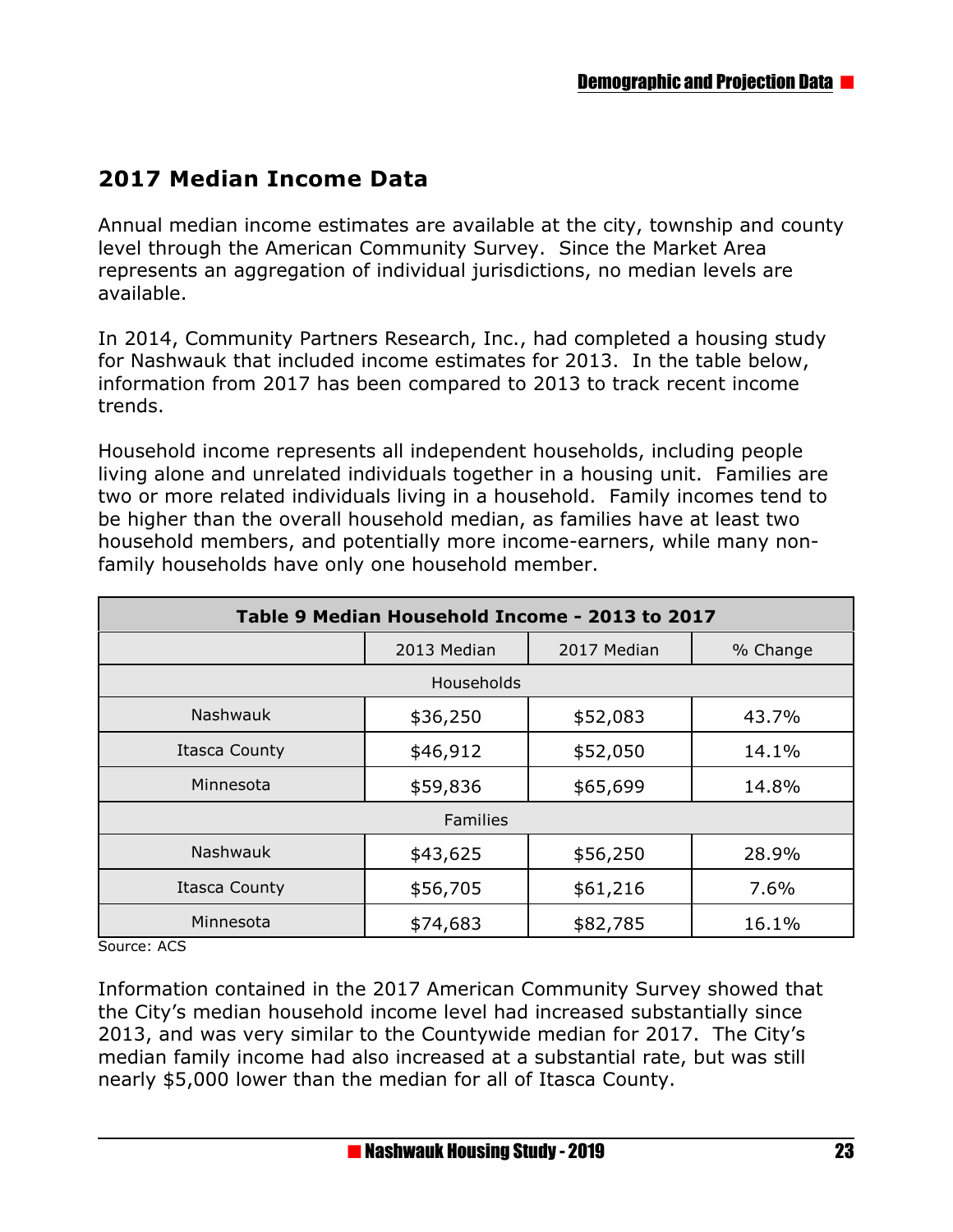## 2017 Median Income Data

Annual median income estimates are available at the city, township and county level through the American Community Survey. Since the Market Area represents an aggregation of individual jurisdictions, no median levels are available.

In 2014, Community Partners Research, Inc., had completed a housing study for Nashwauk that included income estimates for 2013. In the table below, information from 2017 has been compared to 2013 to track recent income trends.

Household income represents all independent households, including people living alone and unrelated individuals together in a housing unit. Families are two or more related individuals living in a household. Family incomes tend to be higher than the overall household median, as families have at least two household members, and potentially more income-earners, while many non-family households have only one household member.

**Table 9 Median Household Income - 2013 to 2017**

| | 2013 Median | 2017 Median | % Change |
|---|---|---|---|
| Households | | | |
| Nashwauk | $36,250 | $52,083 | 43.7% |
| Itasca County | $46,912 | $52,050 | 14.1% |
| Minnesota | $59,836 | $65,699 | 14.8% |
| Families | | | |
| Nashwauk | $43,625 | $56,250 | 28.9% |
| Itasca County | $56,705 | $61,216 | 7.6% |
| Minnesota | $74,683 | $82,785 | 16.1% |

Source: ACS

Information contained in the 2017 American Community Survey showed that the City's median household income level had increased substantially since 2013, and was very similar to the Countywide median for 2017. The City's median family income had also increased at a substantial rate, but was still nearly $5,000 lower than the median for all of Itasca County.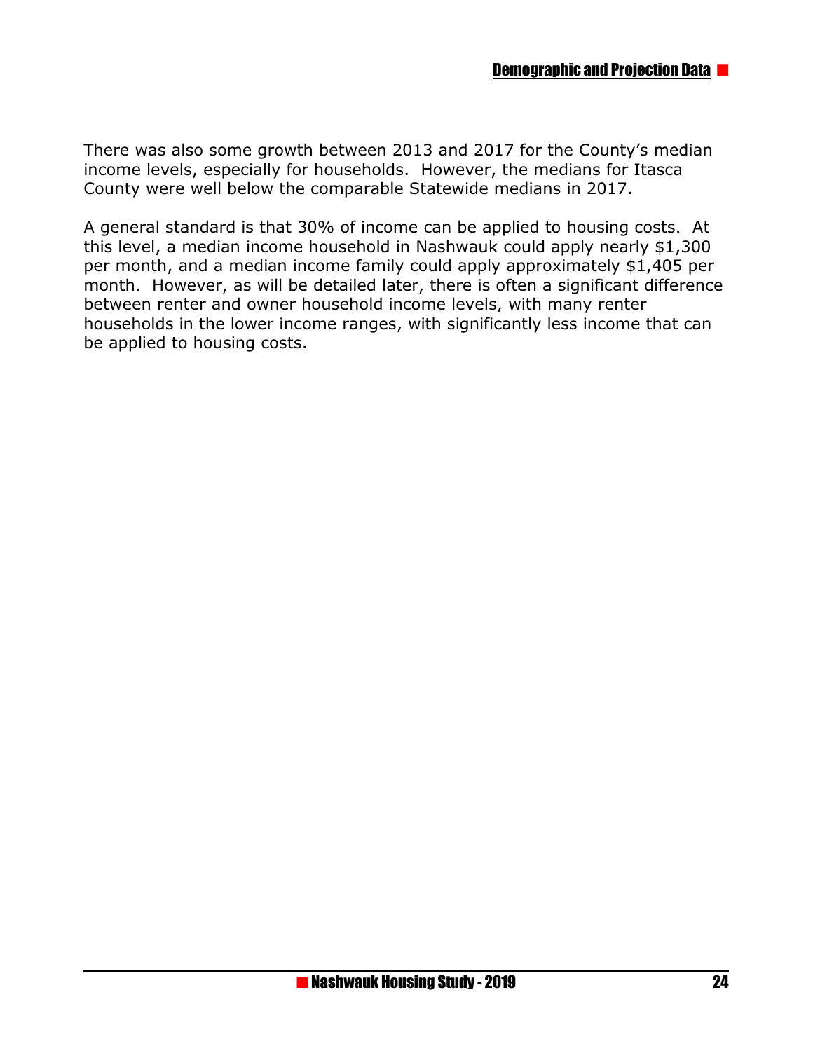There was also some growth between 2013 and 2017 for the County's median income levels, especially for households. However, the medians for Itasca County were well below the comparable Statewide medians in 2017.

A general standard is that 30% of income can be applied to housing costs. At this level, a median income household in Nashwauk could apply nearly $1,300 per month, and a median income family could apply approximately $1,405 per month. However, as will be detailed later, there is often a significant difference between renter and owner household income levels, with many renter households in the lower income ranges, with significantly less income that can be applied to housing costs.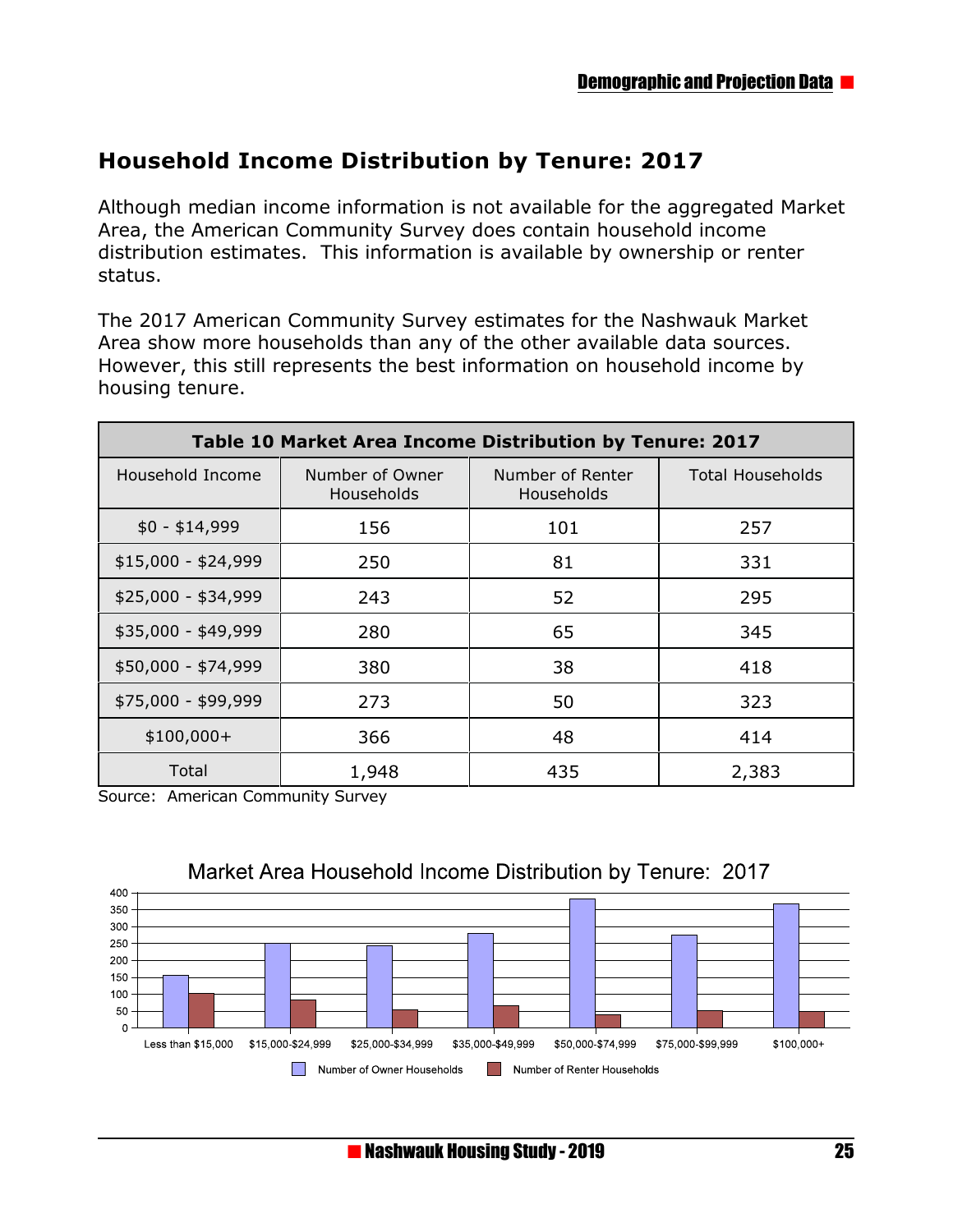## Household Income Distribution by Tenure: 2017

Although median income information is not available for the aggregated Market Area, the American Community Survey does contain household income distribution estimates. This information is available by ownership or renter status.

The 2017 American Community Survey estimates for the Nashwauk Market Area show more households than any of the other available data sources. However, this still represents the best information on household income by housing tenure.

**Table 10 Market Area Income Distribution by Tenure: 2017**

| Household Income | Number of Owner Households | Number of Renter Households | Total Households |
|---|---|---|---|
| $0 - $14,999 | 156 | 101 | 257 |
| $15,000 - $24,999 | 250 | 81 | 331 |
| $25,000 - $34,999 | 243 | 52 | 295 |
| $35,000 - $49,999 | 280 | 65 | 345 |
| $50,000 - $74,999 | 380 | 38 | 418 |
| $75,000 - $99,999 | 273 | 50 | 323 |
| $100,000+ | 366 | 48 | 414 |
| Total | 1,948 | 435 | 2,383 |

Source: American Community Survey

Market Area Household Income Distribution by Tenure: 2017

400
350
300
250
200
150
100
50
0

Less than $15,000
$15,000-$24,999
$25,000-$34,999
$35,000-$49,999
$50,000-$74,999
$75,000-$99,999
$100,000+

Number of Owner Households
Number of Renter Households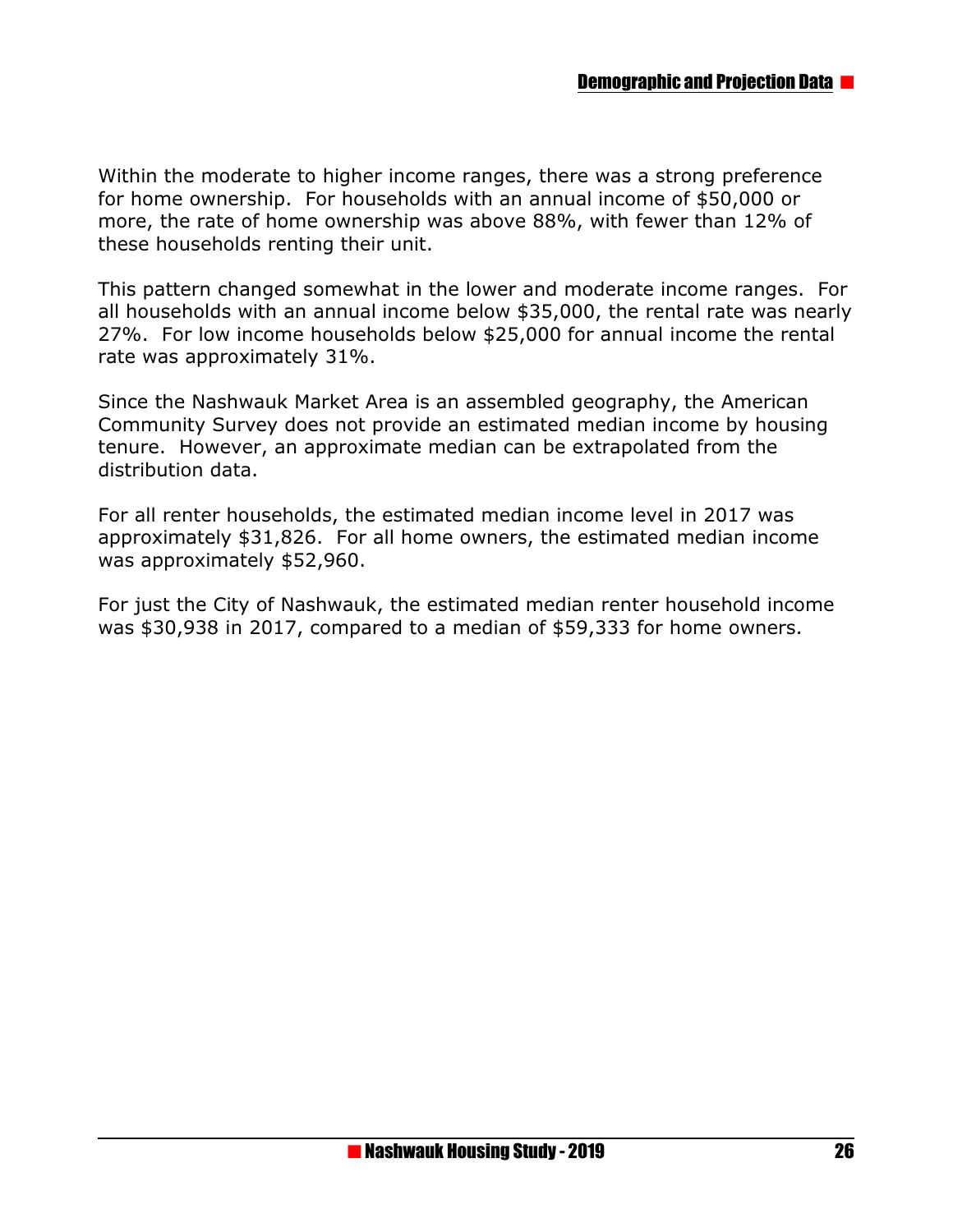Within the moderate to higher income ranges, there was a strong preference for home ownership. For households with an annual income of $50,000 or more, the rate of home ownership was above 88%, with fewer than 12% of these households renting their unit.

This pattern changed somewhat in the lower and moderate income ranges. For all households with an annual income below $35,000, the rental rate was nearly 27%. For low income households below $25,000 for annual income the rental rate was approximately 31%.

Since the Nashwauk Market Area is an assembled geography, the American Community Survey does not provide an estimated median income by housing tenure. However, an approximate median can be extrapolated from the distribution data.

For all renter households, the estimated median income level in 2017 was approximately $31,826. For all home owners, the estimated median income was approximately $52,960.

For just the City of Nashwauk, the estimated median renter household income was $30,938 in 2017, compared to a median of $59,333 for home owners.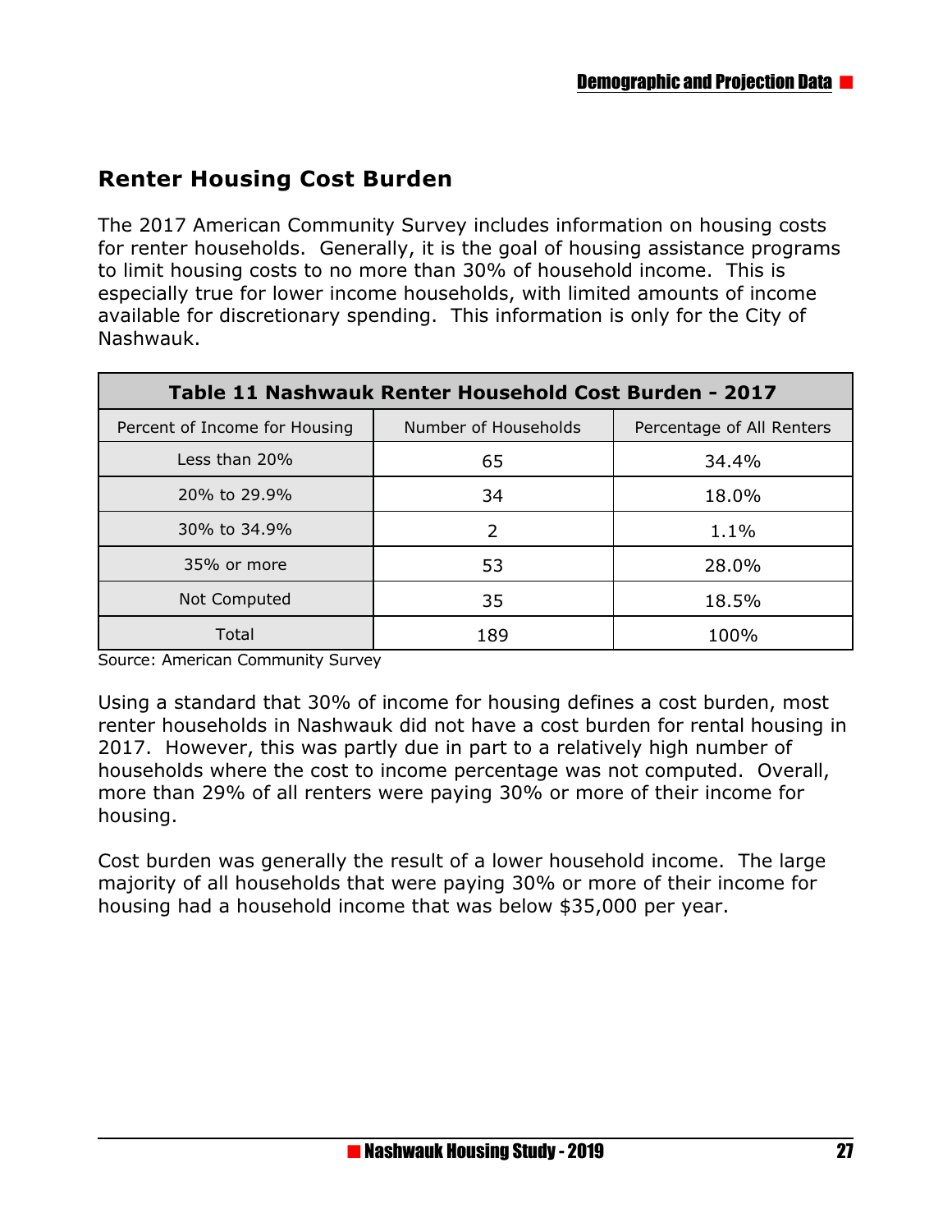## Renter Housing Cost Burden

The 2017 American Community Survey includes information on housing costs for renter households. Generally, it is the goal of housing assistance programs to limit housing costs to no more than 30% of household income. This is especially true for lower income households, with limited amounts of income available for discretionary spending. This information is only for the City of Nashwauk.

| Table 11 Nashwauk Renter Household Cost Burden - 2017 | | |
|---|---|---|
| Percent of Income for Housing | Number of Households | Percentage of All Renters |
| Less than 20% | 65 | 34.4% |
| 20% to 29.9% | 34 | 18.0% |
| 30% to 34.9% | 2 | 1.1% |
| 35% or more | 53 | 28.0% |
| Not Computed | 35 | 18.5% |
| Total | 189 | 100% |

Source: American Community Survey

Using a standard that 30% of income for housing defines a cost burden, most renter households in Nashwauk did not have a cost burden for rental housing in 2017. However, this was partly due in part to a relatively high number of households where the cost to income percentage was not computed. Overall, more than 29% of all renters were paying 30% or more of their income for housing.

Cost burden was generally the result of a lower household income. The large majority of all households that were paying 30% or more of their income for housing had a household income that was below $35,000 per year.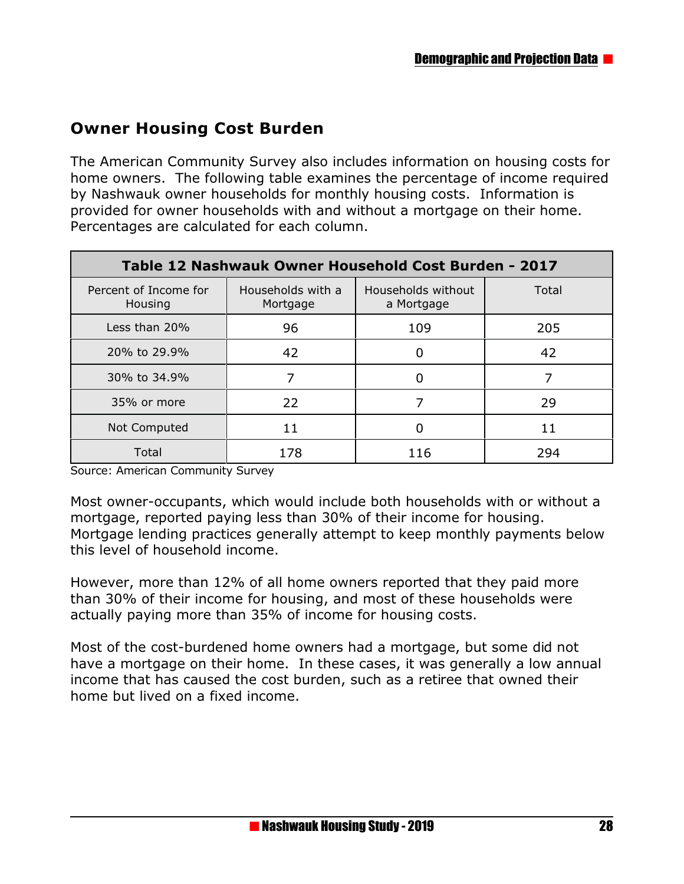## Owner Housing Cost Burden

The American Community Survey also includes information on housing costs for home owners. The following table examines the percentage of income required by Nashwauk owner households for monthly housing costs. Information is provided for owner households with and without a mortgage on their home. Percentages are calculated for each column.

| Table 12 Nashwauk Owner Household Cost Burden - 2017 | | | |
|---|---|---|---|
| Percent of Income for Housing | Households with a Mortgage | Households without a Mortgage | Total |
| Less than 20% | 96 | 109 | 205 |
| 20% to 29.9% | 42 | 0 | 42 |
| 30% to 34.9% | 7 | 0 | 7 |
| 35% or more | 22 | 7 | 29 |
| Not Computed | 11 | 0 | 11 |
| Total | 178 | 116 | 294 |

Source: American Community Survey

Most owner-occupants, which would include both households with or without a mortgage, reported paying less than 30% of their income for housing. Mortgage lending practices generally attempt to keep monthly payments below this level of household income.

However, more than 12% of all home owners reported that they paid more than 30% of their income for housing, and most of these households were actually paying more than 35% of income for housing costs.

Most of the cost-burdened home owners had a mortgage, but some did not have a mortgage on their home. In these cases, it was generally a low annual income that has caused the cost burden, such as a retiree that owned their home but lived on a fixed income.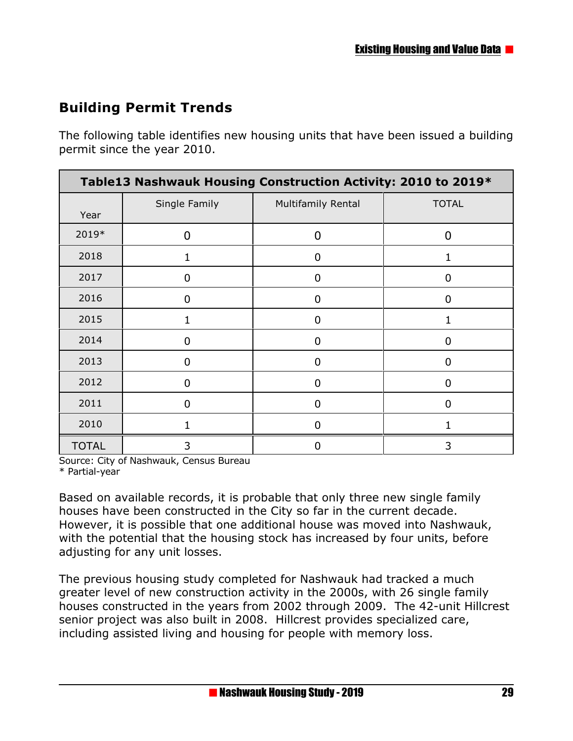## Building Permit Trends

The following table identifies new housing units that have been issued a building permit since the year 2010.

| Table13 Nashwauk Housing Construction Activity: 2010 to 2019* | | | |
|---|---|---|---|
| Year | Single Family | Multifamily Rental | TOTAL |
| 2019* | 0 | 0 | 0 |
| 2018 | 1 | 0 | 1 |
| 2017 | 0 | 0 | 0 |
| 2016 | 0 | 0 | 0 |
| 2015 | 1 | 0 | 1 |
| 2014 | 0 | 0 | 0 |
| 2013 | 0 | 0 | 0 |
| 2012 | 0 | 0 | 0 |
| 2011 | 0 | 0 | 0 |
| 2010 | 1 | 0 | 1 |
| TOTAL | 3 | 0 | 3 |

Source: City of Nashwauk, Census Bureau
* Partial-year

Based on available records, it is probable that only three new single family houses have been constructed in the City so far in the current decade. However, it is possible that one additional house was moved into Nashwauk, with the potential that the housing stock has increased by four units, before adjusting for any unit losses.

The previous housing study completed for Nashwauk had tracked a much greater level of new construction activity in the 2000s, with 26 single family houses constructed in the years from 2002 through 2009. The 42-unit Hillcrest senior project was also built in 2008. Hillcrest provides specialized care, including assisted living and housing for people with memory loss.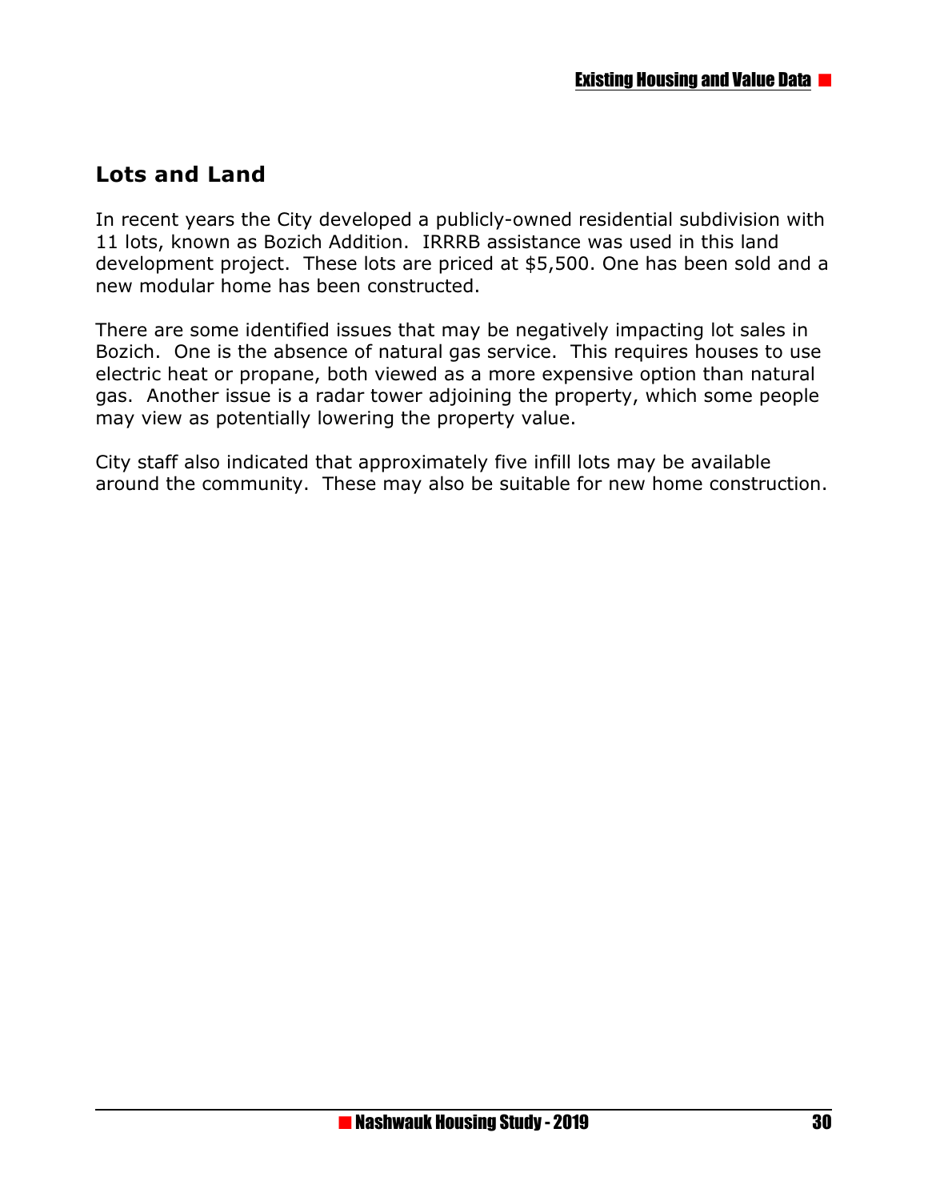## Lots and Land

In recent years the City developed a publicly-owned residential subdivision with 11 lots, known as Bozich Addition. IRRRB assistance was used in this land development project. These lots are priced at $5,500. One has been sold and a new modular home has been constructed.

There are some identified issues that may be negatively impacting lot sales in Bozich. One is the absence of natural gas service. This requires houses to use electric heat or propane, both viewed as a more expensive option than natural gas. Another issue is a radar tower adjoining the property, which some people may view as potentially lowering the property value.

City staff also indicated that approximately five infill lots may be available around the community. These may also be suitable for new home construction.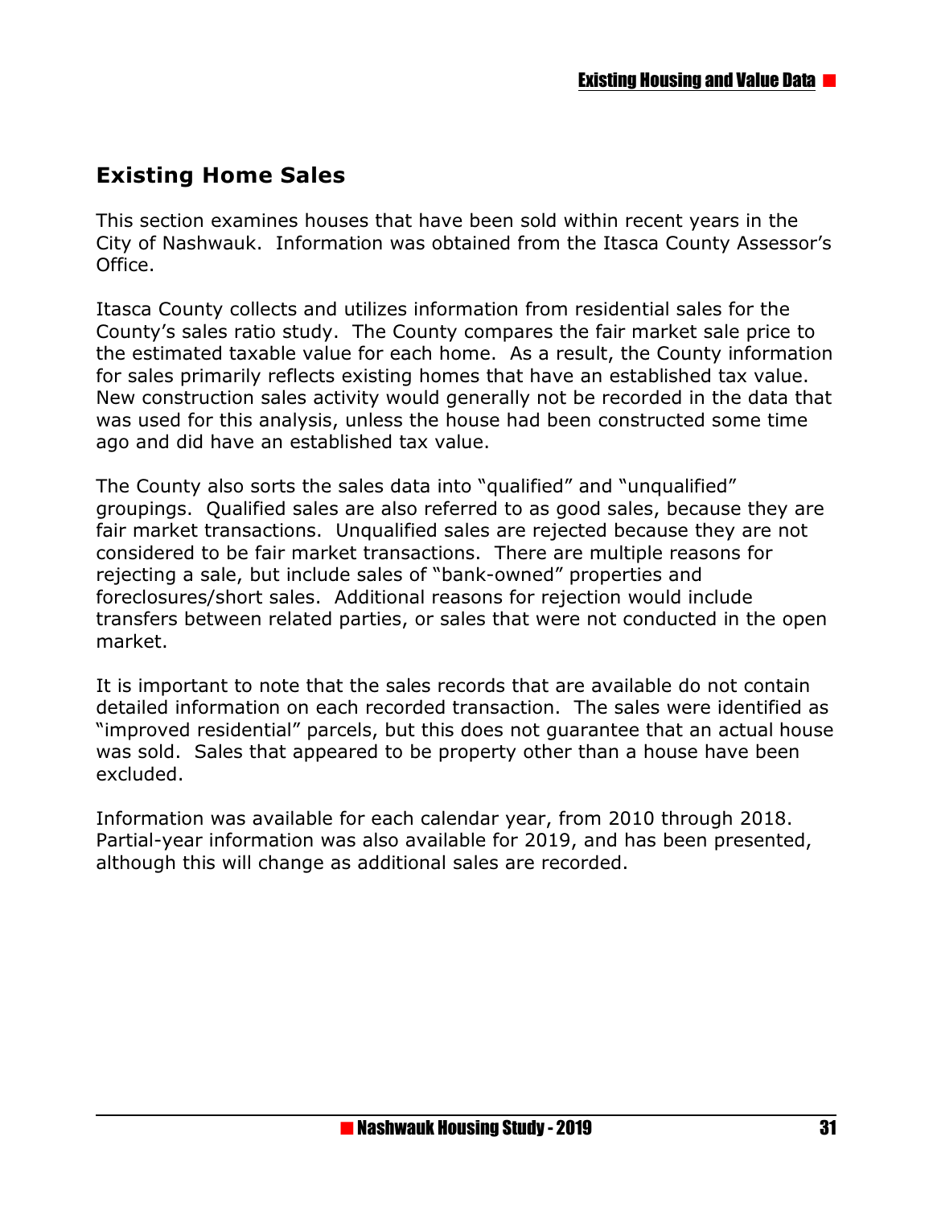## Existing Home Sales

This section examines houses that have been sold within recent years in the City of Nashwauk. Information was obtained from the Itasca County Assessor's Office.

Itasca County collects and utilizes information from residential sales for the County's sales ratio study. The County compares the fair market sale price to the estimated taxable value for each home. As a result, the County information for sales primarily reflects existing homes that have an established tax value. New construction sales activity would generally not be recorded in the data that was used for this analysis, unless the house had been constructed some time ago and did have an established tax value.

The County also sorts the sales data into "qualified" and "unqualified" groupings. Qualified sales are also referred to as good sales, because they are fair market transactions. Unqualified sales are rejected because they are not considered to be fair market transactions. There are multiple reasons for rejecting a sale, but include sales of "bank-owned" properties and foreclosures/short sales. Additional reasons for rejection would include transfers between related parties, or sales that were not conducted in the open market.

It is important to note that the sales records that are available do not contain detailed information on each recorded transaction. The sales were identified as "improved residential" parcels, but this does not guarantee that an actual house was sold. Sales that appeared to be property other than a house have been excluded.

Information was available for each calendar year, from 2010 through 2018. Partial-year information was also available for 2019, and has been presented, although this will change as additional sales are recorded.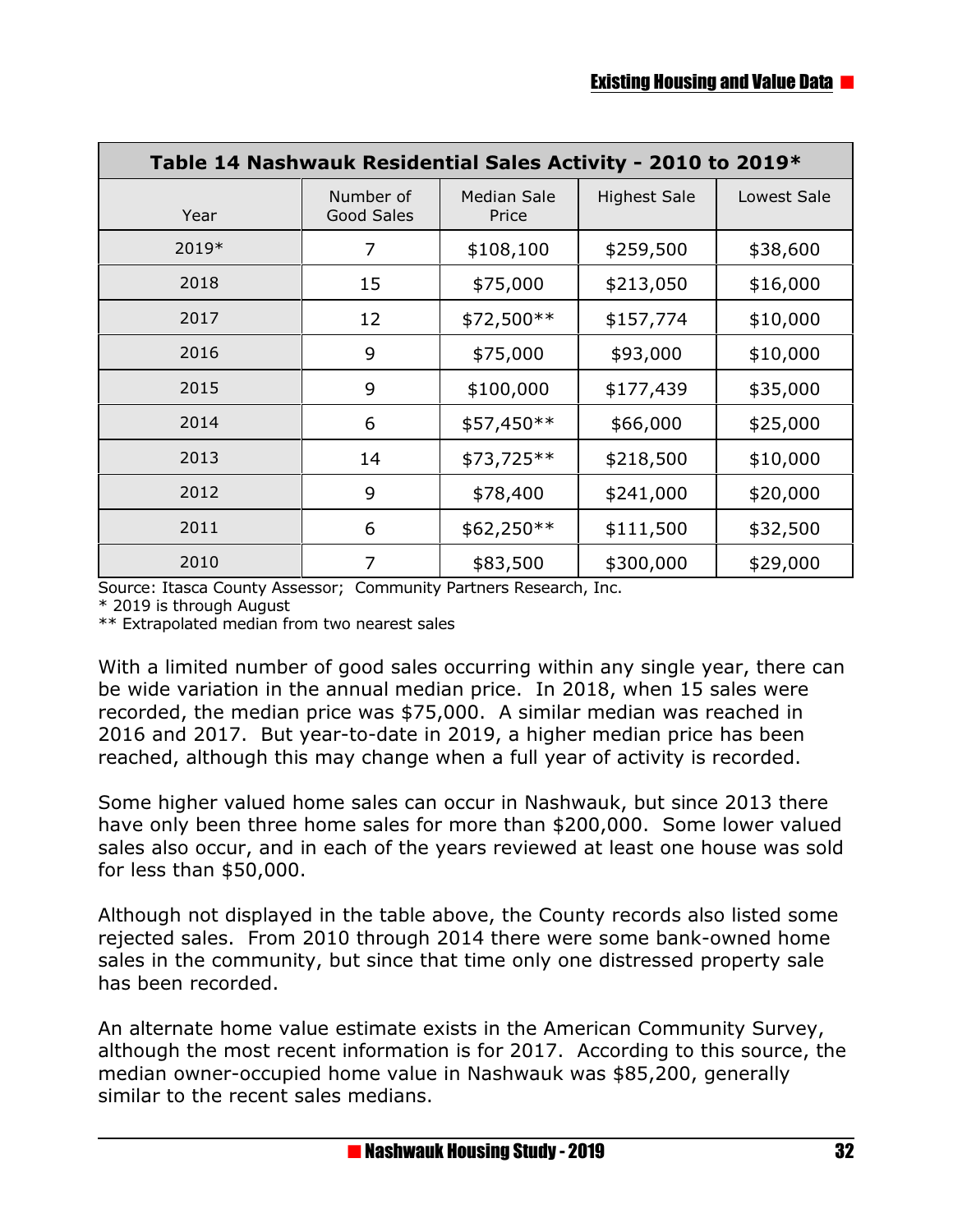| Table 14 Nashwauk Residential Sales Activity - 2010 to 2019* | | | | |
|---|---|---|---|---|
| Year | Number of Good Sales | Median Sale Price | Highest Sale | Lowest Sale |
| 2019* | 7 | $108,100 | $259,500 | $38,600 |
| 2018 | 15 | $75,000 | $213,050 | $16,000 |
| 2017 | 12 | $72,500** | $157,774 | $10,000 |
| 2016 | 9 | $75,000 | $93,000 | $10,000 |
| 2015 | 9 | $100,000 | $177,439 | $35,000 |
| 2014 | 6 | $57,450** | $66,000 | $25,000 |
| 2013 | 14 | $73,725** | $218,500 | $10,000 |
| 2012 | 9 | $78,400 | $241,000 | $20,000 |
| 2011 | 6 | $62,250** | $111,500 | $32,500 |
| 2010 | 7 | $83,500 | $300,000 | $29,000 |

Source: Itasca County Assessor; Community Partners Research, Inc.
* 2019 is through August
** Extrapolated median from two nearest sales

With a limited number of good sales occurring within any single year, there can be wide variation in the annual median price. In 2018, when 15 sales were recorded, the median price was $75,000. A similar median was reached in 2016 and 2017. But year-to-date in 2019, a higher median price has been reached, although this may change when a full year of activity is recorded.

Some higher valued home sales can occur in Nashwauk, but since 2013 there have only been three home sales for more than $200,000. Some lower valued sales also occur, and in each of the years reviewed at least one house was sold for less than $50,000.

Although not displayed in the table above, the County records also listed some rejected sales. From 2010 through 2014 there were some bank-owned home sales in the community, but since that time only one distressed property sale has been recorded.

An alternate home value estimate exists in the American Community Survey, although the most recent information is for 2017. According to this source, the median owner-occupied home value in Nashwauk was $85,200, generally similar to the recent sales medians.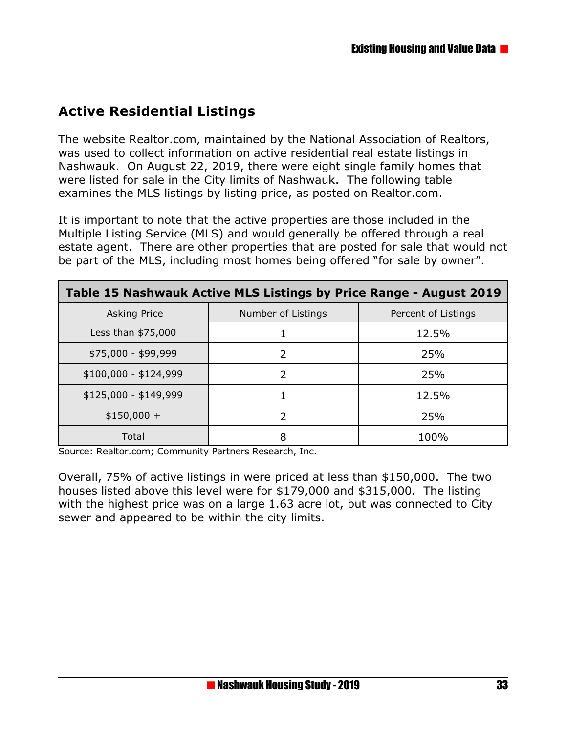## Active Residential Listings

The website Realtor.com, maintained by the National Association of Realtors, was used to collect information on active residential real estate listings in Nashwauk. On August 22, 2019, there were eight single family homes that were listed for sale in the City limits of Nashwauk. The following table examines the MLS listings by listing price, as posted on Realtor.com.

It is important to note that the active properties are those included in the Multiple Listing Service (MLS) and would generally be offered through a real estate agent. There are other properties that are posted for sale that would not be part of the MLS, including most homes being offered "for sale by owner".

**Table 15 Nashwauk Active MLS Listings by Price Range - August 2019**

| Asking Price | Number of Listings | Percent of Listings |
|---|---|---|
| Less than $75,000 | 1 | 12.5% |
| $75,000 - $99,999 | 2 | 25% |
| $100,000 - $124,999 | 2 | 25% |
| $125,000 - $149,999 | 1 | 12.5% |
| $150,000 + | 2 | 25% |
| Total | 8 | 100% |

Source: Realtor.com; Community Partners Research, Inc.

Overall, 75% of active listings in were priced at less than $150,000. The two houses listed above this level were for $179,000 and $315,000. The listing with the highest price was on a large 1.63 acre lot, but was connected to City sewer and appeared to be within the city limits.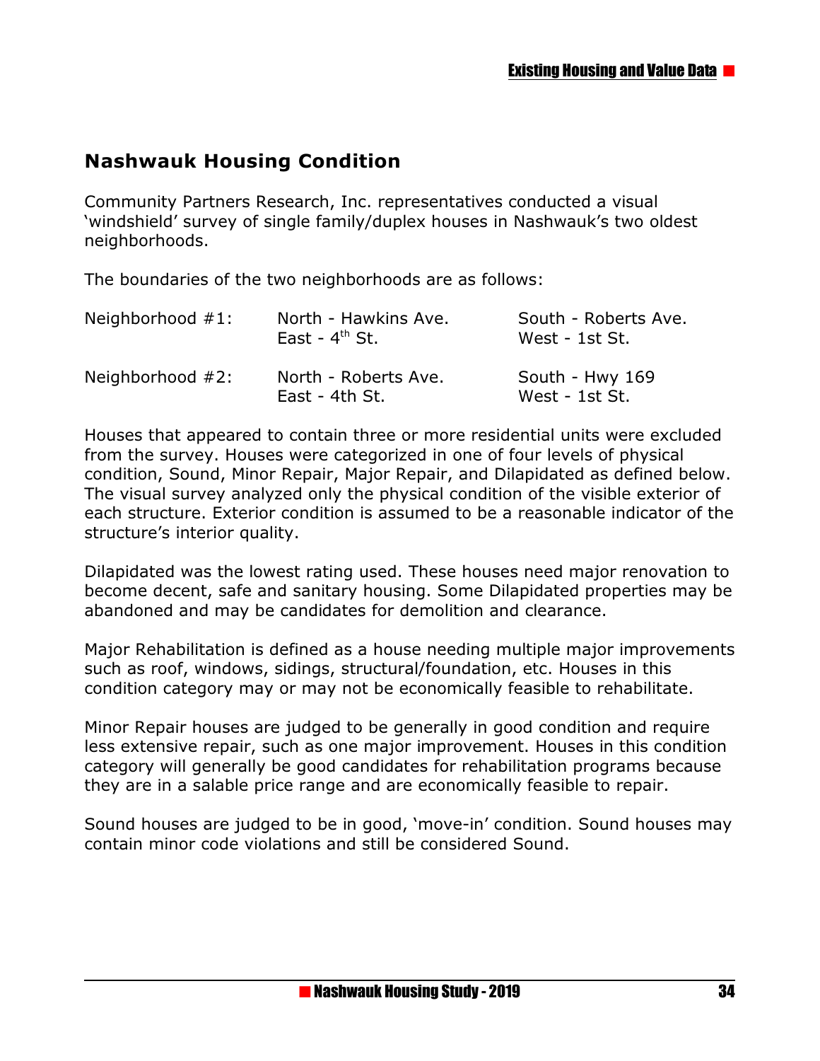## Nashwauk Housing Condition

Community Partners Research, Inc. representatives conducted a visual 'windshield' survey of single family/duplex houses in Nashwauk's two oldest neighborhoods.

The boundaries of the two neighborhoods are as follows:

| | | |
|---|---|---|
| Neighborhood #1: | North - Hawkins Ave.<br>East - 4th St. | South - Roberts Ave.<br>West - 1st St. |
| Neighborhood #2: | North - Roberts Ave.<br>East - 4th St. | South - Hwy 169<br>West - 1st St. |

Houses that appeared to contain three or more residential units were excluded from the survey. Houses were categorized in one of four levels of physical condition, Sound, Minor Repair, Major Repair, and Dilapidated as defined below. The visual survey analyzed only the physical condition of the visible exterior of each structure. Exterior condition is assumed to be a reasonable indicator of the structure's interior quality.

Dilapidated was the lowest rating used. These houses need major renovation to become decent, safe and sanitary housing. Some Dilapidated properties may be abandoned and may be candidates for demolition and clearance.

Major Rehabilitation is defined as a house needing multiple major improvements such as roof, windows, sidings, structural/foundation, etc. Houses in this condition category may or may not be economically feasible to rehabilitate.

Minor Repair houses are judged to be generally in good condition and require less extensive repair, such as one major improvement. Houses in this condition category will generally be good candidates for rehabilitation programs because they are in a salable price range and are economically feasible to repair.

Sound houses are judged to be in good, 'move-in' condition. Sound houses may contain minor code violations and still be considered Sound.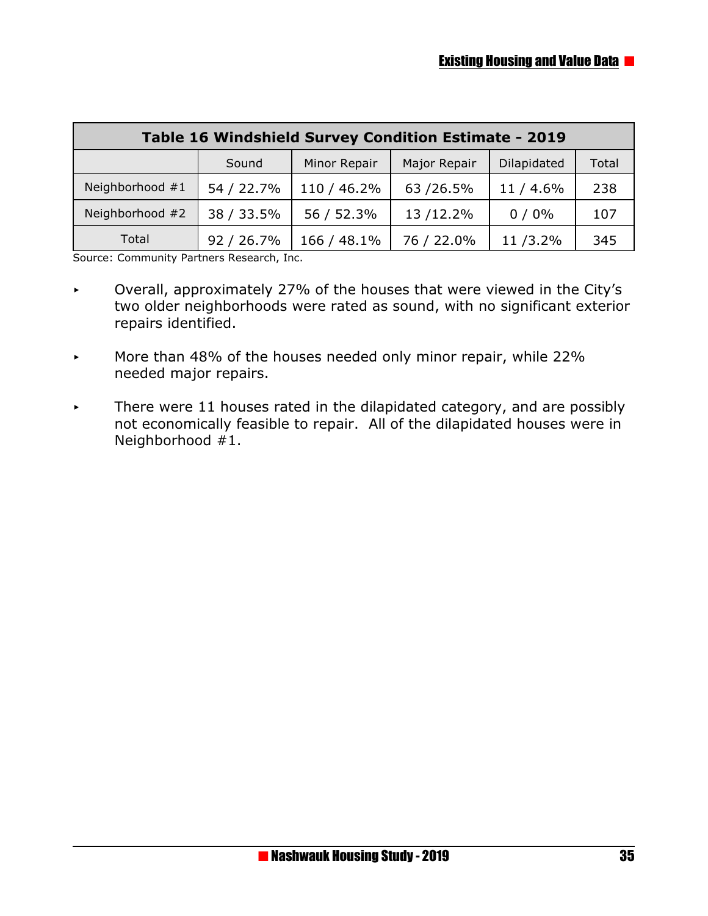| Table 16 Windshield Survey Condition Estimate - 2019 | | | | | |
|---|---|---|---|---|---|
| | Sound | Minor Repair | Major Repair | Dilapidated | Total |
| Neighborhood #1 | 54 / 22.7% | 110 / 46.2% | 63 /26.5% | 11 / 4.6% | 238 |
| Neighborhood #2 | 38 / 33.5% | 56 / 52.3% | 13 /12.2% | 0 / 0% | 107 |
| Total | 92 / 26.7% | 166 / 48.1% | 76 / 22.0% | 11 /3.2% | 345 |

Source: Community Partners Research, Inc.

- Overall, approximately 27% of the houses that were viewed in the City's two older neighborhoods were rated as sound, with no significant exterior repairs identified.
- More than 48% of the houses needed only minor repair, while 22% needed major repairs.
- There were 11 houses rated in the dilapidated category, and are possibly not economically feasible to repair. All of the dilapidated houses were in Neighborhood #1.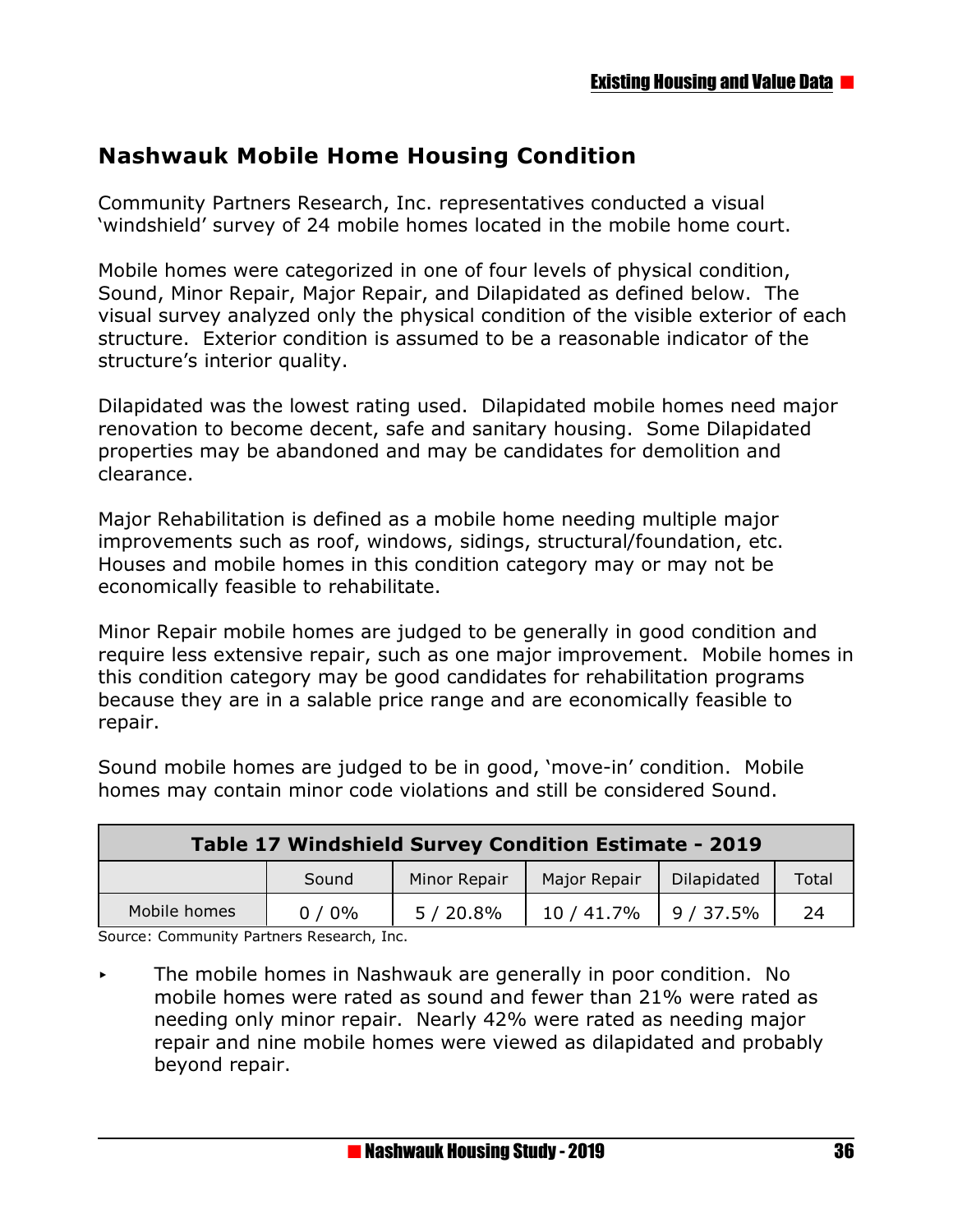## Nashwauk Mobile Home Housing Condition

Community Partners Research, Inc. representatives conducted a visual 'windshield' survey of 24 mobile homes located in the mobile home court.

Mobile homes were categorized in one of four levels of physical condition, Sound, Minor Repair, Major Repair, and Dilapidated as defined below. The visual survey analyzed only the physical condition of the visible exterior of each structure. Exterior condition is assumed to be a reasonable indicator of the structure's interior quality.

Dilapidated was the lowest rating used. Dilapidated mobile homes need major renovation to become decent, safe and sanitary housing. Some Dilapidated properties may be abandoned and may be candidates for demolition and clearance.

Major Rehabilitation is defined as a mobile home needing multiple major improvements such as roof, windows, sidings, structural/foundation, etc. Houses and mobile homes in this condition category may or may not be economically feasible to rehabilitate.

Minor Repair mobile homes are judged to be generally in good condition and require less extensive repair, such as one major improvement. Mobile homes in this condition category may be good candidates for rehabilitation programs because they are in a salable price range and are economically feasible to repair.

Sound mobile homes are judged to be in good, 'move-in' condition. Mobile homes may contain minor code violations and still be considered Sound.

**Table 17 Windshield Survey Condition Estimate - 2019**

| | Sound | Minor Repair | Major Repair | Dilapidated | Total |
|---|---|---|---|---|---|
| Mobile homes | 0 / 0% | 5 / 20.8% | 10 / 41.7% | 9 / 37.5% | 24 |

Source: Community Partners Research, Inc.

- The mobile homes in Nashwauk are generally in poor condition. No mobile homes were rated as sound and fewer than 21% were rated as needing only minor repair. Nearly 42% were rated as needing major repair and nine mobile homes were viewed as dilapidated and probably beyond repair.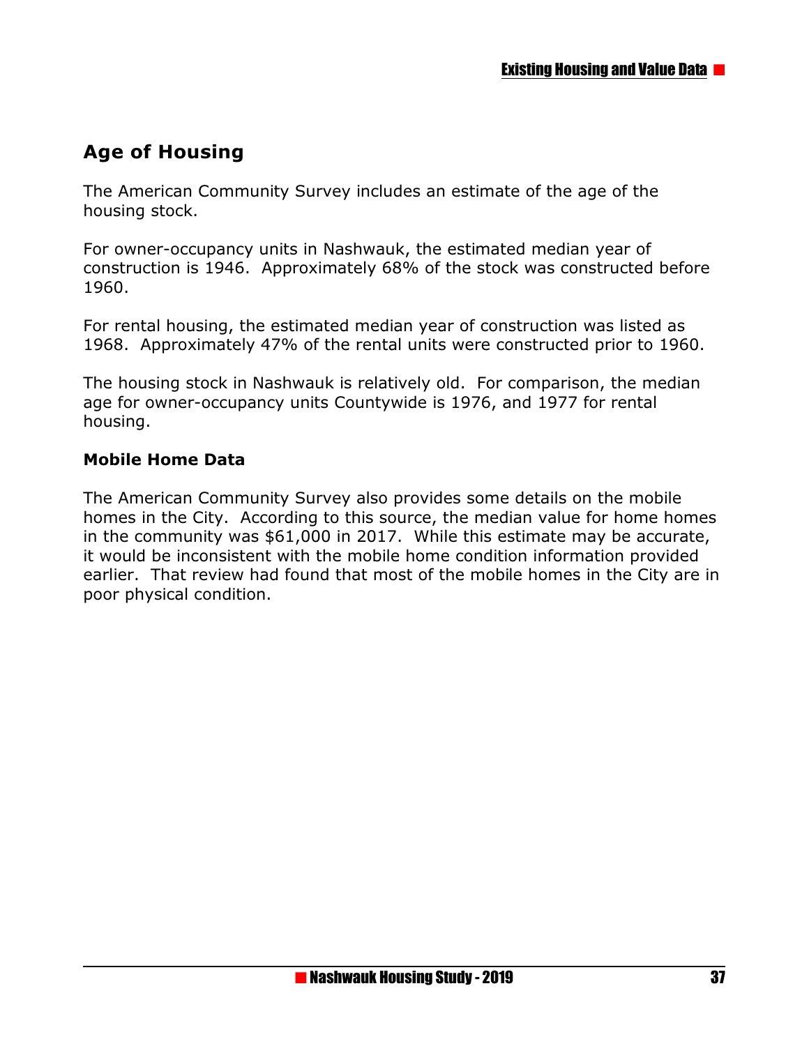## Age of Housing

The American Community Survey includes an estimate of the age of the housing stock.

For owner-occupancy units in Nashwauk, the estimated median year of construction is 1946. Approximately 68% of the stock was constructed before 1960.

For rental housing, the estimated median year of construction was listed as 1968. Approximately 47% of the rental units were constructed prior to 1960.

The housing stock in Nashwauk is relatively old. For comparison, the median age for owner-occupancy units Countywide is 1976, and 1977 for rental housing.

### Mobile Home Data

The American Community Survey also provides some details on the mobile homes in the City. According to this source, the median value for home homes in the community was $61,000 in 2017. While this estimate may be accurate, it would be inconsistent with the mobile home condition information provided earlier. That review had found that most of the mobile homes in the City are in poor physical condition.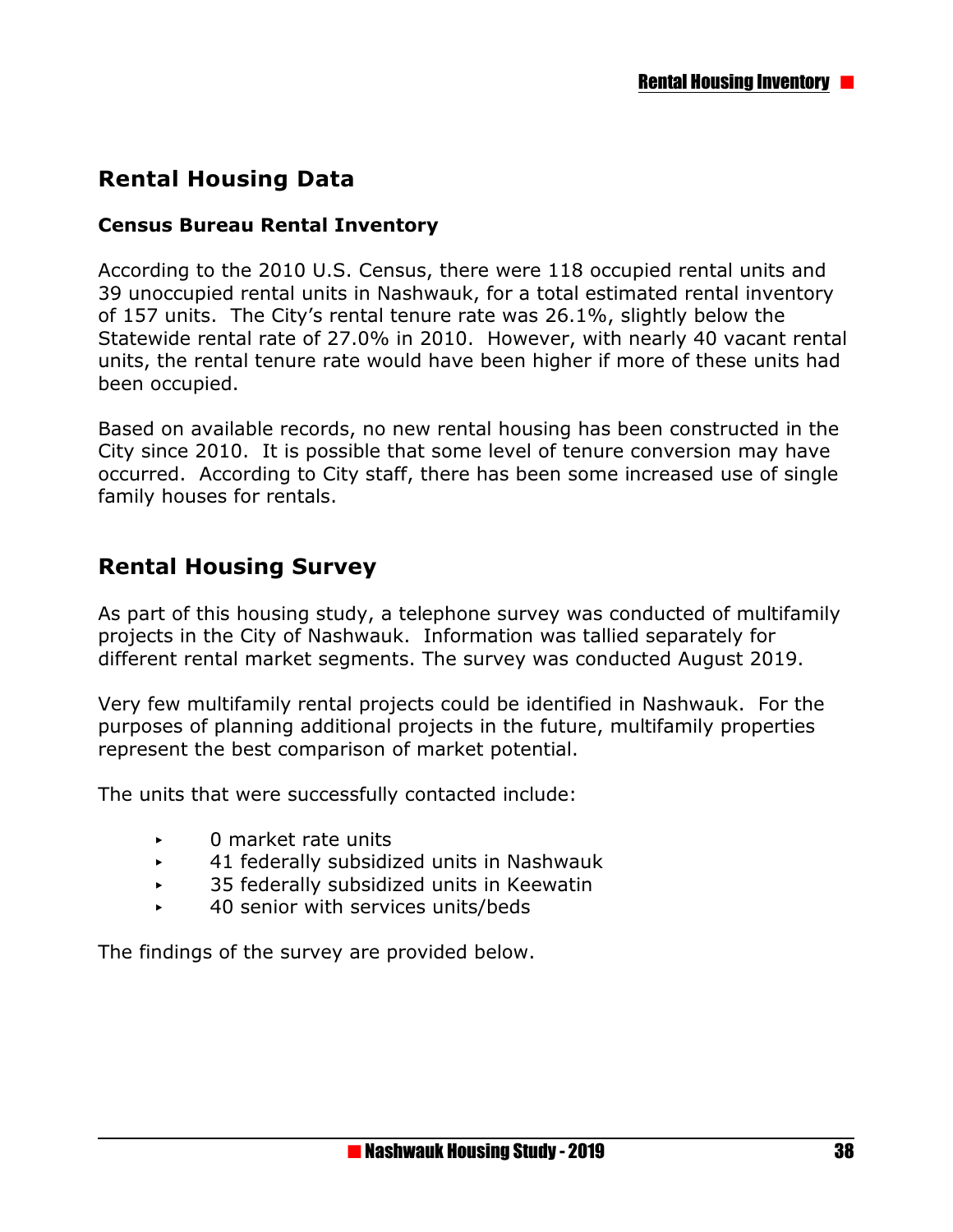## Rental Housing Data

### Census Bureau Rental Inventory

According to the 2010 U.S. Census, there were 118 occupied rental units and 39 unoccupied rental units in Nashwauk, for a total estimated rental inventory of 157 units. The City's rental tenure rate was 26.1%, slightly below the Statewide rental rate of 27.0% in 2010. However, with nearly 40 vacant rental units, the rental tenure rate would have been higher if more of these units had been occupied.

Based on available records, no new rental housing has been constructed in the City since 2010. It is possible that some level of tenure conversion may have occurred. According to City staff, there has been some increased use of single family houses for rentals.

## Rental Housing Survey

As part of this housing study, a telephone survey was conducted of multifamily projects in the City of Nashwauk. Information was tallied separately for different rental market segments. The survey was conducted August 2019.

Very few multifamily rental projects could be identified in Nashwauk. For the purposes of planning additional projects in the future, multifamily properties represent the best comparison of market potential.

The units that were successfully contacted include:

- 0 market rate units
- 41 federally subsidized units in Nashwauk
- 35 federally subsidized units in Keewatin
- 40 senior with services units/beds

The findings of the survey are provided below.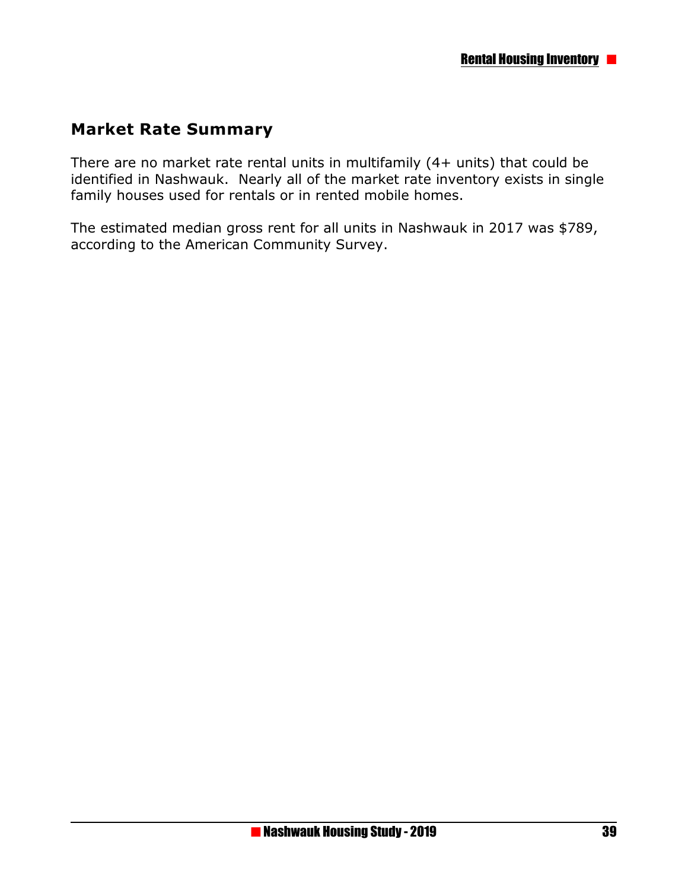## Market Rate Summary

There are no market rate rental units in multifamily (4+ units) that could be identified in Nashwauk. Nearly all of the market rate inventory exists in single family houses used for rentals or in rented mobile homes.

The estimated median gross rent for all units in Nashwauk in 2017 was $789, according to the American Community Survey.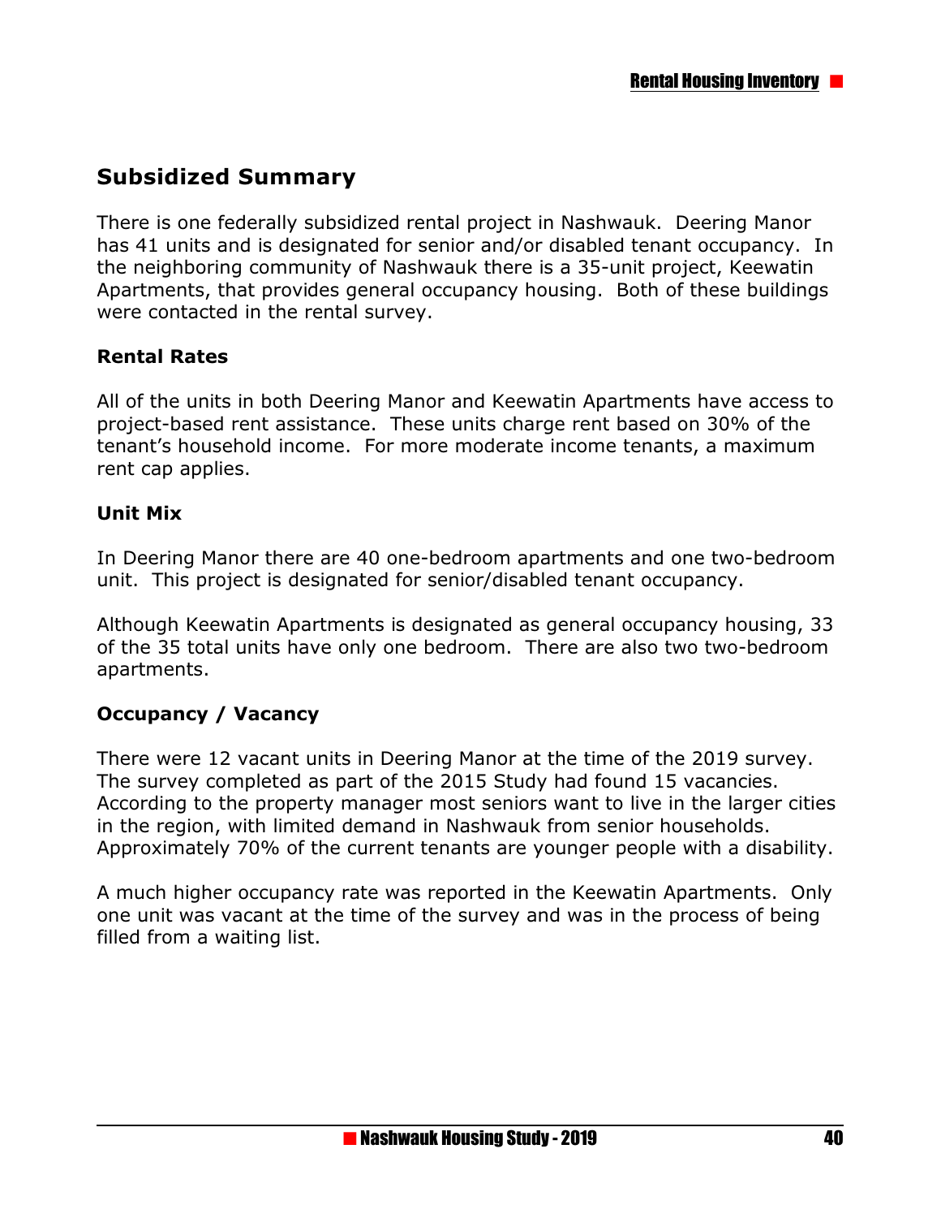## Subsidized Summary

There is one federally subsidized rental project in Nashwauk. Deering Manor has 41 units and is designated for senior and/or disabled tenant occupancy. In the neighboring community of Nashwauk there is a 35-unit project, Keewatin Apartments, that provides general occupancy housing. Both of these buildings were contacted in the rental survey.

### Rental Rates

All of the units in both Deering Manor and Keewatin Apartments have access to project-based rent assistance. These units charge rent based on 30% of the tenant's household income. For more moderate income tenants, a maximum rent cap applies.

### Unit Mix

In Deering Manor there are 40 one-bedroom apartments and one two-bedroom unit. This project is designated for senior/disabled tenant occupancy.

Although Keewatin Apartments is designated as general occupancy housing, 33 of the 35 total units have only one bedroom. There are also two two-bedroom apartments.

### Occupancy / Vacancy

There were 12 vacant units in Deering Manor at the time of the 2019 survey. The survey completed as part of the 2015 Study had found 15 vacancies. According to the property manager most seniors want to live in the larger cities in the region, with limited demand in Nashwauk from senior households. Approximately 70% of the current tenants are younger people with a disability.

A much higher occupancy rate was reported in the Keewatin Apartments. Only one unit was vacant at the time of the survey and was in the process of being filled from a waiting list.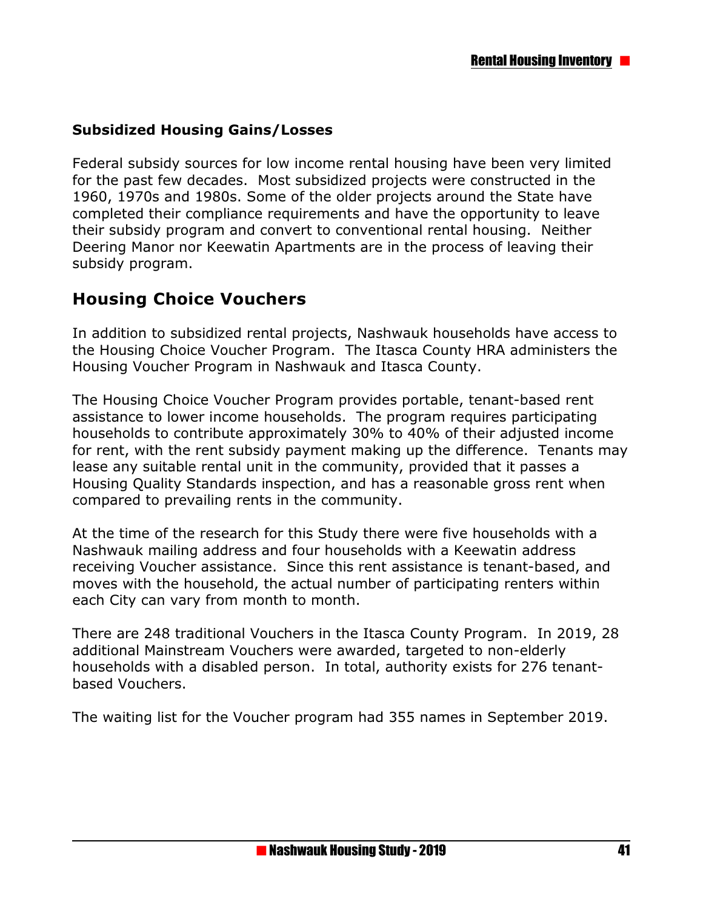### Subsidized Housing Gains/Losses

Federal subsidy sources for low income rental housing have been very limited for the past few decades. Most subsidized projects were constructed in the 1960, 1970s and 1980s. Some of the older projects around the State have completed their compliance requirements and have the opportunity to leave their subsidy program and convert to conventional rental housing. Neither Deering Manor nor Keewatin Apartments are in the process of leaving their subsidy program.

## Housing Choice Vouchers

In addition to subsidized rental projects, Nashwauk households have access to the Housing Choice Voucher Program. The Itasca County HRA administers the Housing Voucher Program in Nashwauk and Itasca County.

The Housing Choice Voucher Program provides portable, tenant-based rent assistance to lower income households. The program requires participating households to contribute approximately 30% to 40% of their adjusted income for rent, with the rent subsidy payment making up the difference. Tenants may lease any suitable rental unit in the community, provided that it passes a Housing Quality Standards inspection, and has a reasonable gross rent when compared to prevailing rents in the community.

At the time of the research for this Study there were five households with a Nashwauk mailing address and four households with a Keewatin address receiving Voucher assistance. Since this rent assistance is tenant-based, and moves with the household, the actual number of participating renters within each City can vary from month to month.

There are 248 traditional Vouchers in the Itasca County Program. In 2019, 28 additional Mainstream Vouchers were awarded, targeted to non-elderly households with a disabled person. In total, authority exists for 276 tenant-based Vouchers.

The waiting list for the Voucher program had 355 names in September 2019.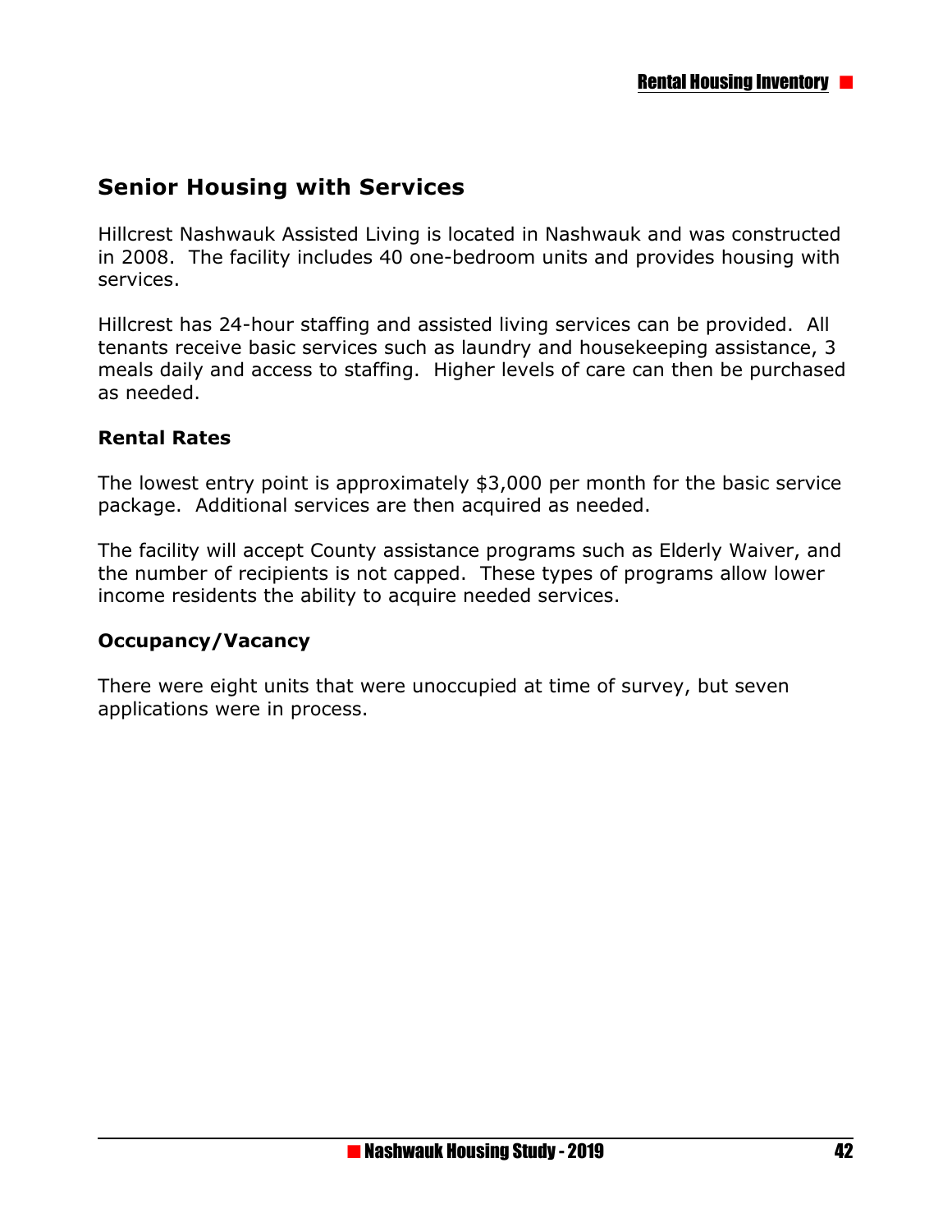## Senior Housing with Services

Hillcrest Nashwauk Assisted Living is located in Nashwauk and was constructed in 2008. The facility includes 40 one-bedroom units and provides housing with services.

Hillcrest has 24-hour staffing and assisted living services can be provided. All tenants receive basic services such as laundry and housekeeping assistance, 3 meals daily and access to staffing. Higher levels of care can then be purchased as needed.

### Rental Rates

The lowest entry point is approximately $3,000 per month for the basic service package. Additional services are then acquired as needed.

The facility will accept County assistance programs such as Elderly Waiver, and the number of recipients is not capped. These types of programs allow lower income residents the ability to acquire needed services.

### Occupancy/Vacancy

There were eight units that were unoccupied at time of survey, but seven applications were in process.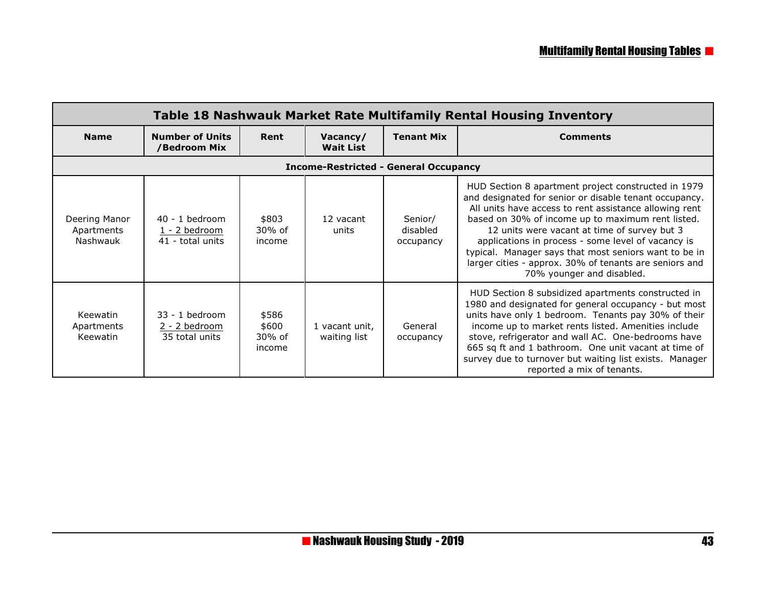| Table 18 Nashwauk Market Rate Multifamily Rental Housing Inventory | | | | | |
|---|---|---|---|---|---|
| **Name** | **Number of Units /Bedroom Mix** | **Rent** | **Vacancy/ Wait List** | **Tenant Mix** | **Comments** |
| **Income-Restricted - General Occupancy** | | | | | |
| Deering Manor Apartments Nashwauk | 40 - 1 bedroom<br>1 - 2 bedroom<br>41 - total units | $803<br>30% of income | 12 vacant units | Senior/ disabled occupancy | HUD Section 8 apartment project constructed in 1979 and designated for senior or disable tenant occupancy. All units have access to rent assistance allowing rent based on 30% of income up to maximum rent listed. 12 units were vacant at time of survey but 3 applications in process - some level of vacancy is typical. Manager says that most seniors want to be in larger cities - approx. 30% of tenants are seniors and 70% younger and disabled. |
| Keewatin Apartments Keewatin | 33 - 1 bedroom<br>2 - 2 bedroom<br>35 total units | $586<br>$600<br>30% of income | 1 vacant unit, waiting list | General occupancy | HUD Section 8 subsidized apartments constructed in 1980 and designated for general occupancy - but most units have only 1 bedroom. Tenants pay 30% of their income up to market rents listed. Amenities include stove, refrigerator and wall AC. One-bedrooms have 665 sq ft and 1 bathroom. One unit vacant at time of survey due to turnover but waiting list exists. Manager reported a mix of tenants. |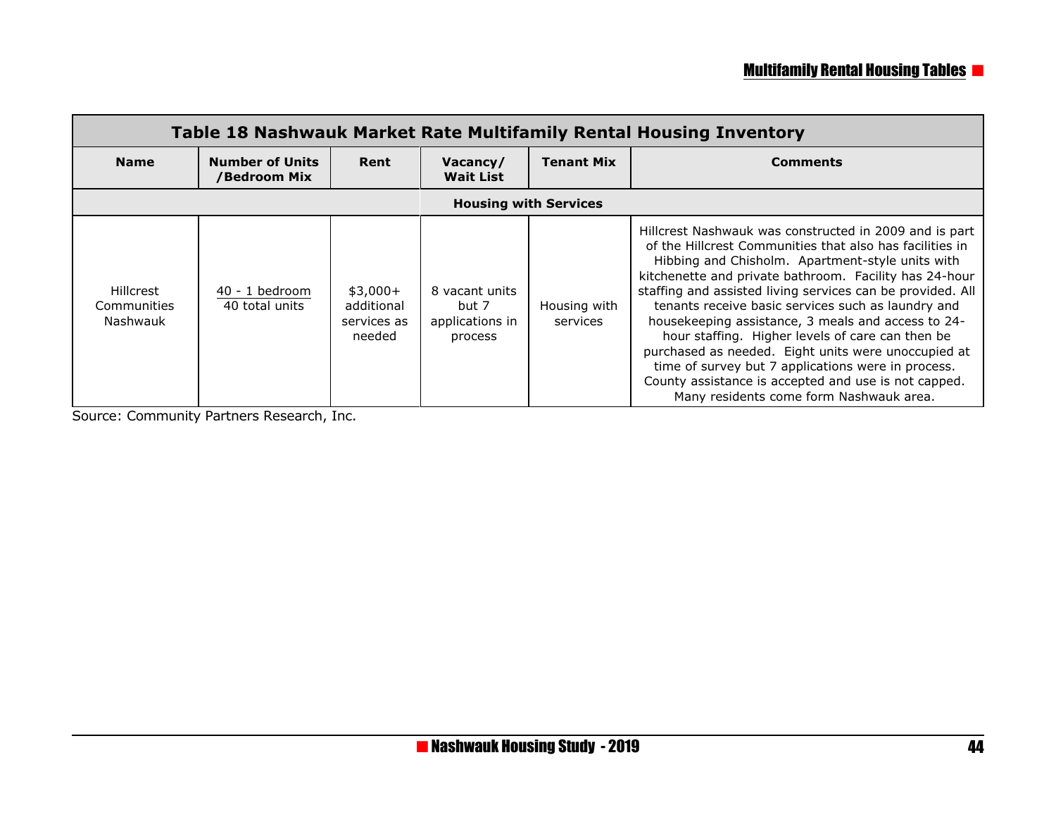## Multifamily Rental Housing Tables

| Table 18 Nashwauk Market Rate Multifamily Rental Housing Inventory | | | | | |
|---|---|---|---|---|---|
| **Name** | **Number of Units /Bedroom Mix** | **Rent** | **Vacancy/ Wait List** | **Tenant Mix** | **Comments** |
| **Housing with Services** | | | | | |
| Hillcrest Communities Nashwauk | 40 - 1 bedroom<br>40 total units | $3,000+ additional services as needed | 8 vacant units but 7 applications in process | Housing with services | Hillcrest Nashwauk was constructed in 2009 and is part of the Hillcrest Communities that also has facilities in Hibbing and Chisholm. Apartment-style units with kitchenette and private bathroom. Facility has 24-hour staffing and assisted living services can be provided. All tenants receive basic services such as laundry and housekeeping assistance, 3 meals and access to 24-hour staffing. Higher levels of care can then be purchased as needed. Eight units were unoccupied at time of survey but 7 applications were in process. County assistance is accepted and use is not capped. Many residents come form Nashwauk area. |

Source: Community Partners Research, Inc.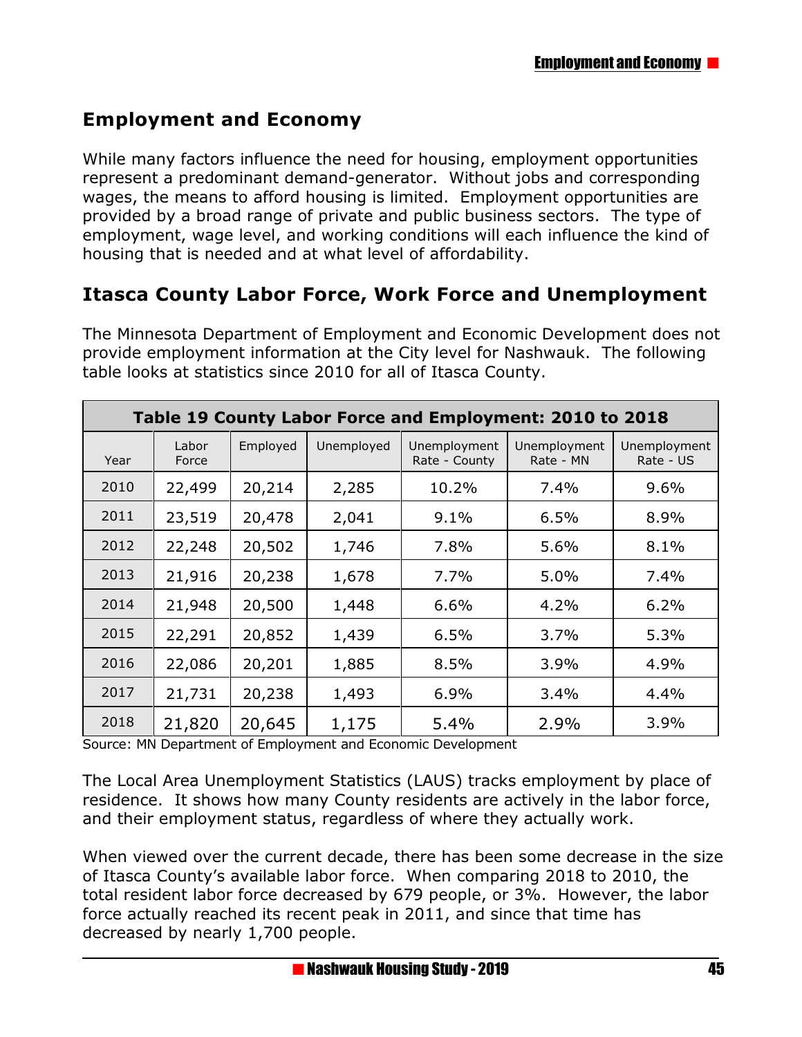## Employment and Economy

While many factors influence the need for housing, employment opportunities represent a predominant demand-generator. Without jobs and corresponding wages, the means to afford housing is limited. Employment opportunities are provided by a broad range of private and public business sectors. The type of employment, wage level, and working conditions will each influence the kind of housing that is needed and at what level of affordability.

## Itasca County Labor Force, Work Force and Unemployment

The Minnesota Department of Employment and Economic Development does not provide employment information at the City level for Nashwauk. The following table looks at statistics since 2010 for all of Itasca County.

**Table 19 County Labor Force and Employment: 2010 to 2018**

| Year | Labor Force | Employed | Unemployed | Unemployment Rate - County | Unemployment Rate - MN | Unemployment Rate - US |
|---|---|---|---|---|---|---|
| 2010 | 22,499 | 20,214 | 2,285 | 10.2% | 7.4% | 9.6% |
| 2011 | 23,519 | 20,478 | 2,041 | 9.1% | 6.5% | 8.9% |
| 2012 | 22,248 | 20,502 | 1,746 | 7.8% | 5.6% | 8.1% |
| 2013 | 21,916 | 20,238 | 1,678 | 7.7% | 5.0% | 7.4% |
| 2014 | 21,948 | 20,500 | 1,448 | 6.6% | 4.2% | 6.2% |
| 2015 | 22,291 | 20,852 | 1,439 | 6.5% | 3.7% | 5.3% |
| 2016 | 22,086 | 20,201 | 1,885 | 8.5% | 3.9% | 4.9% |
| 2017 | 21,731 | 20,238 | 1,493 | 6.9% | 3.4% | 4.4% |
| 2018 | 21,820 | 20,645 | 1,175 | 5.4% | 2.9% | 3.9% |

Source: MN Department of Employment and Economic Development

The Local Area Unemployment Statistics (LAUS) tracks employment by place of residence. It shows how many County residents are actively in the labor force, and their employment status, regardless of where they actually work.

When viewed over the current decade, there has been some decrease in the size of Itasca County's available labor force. When comparing 2018 to 2010, the total resident labor force decreased by 679 people, or 3%. However, the labor force actually reached its recent peak in 2011, and since that time has decreased by nearly 1,700 people.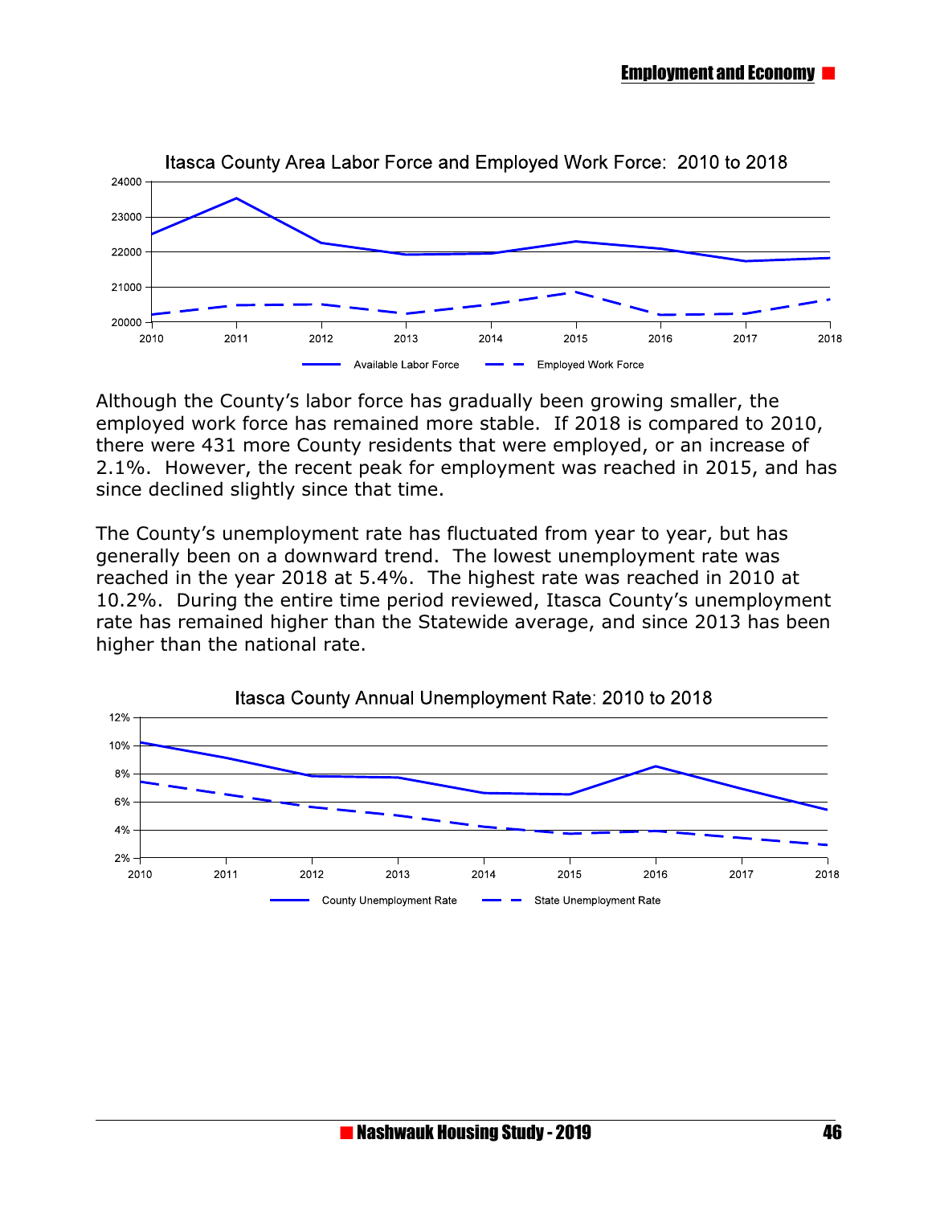Itasca County Area Labor Force and Employed Work Force: 2010 to 2018

24000
23000
22000
21000
20000
2010 2011 2012 2013 2014 2015 2016 2017 2018

Available Labor Force
Employed Work Force

Although the County's labor force has gradually been growing smaller, the employed work force has remained more stable. If 2018 is compared to 2010, there were 431 more County residents that were employed, or an increase of 2.1%. However, the recent peak for employment was reached in 2015, and has since declined slightly since that time.

The County's unemployment rate has fluctuated from year to year, but has generally been on a downward trend. The lowest unemployment rate was reached in the year 2018 at 5.4%. The highest rate was reached in 2010 at 10.2%. During the entire time period reviewed, Itasca County's unemployment rate has remained higher than the Statewide average, and since 2013 has been higher than the national rate.

Itasca County Annual Unemployment Rate: 2010 to 2018

12%
10%
8%
6%
4%
2%
2010 2011 2012 2013 2014 2015 2016 2017 2018

County Unemployment Rate
State Unemployment Rate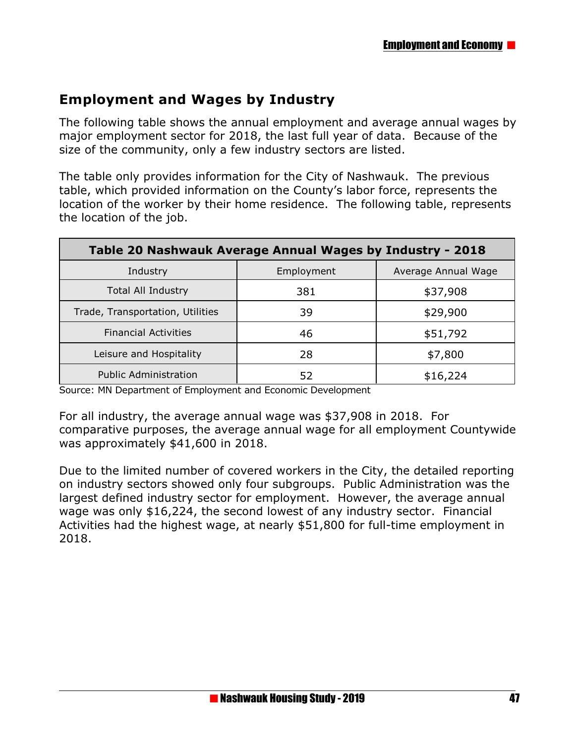## Employment and Wages by Industry

The following table shows the annual employment and average annual wages by major employment sector for 2018, the last full year of data. Because of the size of the community, only a few industry sectors are listed.

The table only provides information for the City of Nashwauk. The previous table, which provided information on the County's labor force, represents the location of the worker by their home residence. The following table, represents the location of the job.

**Table 20 Nashwauk Average Annual Wages by Industry - 2018**

| Industry | Employment | Average Annual Wage |
|---|---|---|
| Total All Industry | 381 | $37,908 |
| Trade, Transportation, Utilities | 39 | $29,900 |
| Financial Activities | 46 | $51,792 |
| Leisure and Hospitality | 28 | $7,800 |
| Public Administration | 52 | $16,224 |

Source: MN Department of Employment and Economic Development

For all industry, the average annual wage was $37,908 in 2018. For comparative purposes, the average annual wage for all employment Countywide was approximately $41,600 in 2018.

Due to the limited number of covered workers in the City, the detailed reporting on industry sectors showed only four subgroups. Public Administration was the largest defined industry sector for employment. However, the average annual wage was only $16,224, the second lowest of any industry sector. Financial Activities had the highest wage, at nearly $51,800 for full-time employment in 2018.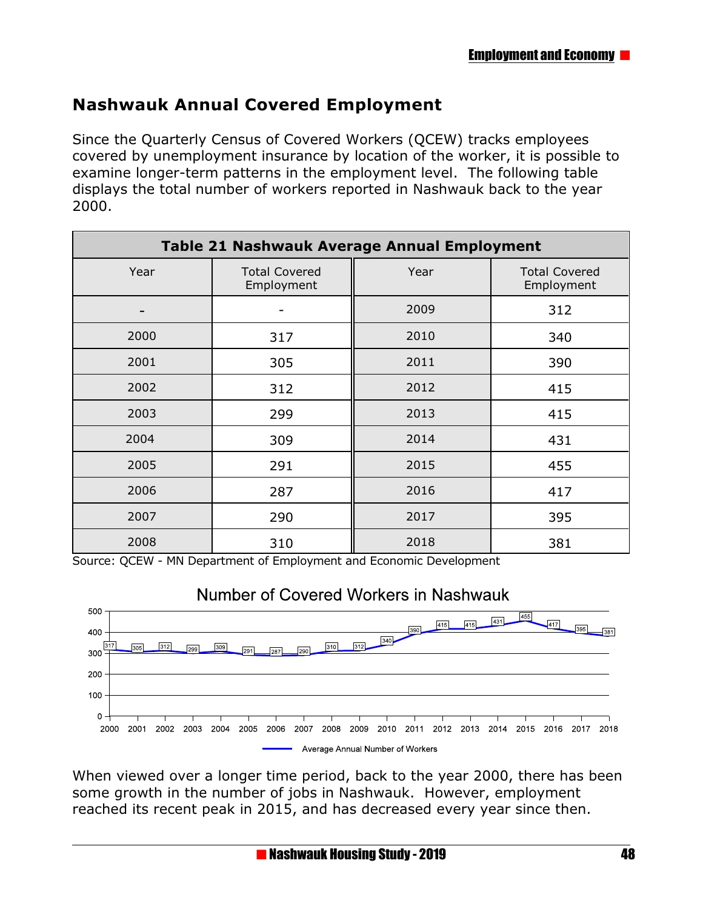## Nashwauk Annual Covered Employment

Since the Quarterly Census of Covered Workers (QCEW) tracks employees covered by unemployment insurance by location of the worker, it is possible to examine longer-term patterns in the employment level. The following table displays the total number of workers reported in Nashwauk back to the year 2000.

| Table 21 Nashwauk Average Annual Employment | | | |
|---|---|---|---|
| Year | Total Covered Employment | Year | Total Covered Employment |
| - | - | 2009 | 312 |
| 2000 | 317 | 2010 | 340 |
| 2001 | 305 | 2011 | 390 |
| 2002 | 312 | 2012 | 415 |
| 2003 | 299 | 2013 | 415 |
| 2004 | 309 | 2014 | 431 |
| 2005 | 291 | 2015 | 455 |
| 2006 | 287 | 2016 | 417 |
| 2007 | 290 | 2017 | 395 |
| 2008 | 310 | 2018 | 381 |

Source: QCEW - MN Department of Employment and Economic Development

Number of Covered Workers in Nashwauk

500
400
300
200
100
0

317 305 312 299 309 291 287 290 310 312 340 390 415 415 431 455 417 395 381

2000 2001 2002 2003 2004 2005 2006 2007 2008 2009 2010 2011 2012 2013 2014 2015 2016 2017 2018

Average Annual Number of Workers

When viewed over a longer time period, back to the year 2000, there has been some growth in the number of jobs in Nashwauk. However, employment reached its recent peak in 2015, and has decreased every year since then.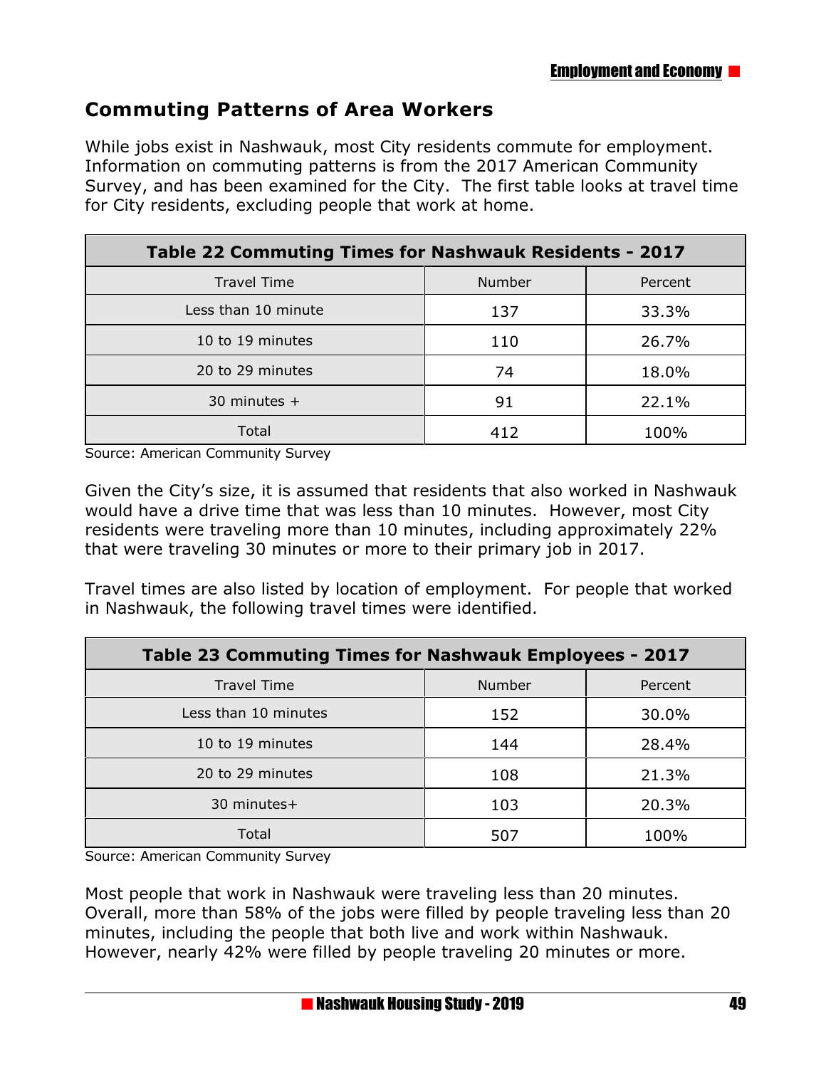## Commuting Patterns of Area Workers

While jobs exist in Nashwauk, most City residents commute for employment. Information on commuting patterns is from the 2017 American Community Survey, and has been examined for the City. The first table looks at travel time for City residents, excluding people that work at home.

| Table 22 Commuting Times for Nashwauk Residents - 2017 | | |
|---|---|---|
| Travel Time | Number | Percent |
| Less than 10 minute | 137 | 33.3% |
| 10 to 19 minutes | 110 | 26.7% |
| 20 to 29 minutes | 74 | 18.0% |
| 30 minutes + | 91 | 22.1% |
| Total | 412 | 100% |

Source: American Community Survey

Given the City's size, it is assumed that residents that also worked in Nashwauk would have a drive time that was less than 10 minutes. However, most City residents were traveling more than 10 minutes, including approximately 22% that were traveling 30 minutes or more to their primary job in 2017.

Travel times are also listed by location of employment. For people that worked in Nashwauk, the following travel times were identified.

| Table 23 Commuting Times for Nashwauk Employees - 2017 | | |
|---|---|---|
| Travel Time | Number | Percent |
| Less than 10 minutes | 152 | 30.0% |
| 10 to 19 minutes | 144 | 28.4% |
| 20 to 29 minutes | 108 | 21.3% |
| 30 minutes+ | 103 | 20.3% |
| Total | 507 | 100% |

Source: American Community Survey

Most people that work in Nashwauk were traveling less than 20 minutes. Overall, more than 58% of the jobs were filled by people traveling less than 20 minutes, including the people that both live and work within Nashwauk. However, nearly 42% were filled by people traveling 20 minutes or more.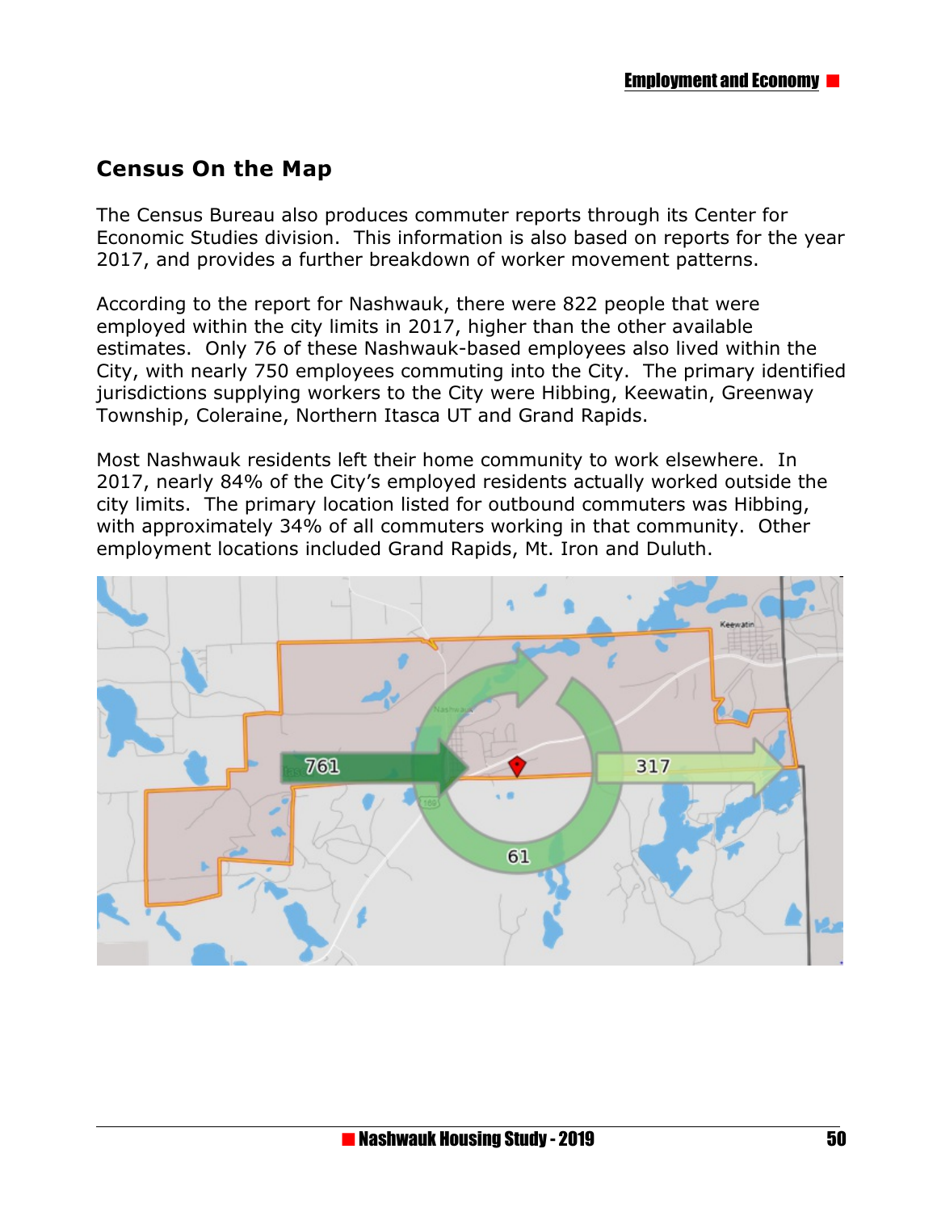## Census On the Map

The Census Bureau also produces commuter reports through its Center for Economic Studies division. This information is also based on reports for the year 2017, and provides a further breakdown of worker movement patterns.

According to the report for Nashwauk, there were 822 people that were employed within the city limits in 2017, higher than the other available estimates. Only 76 of these Nashwauk-based employees also lived within the City, with nearly 750 employees commuting into the City. The primary identified jurisdictions supplying workers to the City were Hibbing, Keewatin, Greenway Township, Coleraine, Northern Itasca UT and Grand Rapids.

Most Nashwauk residents left their home community to work elsewhere. In 2017, nearly 84% of the City's employed residents actually worked outside the city limits. The primary location listed for outbound commuters was Hibbing, with approximately 34% of all commuters working in that community. Other employment locations included Grand Rapids, Mt. Iron and Duluth.

761

317

61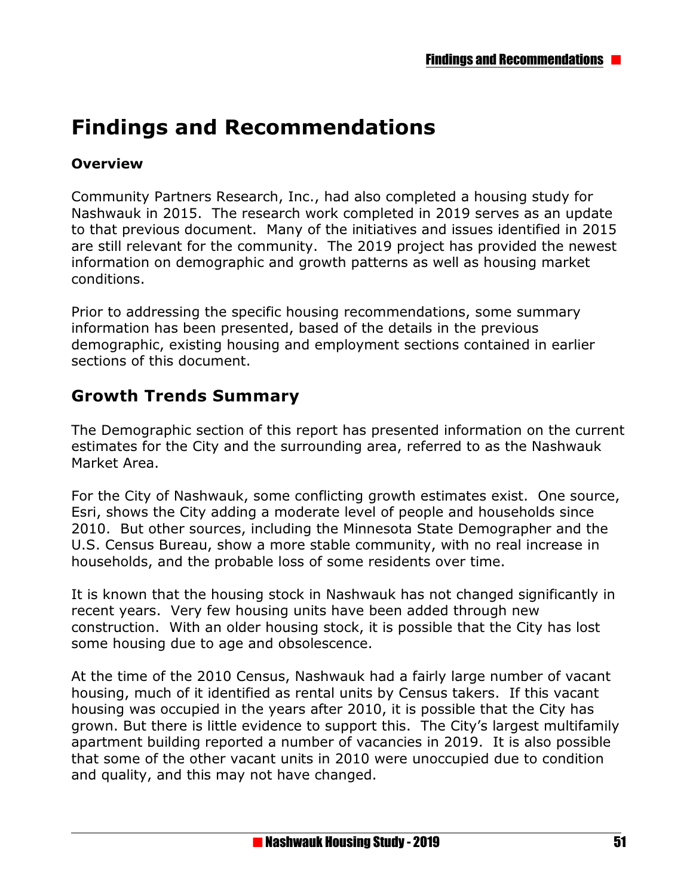# Findings and Recommendations

### Overview

Community Partners Research, Inc., had also completed a housing study for Nashwauk in 2015. The research work completed in 2019 serves as an update to that previous document. Many of the initiatives and issues identified in 2015 are still relevant for the community. The 2019 project has provided the newest information on demographic and growth patterns as well as housing market conditions.

Prior to addressing the specific housing recommendations, some summary information has been presented, based of the details in the previous demographic, existing housing and employment sections contained in earlier sections of this document.

## Growth Trends Summary

The Demographic section of this report has presented information on the current estimates for the City and the surrounding area, referred to as the Nashwauk Market Area.

For the City of Nashwauk, some conflicting growth estimates exist. One source, Esri, shows the City adding a moderate level of people and households since 2010. But other sources, including the Minnesota State Demographer and the U.S. Census Bureau, show a more stable community, with no real increase in households, and the probable loss of some residents over time.

It is known that the housing stock in Nashwauk has not changed significantly in recent years. Very few housing units have been added through new construction. With an older housing stock, it is possible that the City has lost some housing due to age and obsolescence.

At the time of the 2010 Census, Nashwauk had a fairly large number of vacant housing, much of it identified as rental units by Census takers. If this vacant housing was occupied in the years after 2010, it is possible that the City has grown. But there is little evidence to support this. The City's largest multifamily apartment building reported a number of vacancies in 2019. It is also possible that some of the other vacant units in 2010 were unoccupied due to condition and quality, and this may not have changed.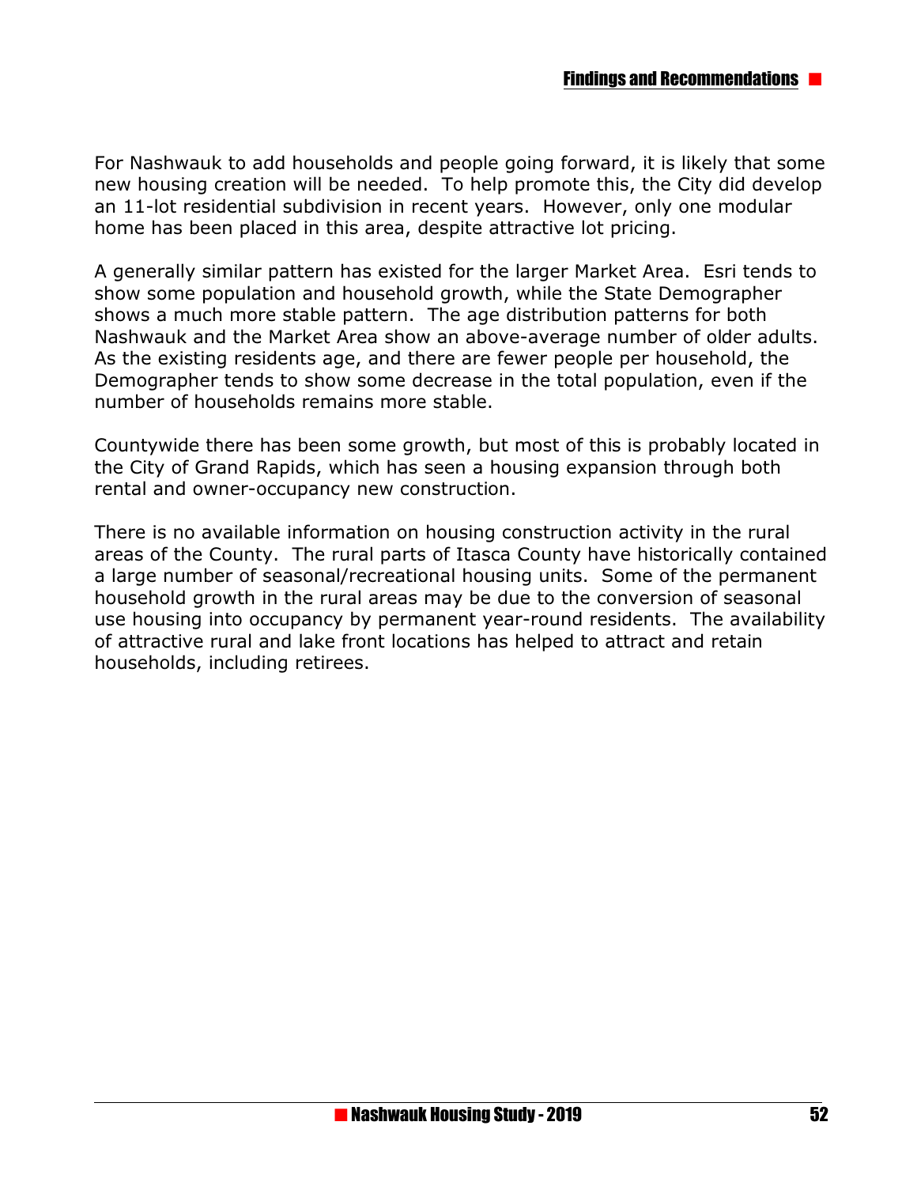For Nashwauk to add households and people going forward, it is likely that some new housing creation will be needed. To help promote this, the City did develop an 11-lot residential subdivision in recent years. However, only one modular home has been placed in this area, despite attractive lot pricing.

A generally similar pattern has existed for the larger Market Area. Esri tends to show some population and household growth, while the State Demographer shows a much more stable pattern. The age distribution patterns for both Nashwauk and the Market Area show an above-average number of older adults. As the existing residents age, and there are fewer people per household, the Demographer tends to show some decrease in the total population, even if the number of households remains more stable.

Countywide there has been some growth, but most of this is probably located in the City of Grand Rapids, which has seen a housing expansion through both rental and owner-occupancy new construction.

There is no available information on housing construction activity in the rural areas of the County. The rural parts of Itasca County have historically contained a large number of seasonal/recreational housing units. Some of the permanent household growth in the rural areas may be due to the conversion of seasonal use housing into occupancy by permanent year-round residents. The availability of attractive rural and lake front locations has helped to attract and retain households, including retirees.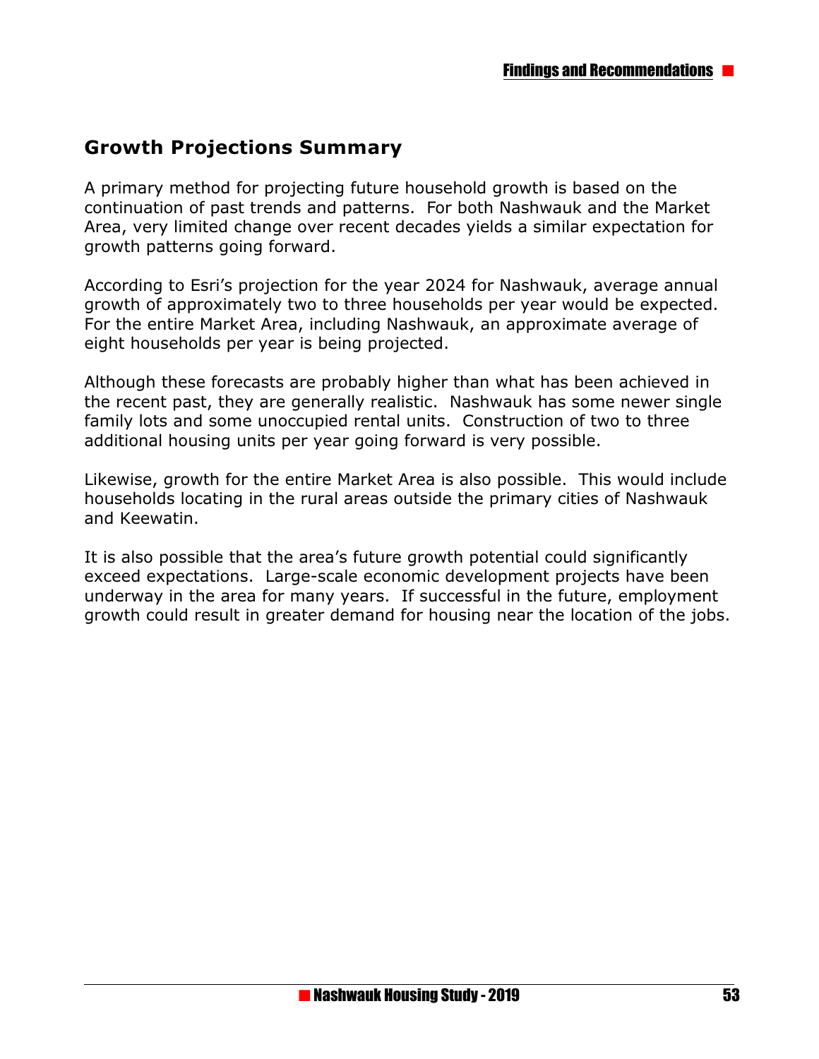## Growth Projections Summary

A primary method for projecting future household growth is based on the continuation of past trends and patterns. For both Nashwauk and the Market Area, very limited change over recent decades yields a similar expectation for growth patterns going forward.

According to Esri's projection for the year 2024 for Nashwauk, average annual growth of approximately two to three households per year would be expected. For the entire Market Area, including Nashwauk, an approximate average of eight households per year is being projected.

Although these forecasts are probably higher than what has been achieved in the recent past, they are generally realistic. Nashwauk has some newer single family lots and some unoccupied rental units. Construction of two to three additional housing units per year going forward is very possible.

Likewise, growth for the entire Market Area is also possible. This would include households locating in the rural areas outside the primary cities of Nashwauk and Keewatin.

It is also possible that the area's future growth potential could significantly exceed expectations. Large-scale economic development projects have been underway in the area for many years. If successful in the future, employment growth could result in greater demand for housing near the location of the jobs.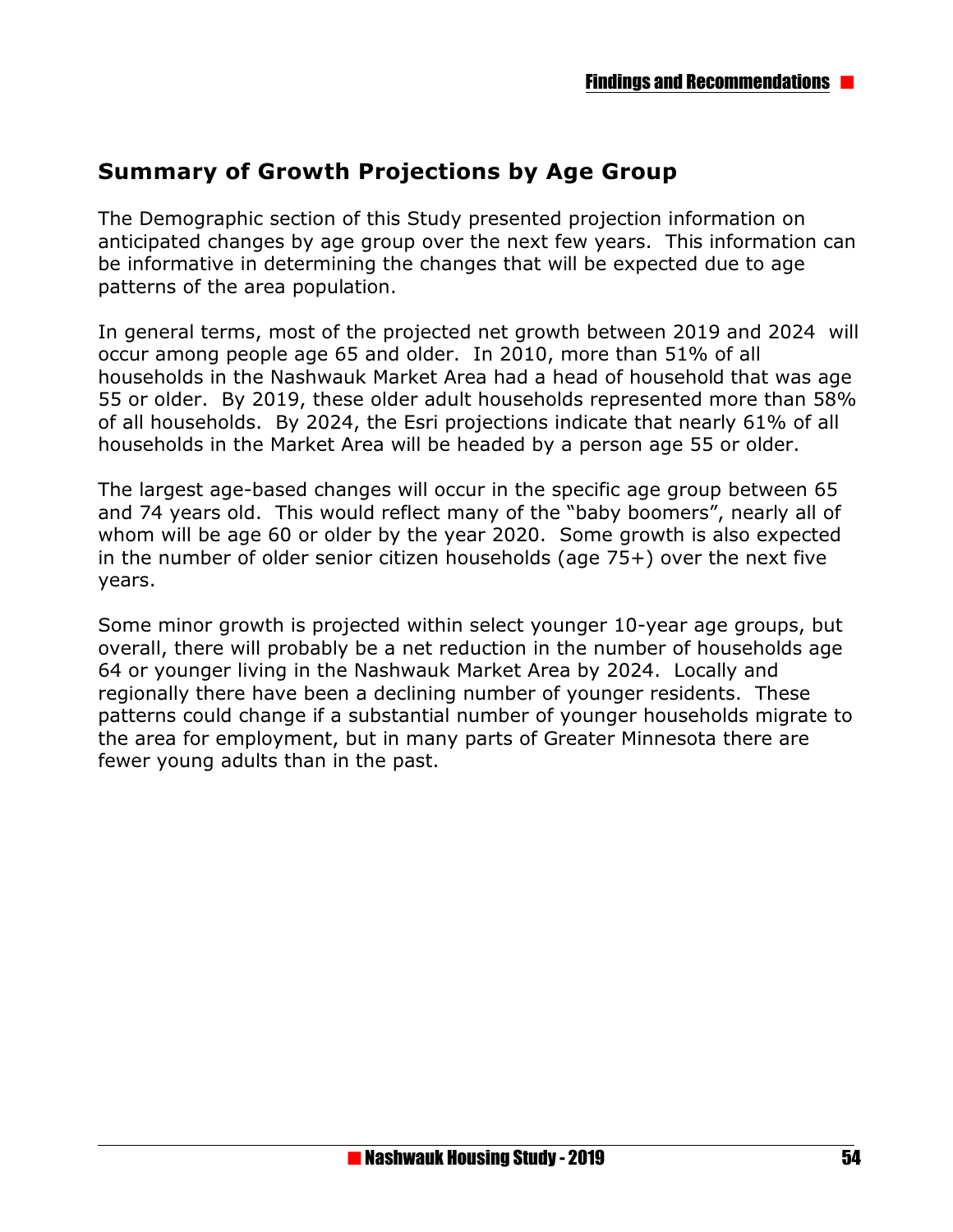## Summary of Growth Projections by Age Group

The Demographic section of this Study presented projection information on anticipated changes by age group over the next few years. This information can be informative in determining the changes that will be expected due to age patterns of the area population.

In general terms, most of the projected net growth between 2019 and 2024 will occur among people age 65 and older. In 2010, more than 51% of all households in the Nashwauk Market Area had a head of household that was age 55 or older. By 2019, these older adult households represented more than 58% of all households. By 2024, the Esri projections indicate that nearly 61% of all households in the Market Area will be headed by a person age 55 or older.

The largest age-based changes will occur in the specific age group between 65 and 74 years old. This would reflect many of the "baby boomers", nearly all of whom will be age 60 or older by the year 2020. Some growth is also expected in the number of older senior citizen households (age 75+) over the next five years.

Some minor growth is projected within select younger 10-year age groups, but overall, there will probably be a net reduction in the number of households age 64 or younger living in the Nashwauk Market Area by 2024. Locally and regionally there have been a declining number of younger residents. These patterns could change if a substantial number of younger households migrate to the area for employment, but in many parts of Greater Minnesota there are fewer young adults than in the past.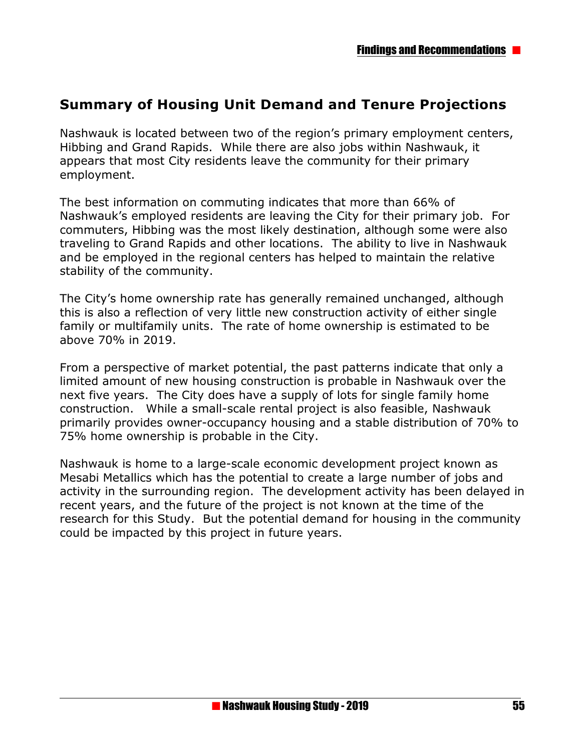## Summary of Housing Unit Demand and Tenure Projections

Nashwauk is located between two of the region's primary employment centers, Hibbing and Grand Rapids. While there are also jobs within Nashwauk, it appears that most City residents leave the community for their primary employment.

The best information on commuting indicates that more than 66% of Nashwauk's employed residents are leaving the City for their primary job. For commuters, Hibbing was the most likely destination, although some were also traveling to Grand Rapids and other locations. The ability to live in Nashwauk and be employed in the regional centers has helped to maintain the relative stability of the community.

The City's home ownership rate has generally remained unchanged, although this is also a reflection of very little new construction activity of either single family or multifamily units. The rate of home ownership is estimated to be above 70% in 2019.

From a perspective of market potential, the past patterns indicate that only a limited amount of new housing construction is probable in Nashwauk over the next five years. The City does have a supply of lots for single family home construction. While a small-scale rental project is also feasible, Nashwauk primarily provides owner-occupancy housing and a stable distribution of 70% to 75% home ownership is probable in the City.

Nashwauk is home to a large-scale economic development project known as Mesabi Metallics which has the potential to create a large number of jobs and activity in the surrounding region. The development activity has been delayed in recent years, and the future of the project is not known at the time of the research for this Study. But the potential demand for housing in the community could be impacted by this project in future years.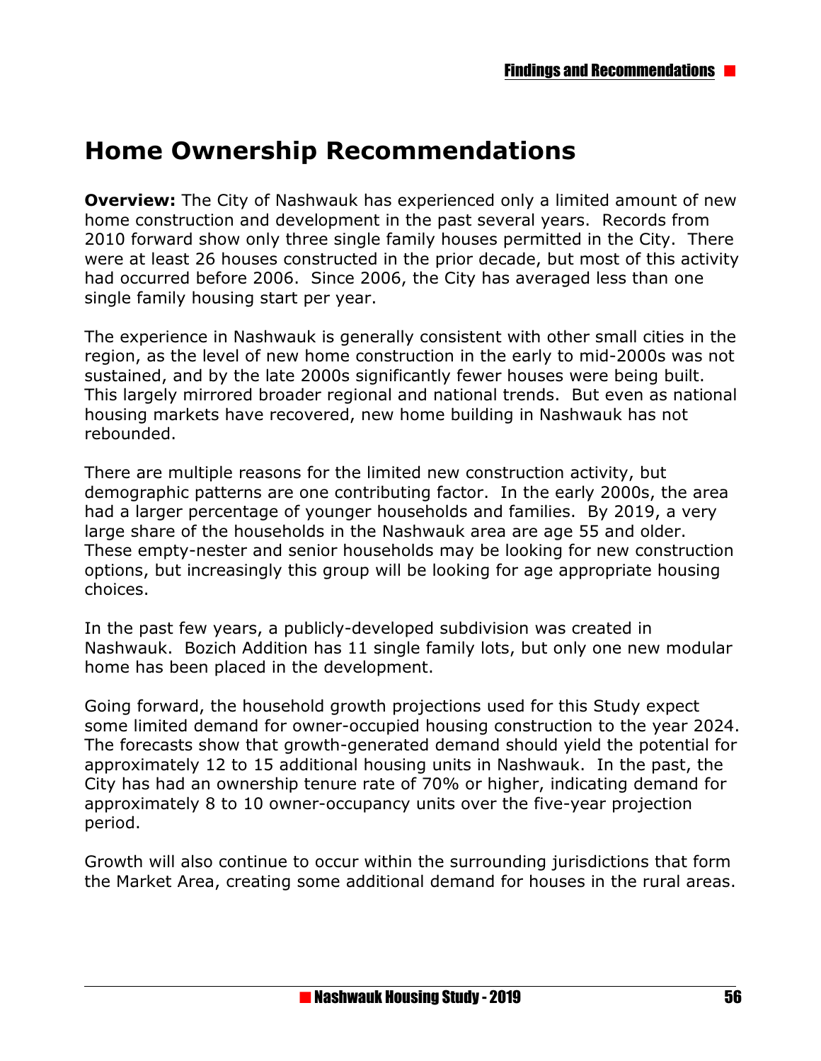# Home Ownership Recommendations

**Overview:** The City of Nashwauk has experienced only a limited amount of new home construction and development in the past several years. Records from 2010 forward show only three single family houses permitted in the City. There were at least 26 houses constructed in the prior decade, but most of this activity had occurred before 2006. Since 2006, the City has averaged less than one single family housing start per year.

The experience in Nashwauk is generally consistent with other small cities in the region, as the level of new home construction in the early to mid-2000s was not sustained, and by the late 2000s significantly fewer houses were being built. This largely mirrored broader regional and national trends. But even as national housing markets have recovered, new home building in Nashwauk has not rebounded.

There are multiple reasons for the limited new construction activity, but demographic patterns are one contributing factor. In the early 2000s, the area had a larger percentage of younger households and families. By 2019, a very large share of the households in the Nashwauk area are age 55 and older. These empty-nester and senior households may be looking for new construction options, but increasingly this group will be looking for age appropriate housing choices.

In the past few years, a publicly-developed subdivision was created in Nashwauk. Bozich Addition has 11 single family lots, but only one new modular home has been placed in the development.

Going forward, the household growth projections used for this Study expect some limited demand for owner-occupied housing construction to the year 2024. The forecasts show that growth-generated demand should yield the potential for approximately 12 to 15 additional housing units in Nashwauk. In the past, the City has had an ownership tenure rate of 70% or higher, indicating demand for approximately 8 to 10 owner-occupancy units over the five-year projection period.

Growth will also continue to occur within the surrounding jurisdictions that form the Market Area, creating some additional demand for houses in the rural areas.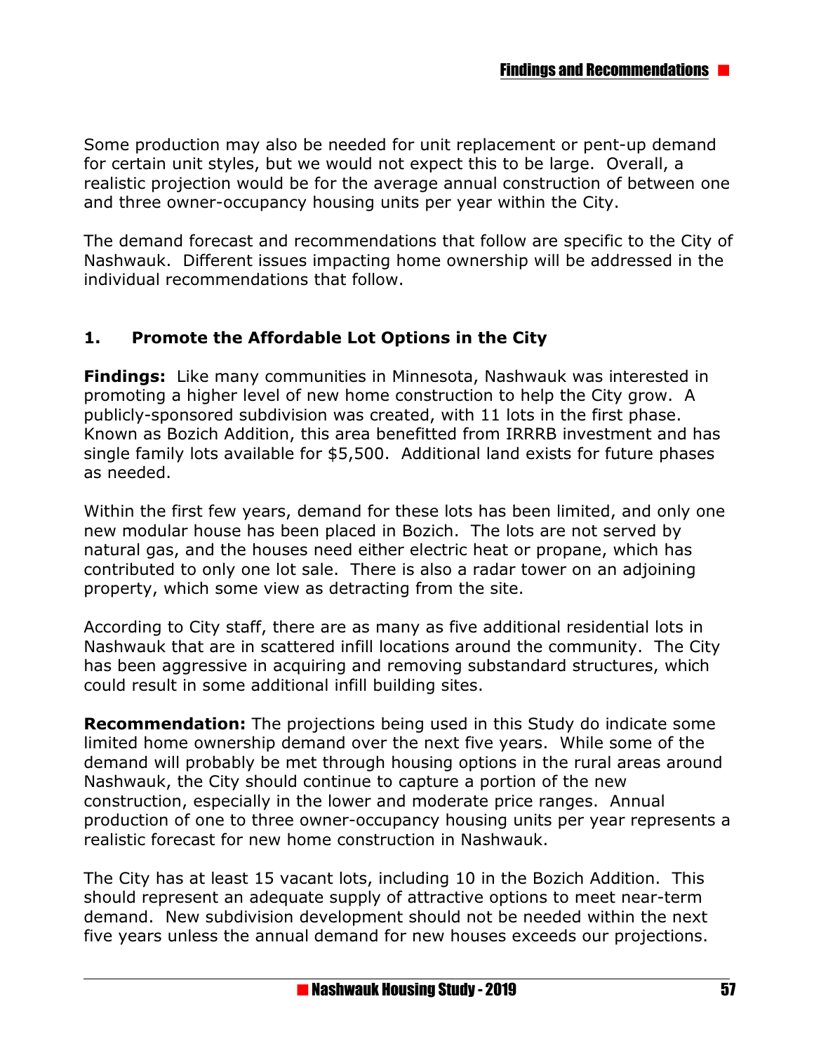Some production may also be needed for unit replacement or pent-up demand for certain unit styles, but we would not expect this to be large. Overall, a realistic projection would be for the average annual construction of between one and three owner-occupancy housing units per year within the City.

The demand forecast and recommendations that follow are specific to the City of Nashwauk. Different issues impacting home ownership will be addressed in the individual recommendations that follow.

### 1. Promote the Affordable Lot Options in the City

**Findings:** Like many communities in Minnesota, Nashwauk was interested in promoting a higher level of new home construction to help the City grow. A publicly-sponsored subdivision was created, with 11 lots in the first phase. Known as Bozich Addition, this area benefitted from IRRRB investment and has single family lots available for $5,500. Additional land exists for future phases as needed.

Within the first few years, demand for these lots has been limited, and only one new modular house has been placed in Bozich. The lots are not served by natural gas, and the houses need either electric heat or propane, which has contributed to only one lot sale. There is also a radar tower on an adjoining property, which some view as detracting from the site.

According to City staff, there are as many as five additional residential lots in Nashwauk that are in scattered infill locations around the community. The City has been aggressive in acquiring and removing substandard structures, which could result in some additional infill building sites.

**Recommendation:** The projections being used in this Study do indicate some limited home ownership demand over the next five years. While some of the demand will probably be met through housing options in the rural areas around Nashwauk, the City should continue to capture a portion of the new construction, especially in the lower and moderate price ranges. Annual production of one to three owner-occupancy housing units per year represents a realistic forecast for new home construction in Nashwauk.

The City has at least 15 vacant lots, including 10 in the Bozich Addition. This should represent an adequate supply of attractive options to meet near-term demand. New subdivision development should not be needed within the next five years unless the annual demand for new houses exceeds our projections.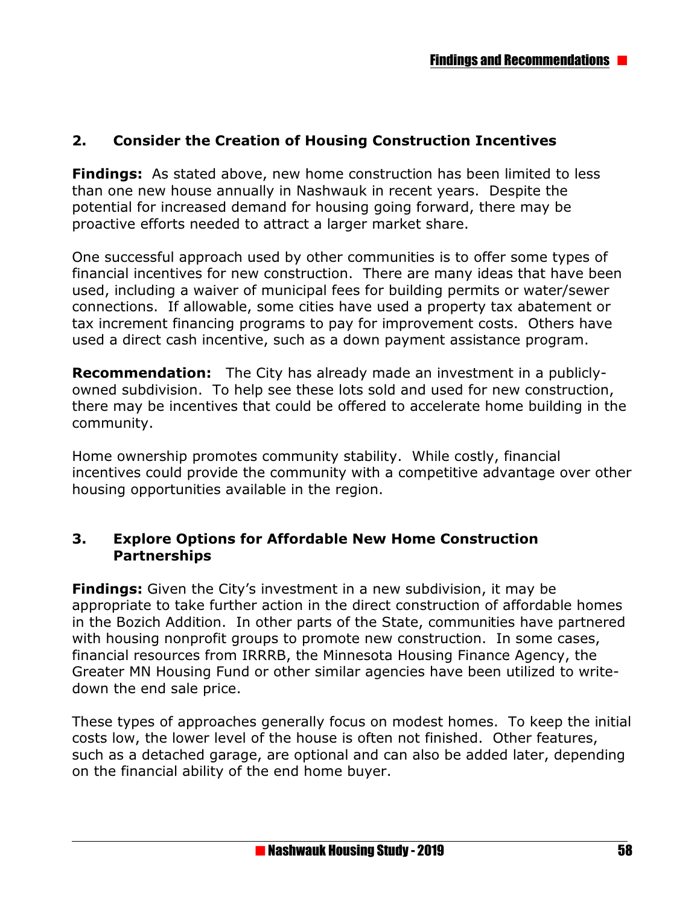## 2. Consider the Creation of Housing Construction Incentives

**Findings:** As stated above, new home construction has been limited to less than one new house annually in Nashwauk in recent years. Despite the potential for increased demand for housing going forward, there may be proactive efforts needed to attract a larger market share.

One successful approach used by other communities is to offer some types of financial incentives for new construction. There are many ideas that have been used, including a waiver of municipal fees for building permits or water/sewer connections. If allowable, some cities have used a property tax abatement or tax increment financing programs to pay for improvement costs. Others have used a direct cash incentive, such as a down payment assistance program.

**Recommendation:** The City has already made an investment in a publicly-owned subdivision. To help see these lots sold and used for new construction, there may be incentives that could be offered to accelerate home building in the community.

Home ownership promotes community stability. While costly, financial incentives could provide the community with a competitive advantage over other housing opportunities available in the region.

## 3. Explore Options for Affordable New Home Construction Partnerships

**Findings:** Given the City's investment in a new subdivision, it may be appropriate to take further action in the direct construction of affordable homes in the Bozich Addition. In other parts of the State, communities have partnered with housing nonprofit groups to promote new construction. In some cases, financial resources from IRRRB, the Minnesota Housing Finance Agency, the Greater MN Housing Fund or other similar agencies have been utilized to write-down the end sale price.

These types of approaches generally focus on modest homes. To keep the initial costs low, the lower level of the house is often not finished. Other features, such as a detached garage, are optional and can also be added later, depending on the financial ability of the end home buyer.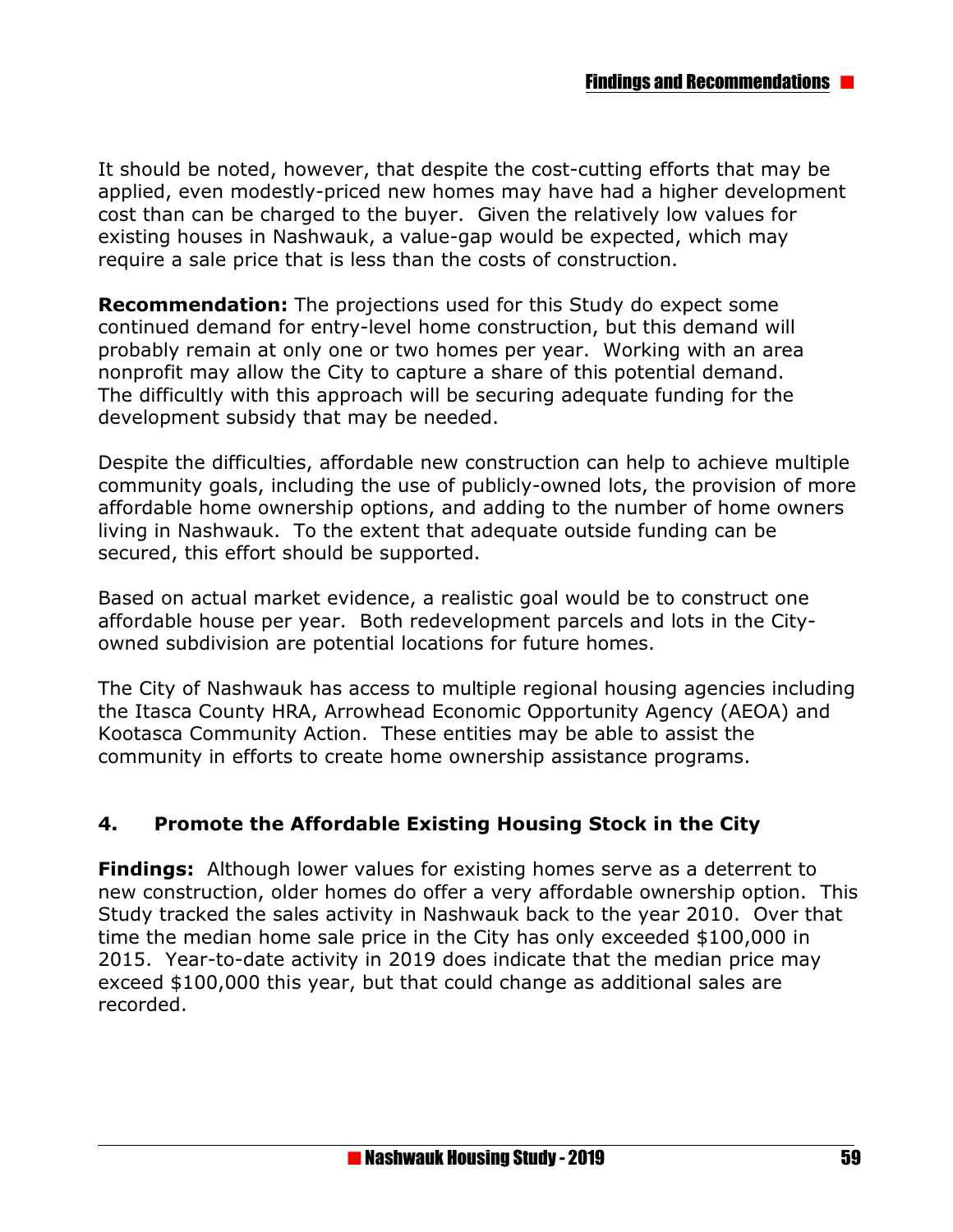It should be noted, however, that despite the cost-cutting efforts that may be applied, even modestly-priced new homes may have had a higher development cost than can be charged to the buyer. Given the relatively low values for existing houses in Nashwauk, a value-gap would be expected, which may require a sale price that is less than the costs of construction.

**Recommendation:** The projections used for this Study do expect some continued demand for entry-level home construction, but this demand will probably remain at only one or two homes per year. Working with an area nonprofit may allow the City to capture a share of this potential demand. The difficultly with this approach will be securing adequate funding for the development subsidy that may be needed.

Despite the difficulties, affordable new construction can help to achieve multiple community goals, including the use of publicly-owned lots, the provision of more affordable home ownership options, and adding to the number of home owners living in Nashwauk. To the extent that adequate outside funding can be secured, this effort should be supported.

Based on actual market evidence, a realistic goal would be to construct one affordable house per year. Both redevelopment parcels and lots in the City-owned subdivision are potential locations for future homes.

The City of Nashwauk has access to multiple regional housing agencies including the Itasca County HRA, Arrowhead Economic Opportunity Agency (AEOA) and Kootasca Community Action. These entities may be able to assist the community in efforts to create home ownership assistance programs.

### 4. Promote the Affordable Existing Housing Stock in the City

**Findings:** Although lower values for existing homes serve as a deterrent to new construction, older homes do offer a very affordable ownership option. This Study tracked the sales activity in Nashwauk back to the year 2010. Over that time the median home sale price in the City has only exceeded $100,000 in 2015. Year-to-date activity in 2019 does indicate that the median price may exceed $100,000 this year, but that could change as additional sales are recorded.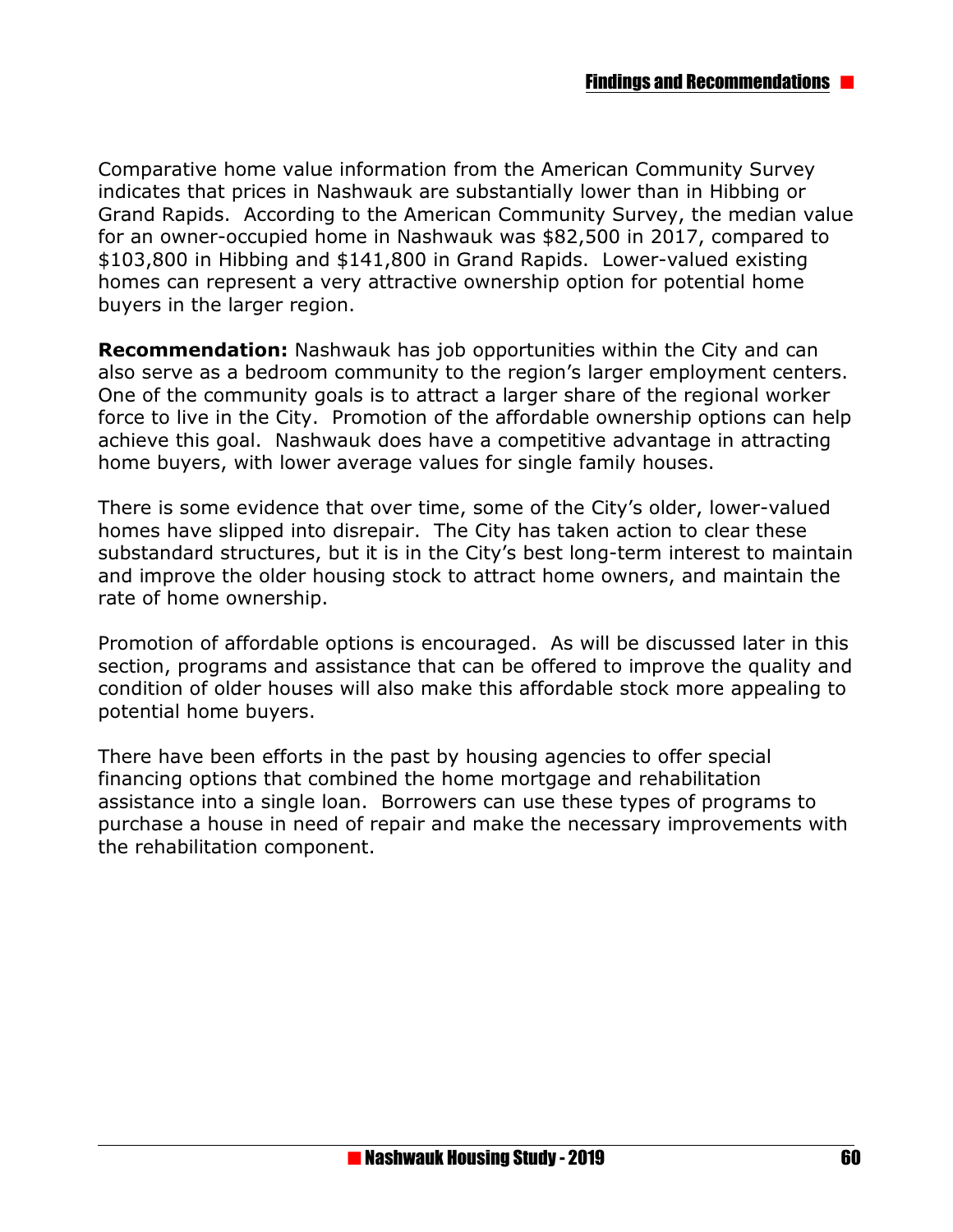Comparative home value information from the American Community Survey indicates that prices in Nashwauk are substantially lower than in Hibbing or Grand Rapids. According to the American Community Survey, the median value for an owner-occupied home in Nashwauk was $82,500 in 2017, compared to $103,800 in Hibbing and $141,800 in Grand Rapids. Lower-valued existing homes can represent a very attractive ownership option for potential home buyers in the larger region.

**Recommendation:** Nashwauk has job opportunities within the City and can also serve as a bedroom community to the region's larger employment centers. One of the community goals is to attract a larger share of the regional worker force to live in the City. Promotion of the affordable ownership options can help achieve this goal. Nashwauk does have a competitive advantage in attracting home buyers, with lower average values for single family houses.

There is some evidence that over time, some of the City's older, lower-valued homes have slipped into disrepair. The City has taken action to clear these substandard structures, but it is in the City's best long-term interest to maintain and improve the older housing stock to attract home owners, and maintain the rate of home ownership.

Promotion of affordable options is encouraged. As will be discussed later in this section, programs and assistance that can be offered to improve the quality and condition of older houses will also make this affordable stock more appealing to potential home buyers.

There have been efforts in the past by housing agencies to offer special financing options that combined the home mortgage and rehabilitation assistance into a single loan. Borrowers can use these types of programs to purchase a house in need of repair and make the necessary improvements with the rehabilitation component.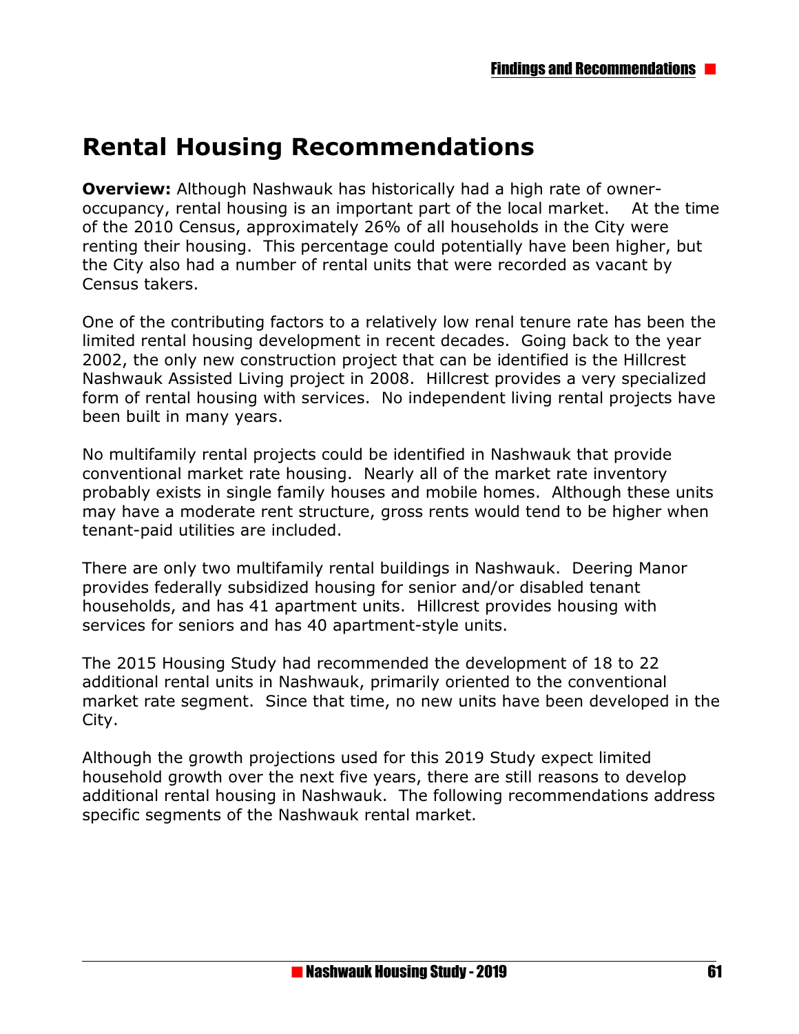# Rental Housing Recommendations

**Overview:** Although Nashwauk has historically had a high rate of owner-occupancy, rental housing is an important part of the local market. At the time of the 2010 Census, approximately 26% of all households in the City were renting their housing. This percentage could potentially have been higher, but the City also had a number of rental units that were recorded as vacant by Census takers.

One of the contributing factors to a relatively low renal tenure rate has been the limited rental housing development in recent decades. Going back to the year 2002, the only new construction project that can be identified is the Hillcrest Nashwauk Assisted Living project in 2008. Hillcrest provides a very specialized form of rental housing with services. No independent living rental projects have been built in many years.

No multifamily rental projects could be identified in Nashwauk that provide conventional market rate housing. Nearly all of the market rate inventory probably exists in single family houses and mobile homes. Although these units may have a moderate rent structure, gross rents would tend to be higher when tenant-paid utilities are included.

There are only two multifamily rental buildings in Nashwauk. Deering Manor provides federally subsidized housing for senior and/or disabled tenant households, and has 41 apartment units. Hillcrest provides housing with services for seniors and has 40 apartment-style units.

The 2015 Housing Study had recommended the development of 18 to 22 additional rental units in Nashwauk, primarily oriented to the conventional market rate segment. Since that time, no new units have been developed in the City.

Although the growth projections used for this 2019 Study expect limited household growth over the next five years, there are still reasons to develop additional rental housing in Nashwauk. The following recommendations address specific segments of the Nashwauk rental market.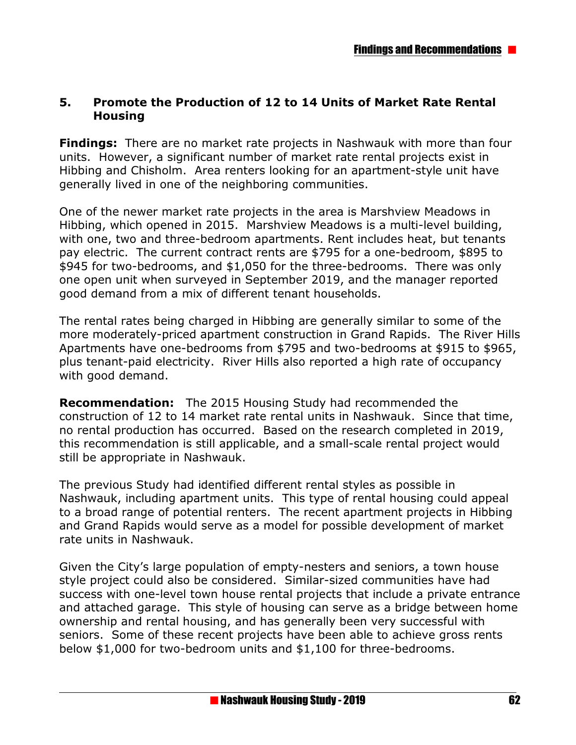### 5. Promote the Production of 12 to 14 Units of Market Rate Rental Housing

**Findings:** There are no market rate projects in Nashwauk with more than four units. However, a significant number of market rate rental projects exist in Hibbing and Chisholm. Area renters looking for an apartment-style unit have generally lived in one of the neighboring communities.

One of the newer market rate projects in the area is Marshview Meadows in Hibbing, which opened in 2015. Marshview Meadows is a multi-level building, with one, two and three-bedroom apartments. Rent includes heat, but tenants pay electric. The current contract rents are $795 for a one-bedroom, $895 to $945 for two-bedrooms, and $1,050 for the three-bedrooms. There was only one open unit when surveyed in September 2019, and the manager reported good demand from a mix of different tenant households.

The rental rates being charged in Hibbing are generally similar to some of the more moderately-priced apartment construction in Grand Rapids. The River Hills Apartments have one-bedrooms from $795 and two-bedrooms at $915 to $965, plus tenant-paid electricity. River Hills also reported a high rate of occupancy with good demand.

**Recommendation:** The 2015 Housing Study had recommended the construction of 12 to 14 market rate rental units in Nashwauk. Since that time, no rental production has occurred. Based on the research completed in 2019, this recommendation is still applicable, and a small-scale rental project would still be appropriate in Nashwauk.

The previous Study had identified different rental styles as possible in Nashwauk, including apartment units. This type of rental housing could appeal to a broad range of potential renters. The recent apartment projects in Hibbing and Grand Rapids would serve as a model for possible development of market rate units in Nashwauk.

Given the City's large population of empty-nesters and seniors, a town house style project could also be considered. Similar-sized communities have had success with one-level town house rental projects that include a private entrance and attached garage. This style of housing can serve as a bridge between home ownership and rental housing, and has generally been very successful with seniors. Some of these recent projects have been able to achieve gross rents below $1,000 for two-bedroom units and $1,100 for three-bedrooms.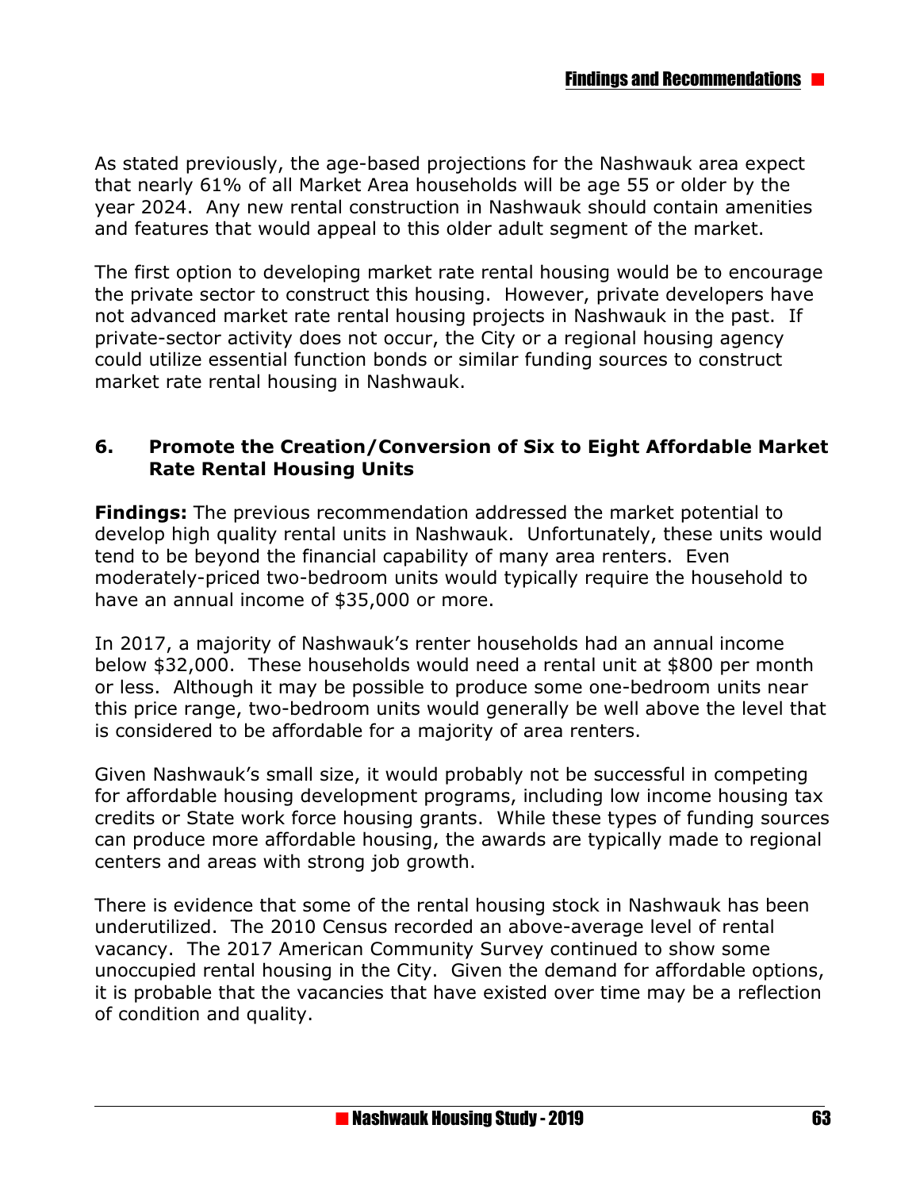As stated previously, the age-based projections for the Nashwauk area expect that nearly 61% of all Market Area households will be age 55 or older by the year 2024. Any new rental construction in Nashwauk should contain amenities and features that would appeal to this older adult segment of the market.

The first option to developing market rate rental housing would be to encourage the private sector to construct this housing. However, private developers have not advanced market rate rental housing projects in Nashwauk in the past. If private-sector activity does not occur, the City or a regional housing agency could utilize essential function bonds or similar funding sources to construct market rate rental housing in Nashwauk.

### 6. Promote the Creation/Conversion of Six to Eight Affordable Market Rate Rental Housing Units

**Findings:** The previous recommendation addressed the market potential to develop high quality rental units in Nashwauk. Unfortunately, these units would tend to be beyond the financial capability of many area renters. Even moderately-priced two-bedroom units would typically require the household to have an annual income of $35,000 or more.

In 2017, a majority of Nashwauk's renter households had an annual income below $32,000. These households would need a rental unit at $800 per month or less. Although it may be possible to produce some one-bedroom units near this price range, two-bedroom units would generally be well above the level that is considered to be affordable for a majority of area renters.

Given Nashwauk's small size, it would probably not be successful in competing for affordable housing development programs, including low income housing tax credits or State work force housing grants. While these types of funding sources can produce more affordable housing, the awards are typically made to regional centers and areas with strong job growth.

There is evidence that some of the rental housing stock in Nashwauk has been underutilized. The 2010 Census recorded an above-average level of rental vacancy. The 2017 American Community Survey continued to show some unoccupied rental housing in the City. Given the demand for affordable options, it is probable that the vacancies that have existed over time may be a reflection of condition and quality.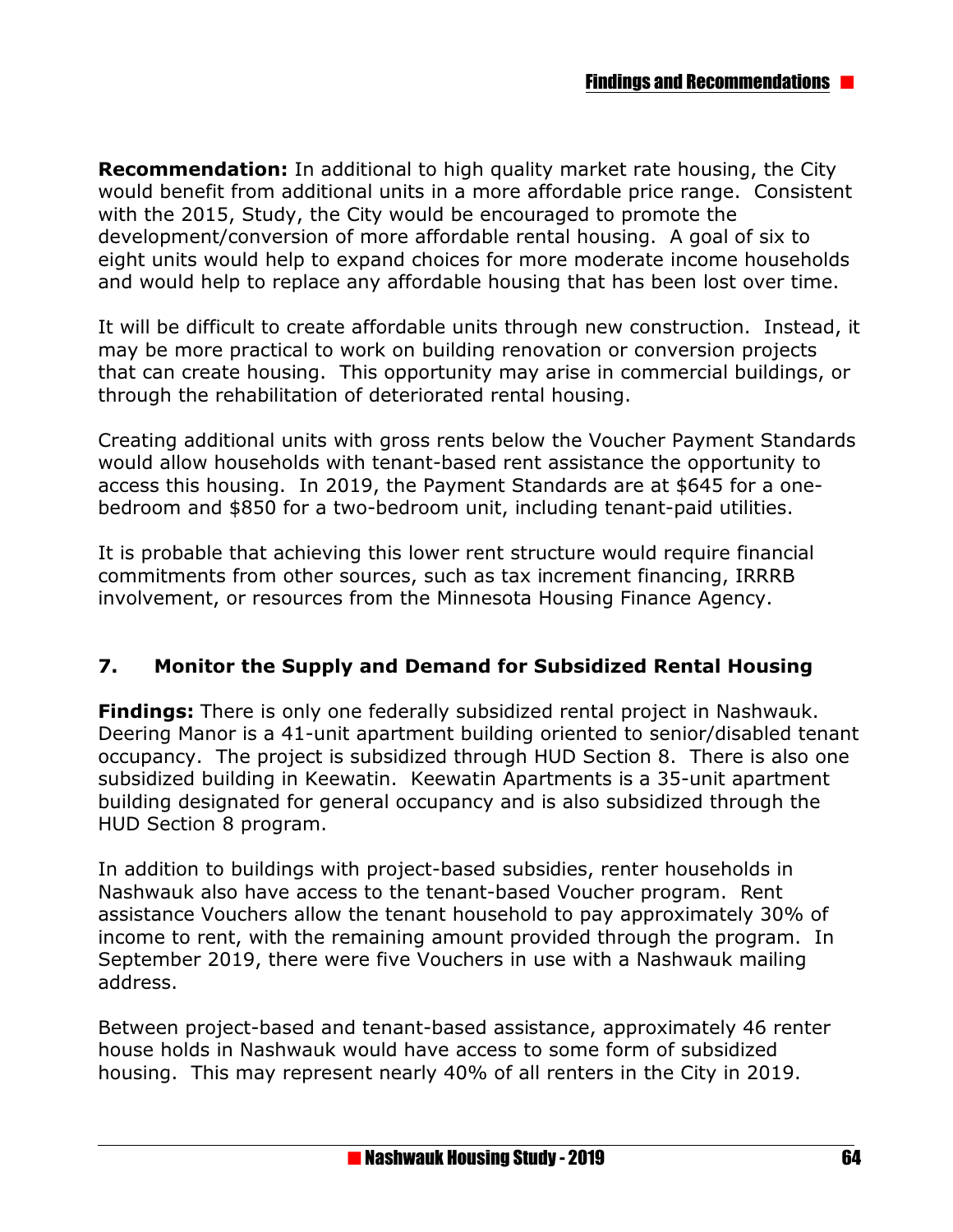**Recommendation:** In additional to high quality market rate housing, the City would benefit from additional units in a more affordable price range. Consistent with the 2015, Study, the City would be encouraged to promote the development/conversion of more affordable rental housing. A goal of six to eight units would help to expand choices for more moderate income households and would help to replace any affordable housing that has been lost over time.

It will be difficult to create affordable units through new construction. Instead, it may be more practical to work on building renovation or conversion projects that can create housing. This opportunity may arise in commercial buildings, or through the rehabilitation of deteriorated rental housing.

Creating additional units with gross rents below the Voucher Payment Standards would allow households with tenant-based rent assistance the opportunity to access this housing. In 2019, the Payment Standards are at $645 for a one-bedroom and $850 for a two-bedroom unit, including tenant-paid utilities.

It is probable that achieving this lower rent structure would require financial commitments from other sources, such as tax increment financing, IRRRB involvement, or resources from the Minnesota Housing Finance Agency.

### 7. Monitor the Supply and Demand for Subsidized Rental Housing

**Findings:** There is only one federally subsidized rental project in Nashwauk. Deering Manor is a 41-unit apartment building oriented to senior/disabled tenant occupancy. The project is subsidized through HUD Section 8. There is also one subsidized building in Keewatin. Keewatin Apartments is a 35-unit apartment building designated for general occupancy and is also subsidized through the HUD Section 8 program.

In addition to buildings with project-based subsidies, renter households in Nashwauk also have access to the tenant-based Voucher program. Rent assistance Vouchers allow the tenant household to pay approximately 30% of income to rent, with the remaining amount provided through the program. In September 2019, there were five Vouchers in use with a Nashwauk mailing address.

Between project-based and tenant-based assistance, approximately 46 renter house holds in Nashwauk would have access to some form of subsidized housing. This may represent nearly 40% of all renters in the City in 2019.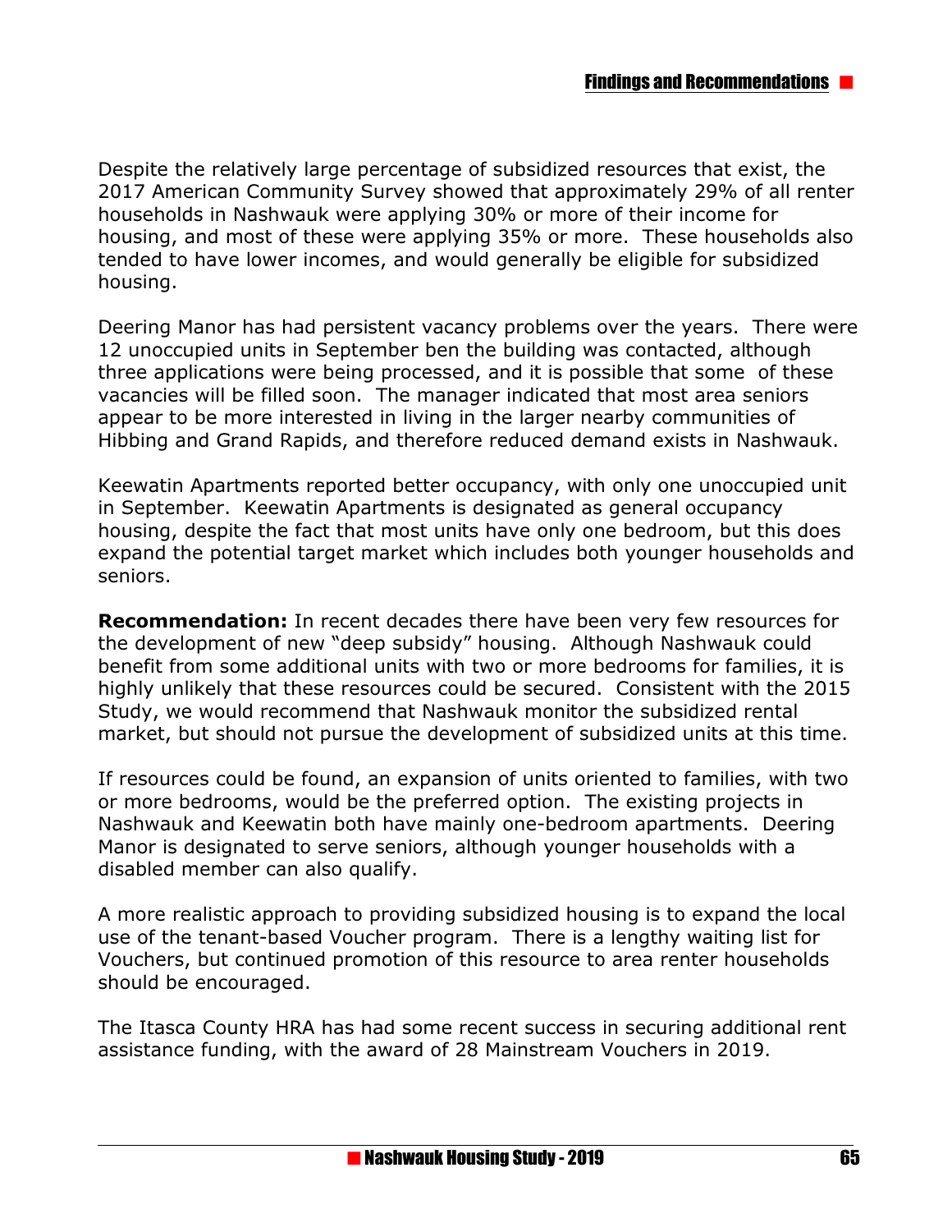Despite the relatively large percentage of subsidized resources that exist, the 2017 American Community Survey showed that approximately 29% of all renter households in Nashwauk were applying 30% or more of their income for housing, and most of these were applying 35% or more. These households also tended to have lower incomes, and would generally be eligible for subsidized housing.

Deering Manor has had persistent vacancy problems over the years. There were 12 unoccupied units in September ben the building was contacted, although three applications were being processed, and it is possible that some of these vacancies will be filled soon. The manager indicated that most area seniors appear to be more interested in living in the larger nearby communities of Hibbing and Grand Rapids, and therefore reduced demand exists in Nashwauk.

Keewatin Apartments reported better occupancy, with only one unoccupied unit in September. Keewatin Apartments is designated as general occupancy housing, despite the fact that most units have only one bedroom, but this does expand the potential target market which includes both younger households and seniors.

**Recommendation:** In recent decades there have been very few resources for the development of new "deep subsidy" housing. Although Nashwauk could benefit from some additional units with two or more bedrooms for families, it is highly unlikely that these resources could be secured. Consistent with the 2015 Study, we would recommend that Nashwauk monitor the subsidized rental market, but should not pursue the development of subsidized units at this time.

If resources could be found, an expansion of units oriented to families, with two or more bedrooms, would be the preferred option. The existing projects in Nashwauk and Keewatin both have mainly one-bedroom apartments. Deering Manor is designated to serve seniors, although younger households with a disabled member can also qualify.

A more realistic approach to providing subsidized housing is to expand the local use of the tenant-based Voucher program. There is a lengthy waiting list for Vouchers, but continued promotion of this resource to area renter households should be encouraged.

The Itasca County HRA has had some recent success in securing additional rent assistance funding, with the award of 28 Mainstream Vouchers in 2019.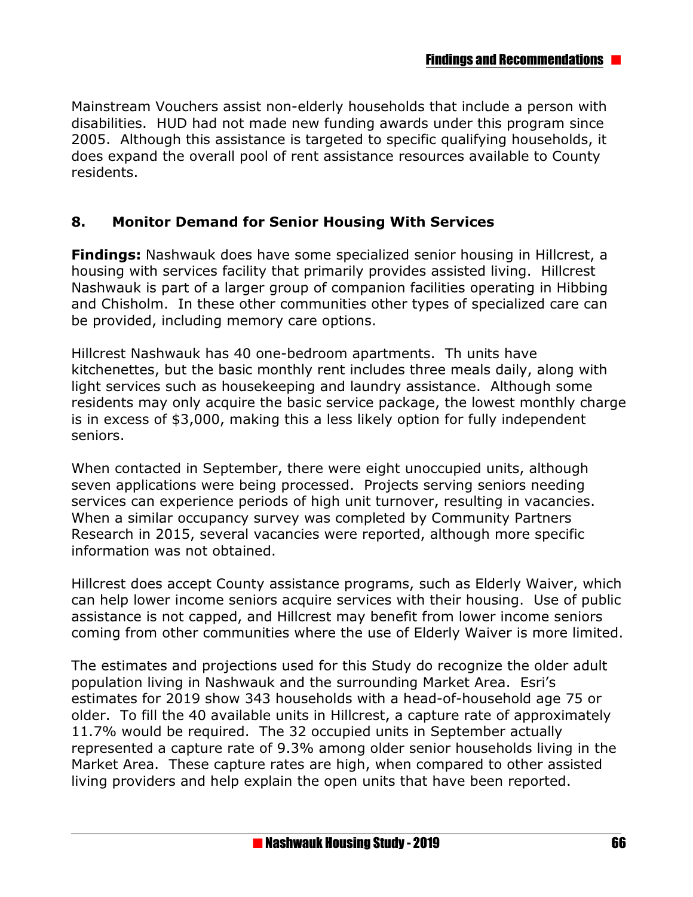Mainstream Vouchers assist non-elderly households that include a person with disabilities. HUD had not made new funding awards under this program since 2005. Although this assistance is targeted to specific qualifying households, it does expand the overall pool of rent assistance resources available to County residents.

### 8. Monitor Demand for Senior Housing With Services

**Findings:** Nashwauk does have some specialized senior housing in Hillcrest, a housing with services facility that primarily provides assisted living. Hillcrest Nashwauk is part of a larger group of companion facilities operating in Hibbing and Chisholm. In these other communities other types of specialized care can be provided, including memory care options.

Hillcrest Nashwauk has 40 one-bedroom apartments. Th units have kitchenettes, but the basic monthly rent includes three meals daily, along with light services such as housekeeping and laundry assistance. Although some residents may only acquire the basic service package, the lowest monthly charge is in excess of $3,000, making this a less likely option for fully independent seniors.

When contacted in September, there were eight unoccupied units, although seven applications were being processed. Projects serving seniors needing services can experience periods of high unit turnover, resulting in vacancies. When a similar occupancy survey was completed by Community Partners Research in 2015, several vacancies were reported, although more specific information was not obtained.

Hillcrest does accept County assistance programs, such as Elderly Waiver, which can help lower income seniors acquire services with their housing. Use of public assistance is not capped, and Hillcrest may benefit from lower income seniors coming from other communities where the use of Elderly Waiver is more limited.

The estimates and projections used for this Study do recognize the older adult population living in Nashwauk and the surrounding Market Area. Esri's estimates for 2019 show 343 households with a head-of-household age 75 or older. To fill the 40 available units in Hillcrest, a capture rate of approximately 11.7% would be required. The 32 occupied units in September actually represented a capture rate of 9.3% among older senior households living in the Market Area. These capture rates are high, when compared to other assisted living providers and help explain the open units that have been reported.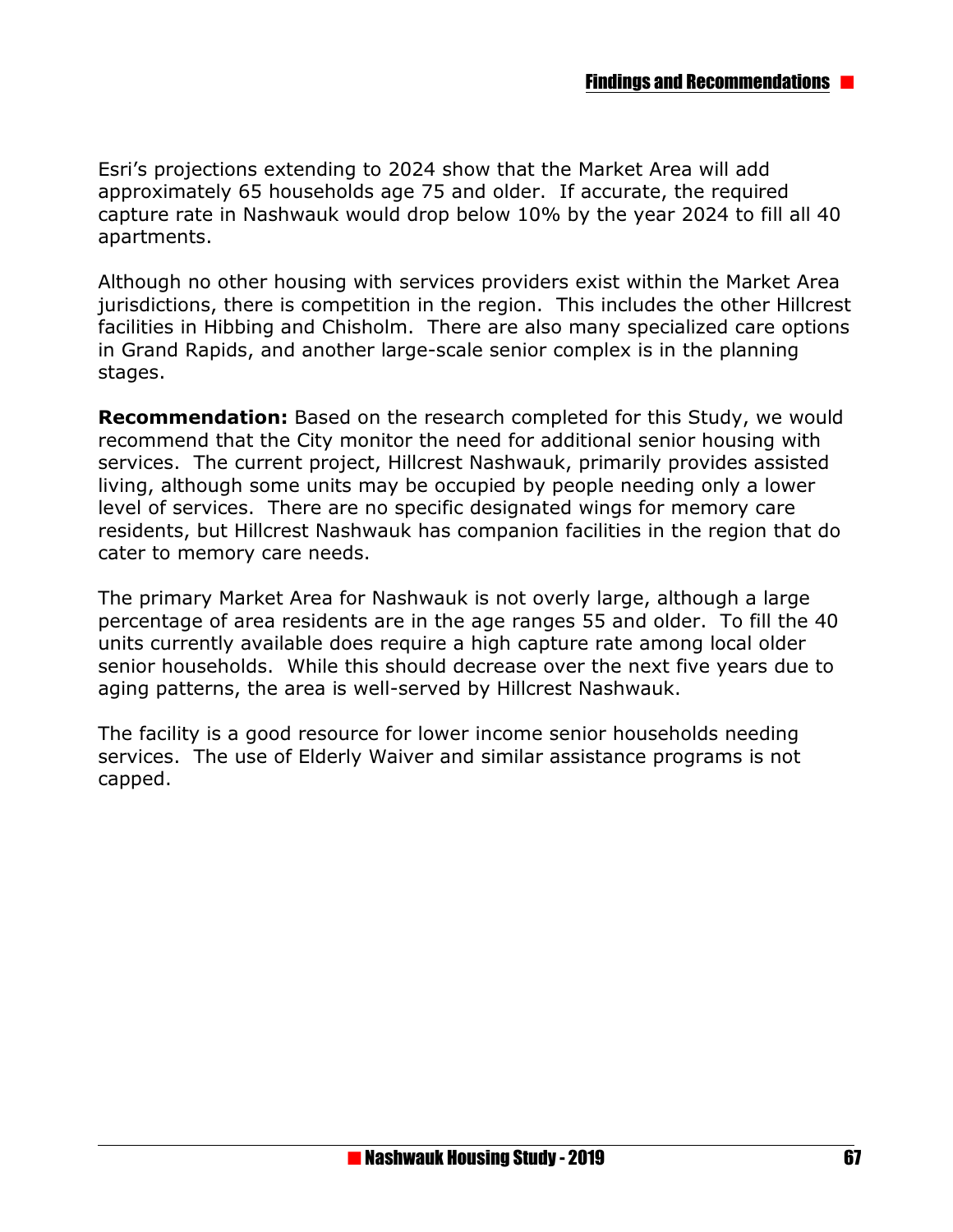Esri's projections extending to 2024 show that the Market Area will add approximately 65 households age 75 and older. If accurate, the required capture rate in Nashwauk would drop below 10% by the year 2024 to fill all 40 apartments.

Although no other housing with services providers exist within the Market Area jurisdictions, there is competition in the region. This includes the other Hillcrest facilities in Hibbing and Chisholm. There are also many specialized care options in Grand Rapids, and another large-scale senior complex is in the planning stages.

**Recommendation:** Based on the research completed for this Study, we would recommend that the City monitor the need for additional senior housing with services. The current project, Hillcrest Nashwauk, primarily provides assisted living, although some units may be occupied by people needing only a lower level of services. There are no specific designated wings for memory care residents, but Hillcrest Nashwauk has companion facilities in the region that do cater to memory care needs.

The primary Market Area for Nashwauk is not overly large, although a large percentage of area residents are in the age ranges 55 and older. To fill the 40 units currently available does require a high capture rate among local older senior households. While this should decrease over the next five years due to aging patterns, the area is well-served by Hillcrest Nashwauk.

The facility is a good resource for lower income senior households needing services. The use of Elderly Waiver and similar assistance programs is not capped.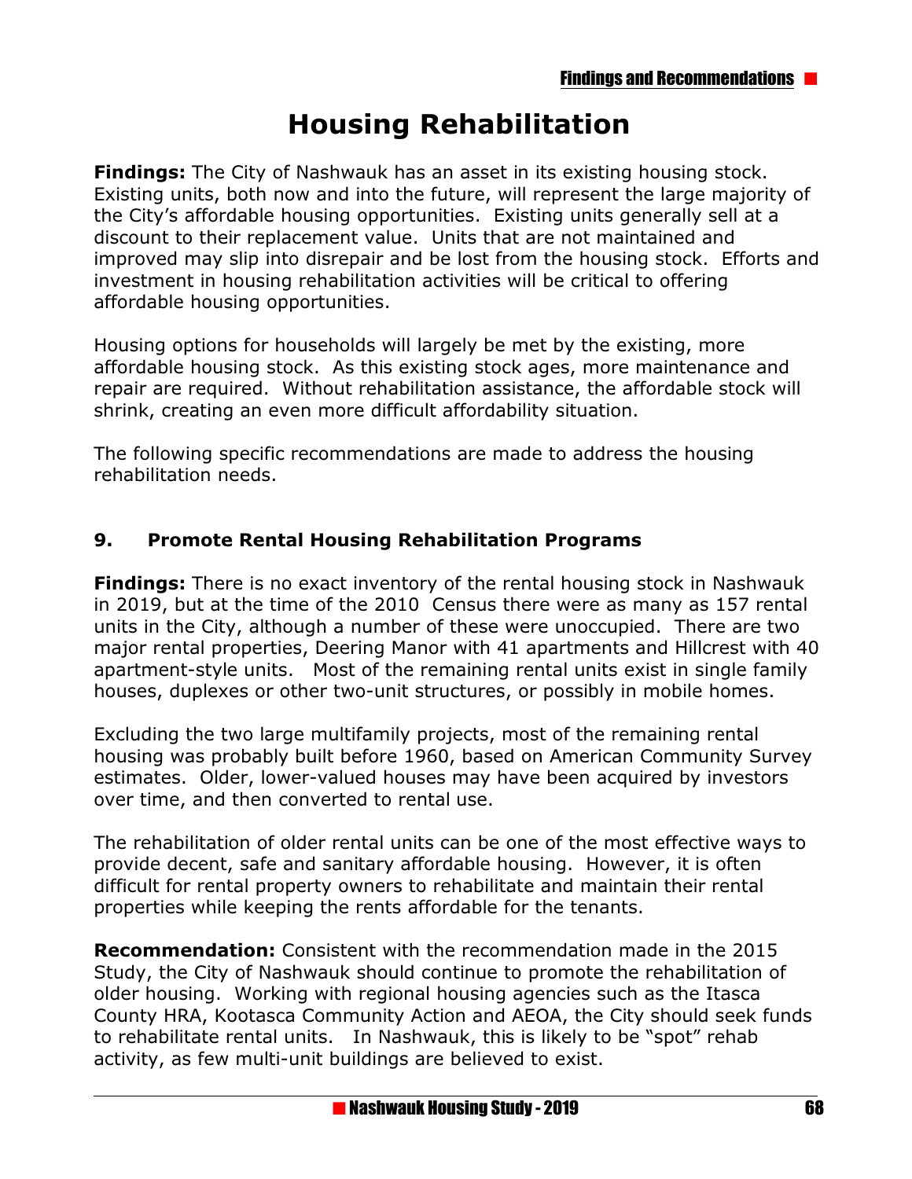# Housing Rehabilitation

**Findings:** The City of Nashwauk has an asset in its existing housing stock. Existing units, both now and into the future, will represent the large majority of the City's affordable housing opportunities. Existing units generally sell at a discount to their replacement value. Units that are not maintained and improved may slip into disrepair and be lost from the housing stock. Efforts and investment in housing rehabilitation activities will be critical to offering affordable housing opportunities.

Housing options for households will largely be met by the existing, more affordable housing stock. As this existing stock ages, more maintenance and repair are required. Without rehabilitation assistance, the affordable stock will shrink, creating an even more difficult affordability situation.

The following specific recommendations are made to address the housing rehabilitation needs.

### 9. Promote Rental Housing Rehabilitation Programs

**Findings:** There is no exact inventory of the rental housing stock in Nashwauk in 2019, but at the time of the 2010 Census there were as many as 157 rental units in the City, although a number of these were unoccupied. There are two major rental properties, Deering Manor with 41 apartments and Hillcrest with 40 apartment-style units. Most of the remaining rental units exist in single family houses, duplexes or other two-unit structures, or possibly in mobile homes.

Excluding the two large multifamily projects, most of the remaining rental housing was probably built before 1960, based on American Community Survey estimates. Older, lower-valued houses may have been acquired by investors over time, and then converted to rental use.

The rehabilitation of older rental units can be one of the most effective ways to provide decent, safe and sanitary affordable housing. However, it is often difficult for rental property owners to rehabilitate and maintain their rental properties while keeping the rents affordable for the tenants.

**Recommendation:** Consistent with the recommendation made in the 2015 Study, the City of Nashwauk should continue to promote the rehabilitation of older housing. Working with regional housing agencies such as the Itasca County HRA, Kootasca Community Action and AEOA, the City should seek funds to rehabilitate rental units. In Nashwauk, this is likely to be "spot" rehab activity, as few multi-unit buildings are believed to exist.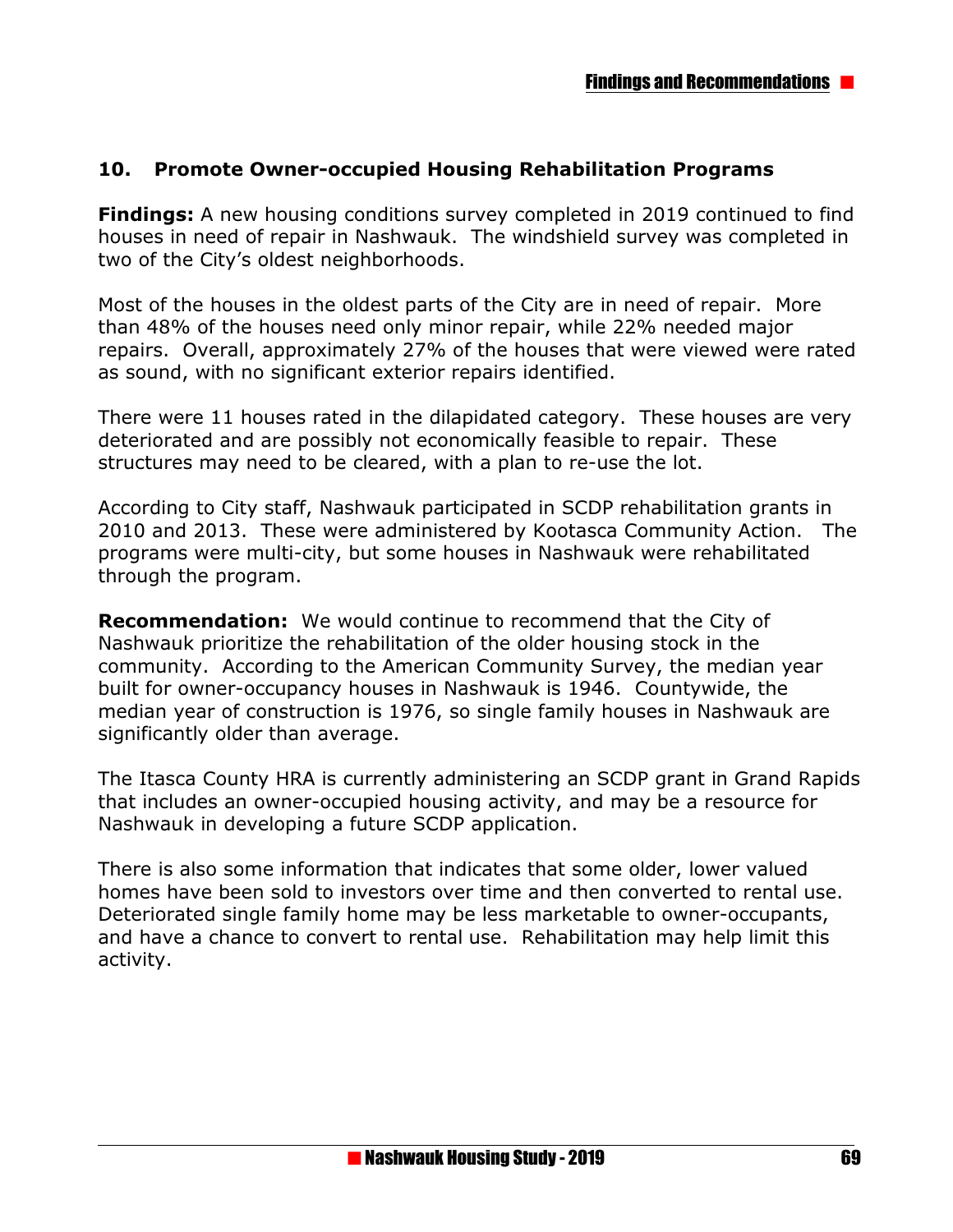### 10. Promote Owner-occupied Housing Rehabilitation Programs

**Findings:** A new housing conditions survey completed in 2019 continued to find houses in need of repair in Nashwauk. The windshield survey was completed in two of the City's oldest neighborhoods.

Most of the houses in the oldest parts of the City are in need of repair. More than 48% of the houses need only minor repair, while 22% needed major repairs. Overall, approximately 27% of the houses that were viewed were rated as sound, with no significant exterior repairs identified.

There were 11 houses rated in the dilapidated category. These houses are very deteriorated and are possibly not economically feasible to repair. These structures may need to be cleared, with a plan to re-use the lot.

According to City staff, Nashwauk participated in SCDP rehabilitation grants in 2010 and 2013. These were administered by Kootasca Community Action. The programs were multi-city, but some houses in Nashwauk were rehabilitated through the program.

**Recommendation:** We would continue to recommend that the City of Nashwauk prioritize the rehabilitation of the older housing stock in the community. According to the American Community Survey, the median year built for owner-occupancy houses in Nashwauk is 1946. Countywide, the median year of construction is 1976, so single family houses in Nashwauk are significantly older than average.

The Itasca County HRA is currently administering an SCDP grant in Grand Rapids that includes an owner-occupied housing activity, and may be a resource for Nashwauk in developing a future SCDP application.

There is also some information that indicates that some older, lower valued homes have been sold to investors over time and then converted to rental use. Deteriorated single family home may be less marketable to owner-occupants, and have a chance to convert to rental use. Rehabilitation may help limit this activity.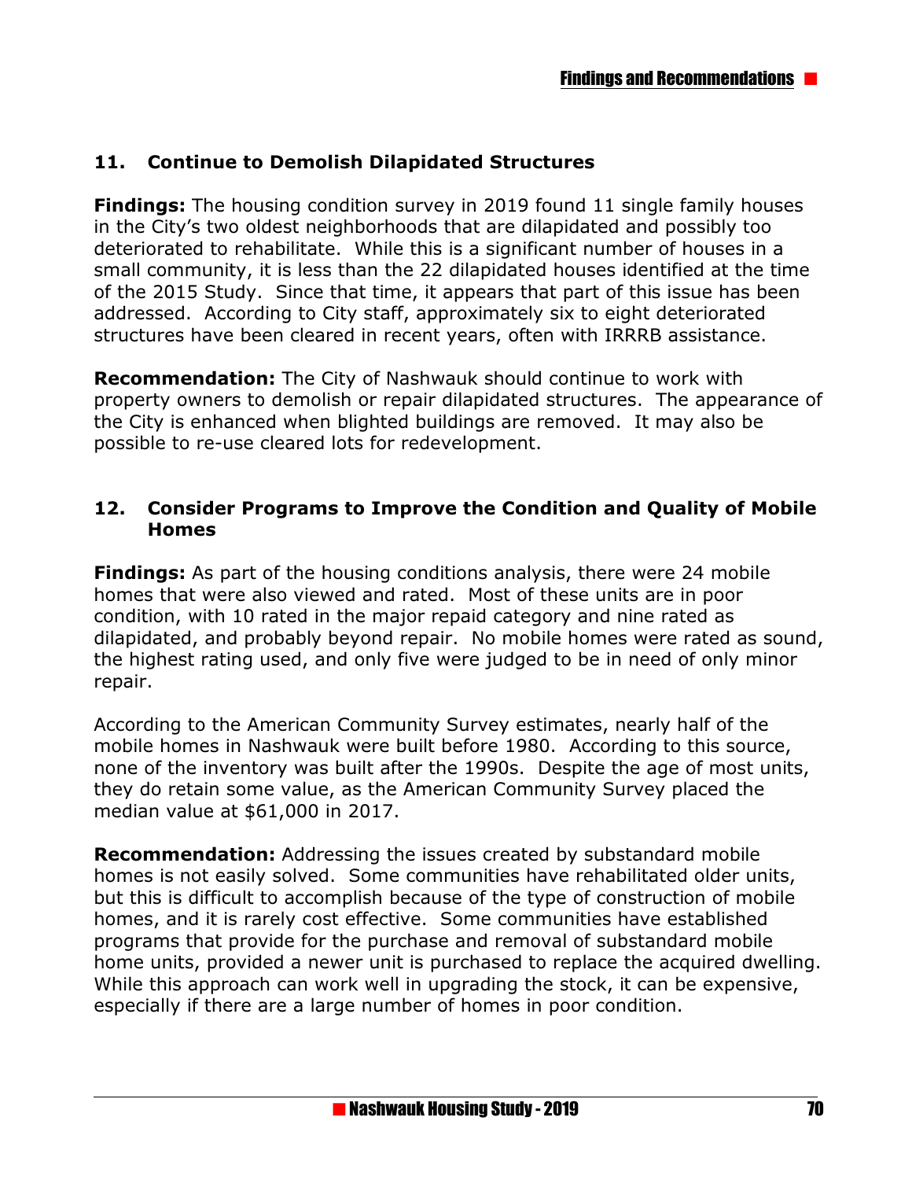### 11. Continue to Demolish Dilapidated Structures

**Findings:** The housing condition survey in 2019 found 11 single family houses in the City's two oldest neighborhoods that are dilapidated and possibly too deteriorated to rehabilitate. While this is a significant number of houses in a small community, it is less than the 22 dilapidated houses identified at the time of the 2015 Study. Since that time, it appears that part of this issue has been addressed. According to City staff, approximately six to eight deteriorated structures have been cleared in recent years, often with IRRRB assistance.

**Recommendation:** The City of Nashwauk should continue to work with property owners to demolish or repair dilapidated structures. The appearance of the City is enhanced when blighted buildings are removed. It may also be possible to re-use cleared lots for redevelopment.

### 12. Consider Programs to Improve the Condition and Quality of Mobile Homes

**Findings:** As part of the housing conditions analysis, there were 24 mobile homes that were also viewed and rated. Most of these units are in poor condition, with 10 rated in the major repaid category and nine rated as dilapidated, and probably beyond repair. No mobile homes were rated as sound, the highest rating used, and only five were judged to be in need of only minor repair.

According to the American Community Survey estimates, nearly half of the mobile homes in Nashwauk were built before 1980. According to this source, none of the inventory was built after the 1990s. Despite the age of most units, they do retain some value, as the American Community Survey placed the median value at $61,000 in 2017.

**Recommendation:** Addressing the issues created by substandard mobile homes is not easily solved. Some communities have rehabilitated older units, but this is difficult to accomplish because of the type of construction of mobile homes, and it is rarely cost effective. Some communities have established programs that provide for the purchase and removal of substandard mobile home units, provided a newer unit is purchased to replace the acquired dwelling. While this approach can work well in upgrading the stock, it can be expensive, especially if there are a large number of homes in poor condition.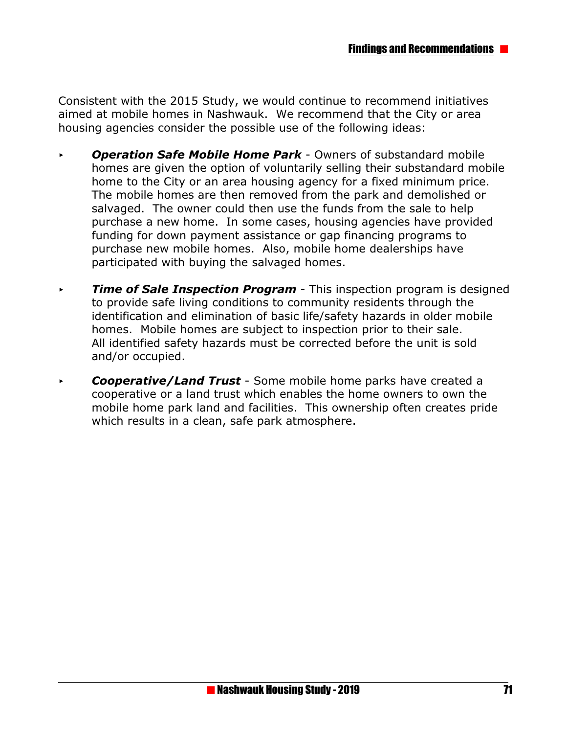Consistent with the 2015 Study, we would continue to recommend initiatives aimed at mobile homes in Nashwauk. We recommend that the City or area housing agencies consider the possible use of the following ideas:

- ***Operation Safe Mobile Home Park*** - Owners of substandard mobile homes are given the option of voluntarily selling their substandard mobile home to the City or an area housing agency for a fixed minimum price. The mobile homes are then removed from the park and demolished or salvaged. The owner could then use the funds from the sale to help purchase a new home. In some cases, housing agencies have provided funding for down payment assistance or gap financing programs to purchase new mobile homes. Also, mobile home dealerships have participated with buying the salvaged homes.

- ***Time of Sale Inspection Program*** - This inspection program is designed to provide safe living conditions to community residents through the identification and elimination of basic life/safety hazards in older mobile homes. Mobile homes are subject to inspection prior to their sale. All identified safety hazards must be corrected before the unit is sold and/or occupied.

- ***Cooperative/Land Trust*** - Some mobile home parks have created a cooperative or a land trust which enables the home owners to own the mobile home park land and facilities. This ownership often creates pride which results in a clean, safe park atmosphere.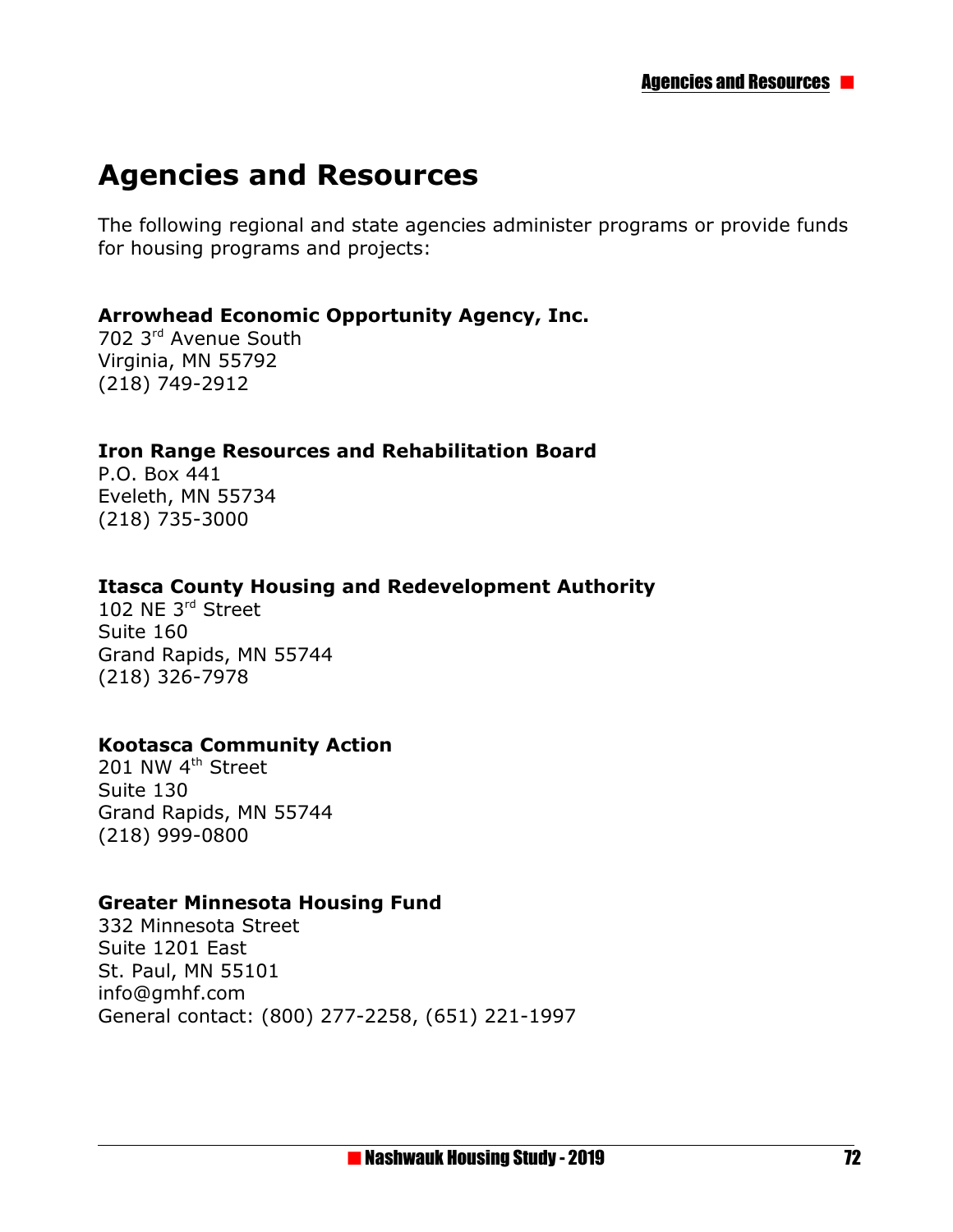# Agencies and Resources

The following regional and state agencies administer programs or provide funds for housing programs and projects:

**Arrowhead Economic Opportunity Agency, Inc.**
702 3rd Avenue South
Virginia, MN 55792
(218) 749-2912

**Iron Range Resources and Rehabilitation Board**
P.O. Box 441
Eveleth, MN 55734
(218) 735-3000

**Itasca County Housing and Redevelopment Authority**
102 NE 3rd Street
Suite 160
Grand Rapids, MN 55744
(218) 326-7978

**Kootasca Community Action**
201 NW 4th Street
Suite 130
Grand Rapids, MN 55744
(218) 999-0800

**Greater Minnesota Housing Fund**
332 Minnesota Street
Suite 1201 East
St. Paul, MN 55101
info@gmhf.com
General contact: (800) 277-2258, (651) 221-1997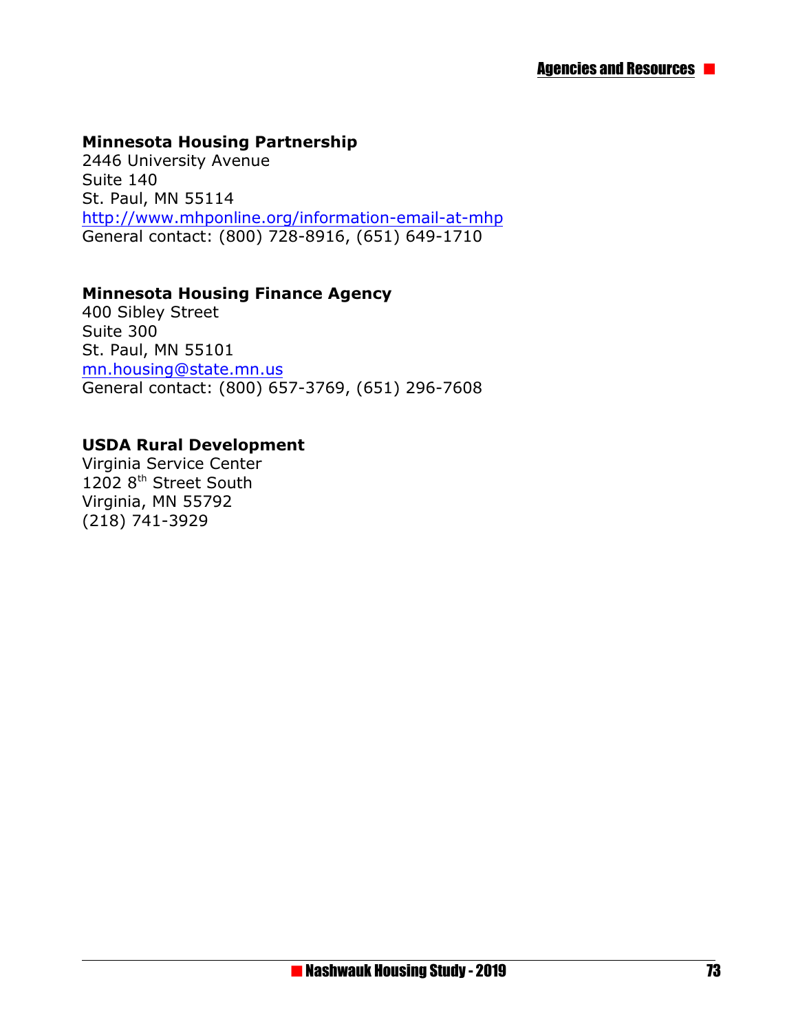**Minnesota Housing Partnership**
2446 University Avenue
Suite 140
St. Paul, MN 55114
http://www.mhponline.org/information-email-at-mhp
General contact: (800) 728-8916, (651) 649-1710

**Minnesota Housing Finance Agency**
400 Sibley Street
Suite 300
St. Paul, MN 55101
mn.housing@state.mn.us
General contact: (800) 657-3769, (651) 296-7608

**USDA Rural Development**
Virginia Service Center
1202 8th Street South
Virginia, MN 55792
(218) 741-3929